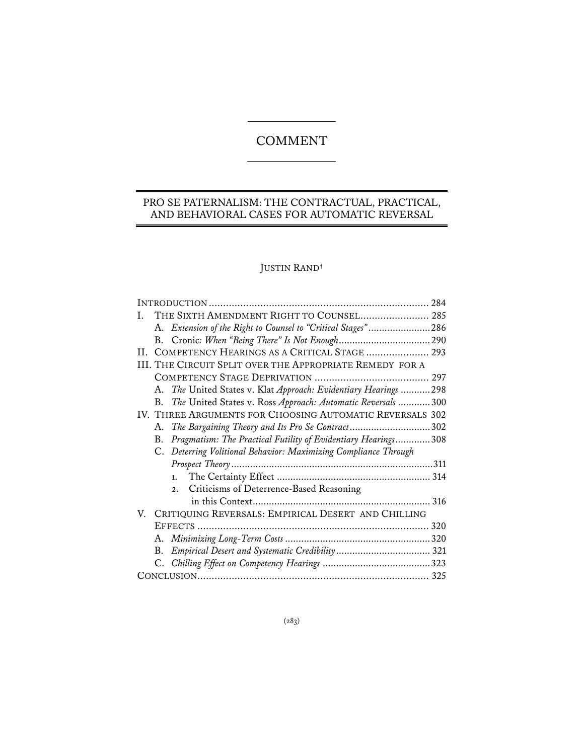# COMMENT

## PRO SE PATERNALISM: THE CONTRACTUAL, PRACTICAL, AND BEHAVIORAL CASES FOR AUTOMATIC REVERSAL

JUSTIN RAND[†]

| | |
|---|---|
| INTRODUCTION | 284 |
| I. THE SIXTH AMENDMENT RIGHT TO COUNSEL | 285 |
| A. *Extension of the Right to Counsel to "Critical Stages"* | 286 |
| B. Cronic*: When "Being There" Is Not Enough* | 290 |
| II. COMPETENCY HEARINGS AS A CRITICAL STAGE | 293 |
| III. THE CIRCUIT SPLIT OVER THE APPROPRIATE REMEDY FOR A COMPETENCY STAGE DEPRIVATION | 297 |
| A. *The* United States v. Klat *Approach: Evidentiary Hearings* | 298 |
| B. *The* United States v. Ross *Approach: Automatic Reversals* | 300 |
| IV. THREE ARGUMENTS FOR CHOOSING AUTOMATIC REVERSALS | 302 |
| A. *The Bargaining Theory and Its Pro Se Contract* | 302 |
| B. *Pragmatism: The Practical Futility of Evidentiary Hearings* | 308 |
| C. *Deterring Volitional Behavior: Maximizing Compliance Through Prospect Theory* | 311 |
| 1. The Certainty Effect | 314 |
| 2. Criticisms of Deterrence-Based Reasoning in this Context | 316 |
| V. CRITIQUING REVERSALS: EMPIRICAL DESERT AND CHILLING EFFECTS | 320 |
| A. *Minimizing Long-Term Costs* | 320 |
| B. *Empirical Desert and Systematic Credibility* | 321 |
| C. *Chilling Effect on Competency Hearings* | 323 |
| CONCLUSION | 325 |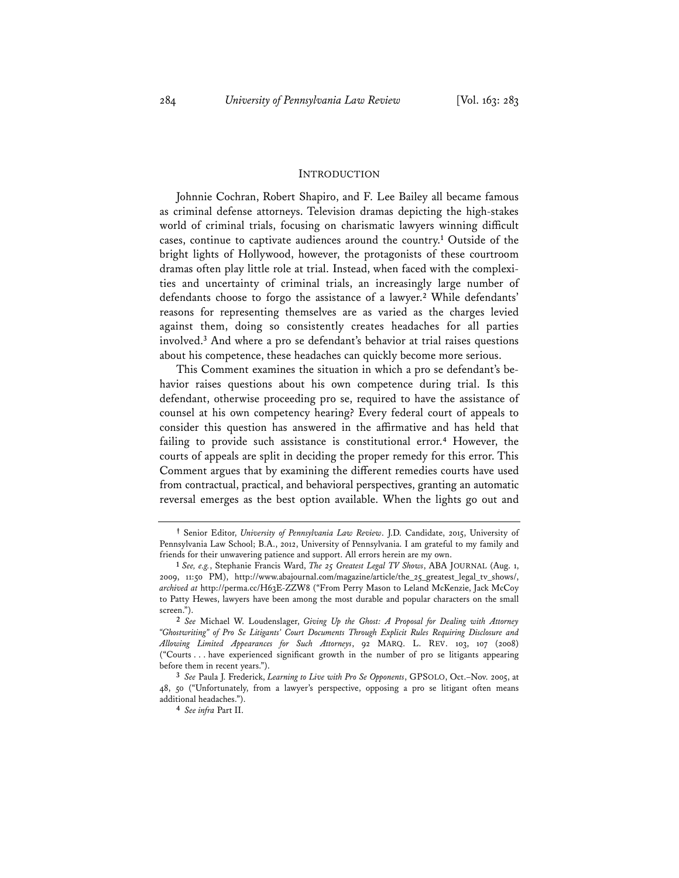## INTRODUCTION

Johnnie Cochran, Robert Shapiro, and F. Lee Bailey all became famous as criminal defense attorneys. Television dramas depicting the high-stakes world of criminal trials, focusing on charismatic lawyers winning difficult cases, continue to captivate audiences around the country.[1] Outside of the bright lights of Hollywood, however, the protagonists of these courtroom dramas often play little role at trial. Instead, when faced with the complexities and uncertainty of criminal trials, an increasingly large number of defendants choose to forgo the assistance of a lawyer.[2] While defendants' reasons for representing themselves are as varied as the charges levied against them, doing so consistently creates headaches for all parties involved.[3] And where a pro se defendant's behavior at trial raises questions about his competence, these headaches can quickly become more serious.

This Comment examines the situation in which a pro se defendant's behavior raises questions about his own competence during trial. Is this defendant, otherwise proceeding pro se, required to have the assistance of counsel at his own competency hearing? Every federal court of appeals to consider this question has answered in the affirmative and has held that failing to provide such assistance is constitutional error.[4] However, the courts of appeals are split in deciding the proper remedy for this error. This Comment argues that by examining the different remedies courts have used from contractual, practical, and behavioral perspectives, granting an automatic reversal emerges as the best option available. When the lights go out and

---

† Senior Editor, *University of Pennsylvania Law Review*. J.D. Candidate, 2015, University of Pennsylvania Law School; B.A., 2012, University of Pennsylvania. I am grateful to my family and friends for their unwavering patience and support. All errors herein are my own.

1 *See, e.g.*, Stephanie Francis Ward, *The 25 Greatest Legal TV Shows*, ABA JOURNAL (Aug. 1, 2009, 11:50 PM), http://www.abajournal.com/magazine/article/the_25_greatest_legal_tv_shows/, *archived at* http://perma.cc/H63E-ZZW8 ("From Perry Mason to Leland McKenzie, Jack McCoy to Patty Hewes, lawyers have been among the most durable and popular characters on the small screen.").

2 *See* Michael W. Loudenslager, *Giving Up the Ghost: A Proposal for Dealing with Attorney "Ghostwriting" of Pro Se Litigants' Court Documents Through Explicit Rules Requiring Disclosure and Allowing Limited Appearances for Such Attorneys*, 92 MARQ. L. REV. 103, 107 (2008) ("Courts . . . have experienced significant growth in the number of pro se litigants appearing before them in recent years.").

3 *See* Paula J. Frederick, *Learning to Live with Pro Se Opponents*, GPSOLO, Oct.–Nov. 2005, at 48, 50 ("Unfortunately, from a lawyer's perspective, opposing a pro se litigant often means additional headaches.").

4 *See infra* Part II.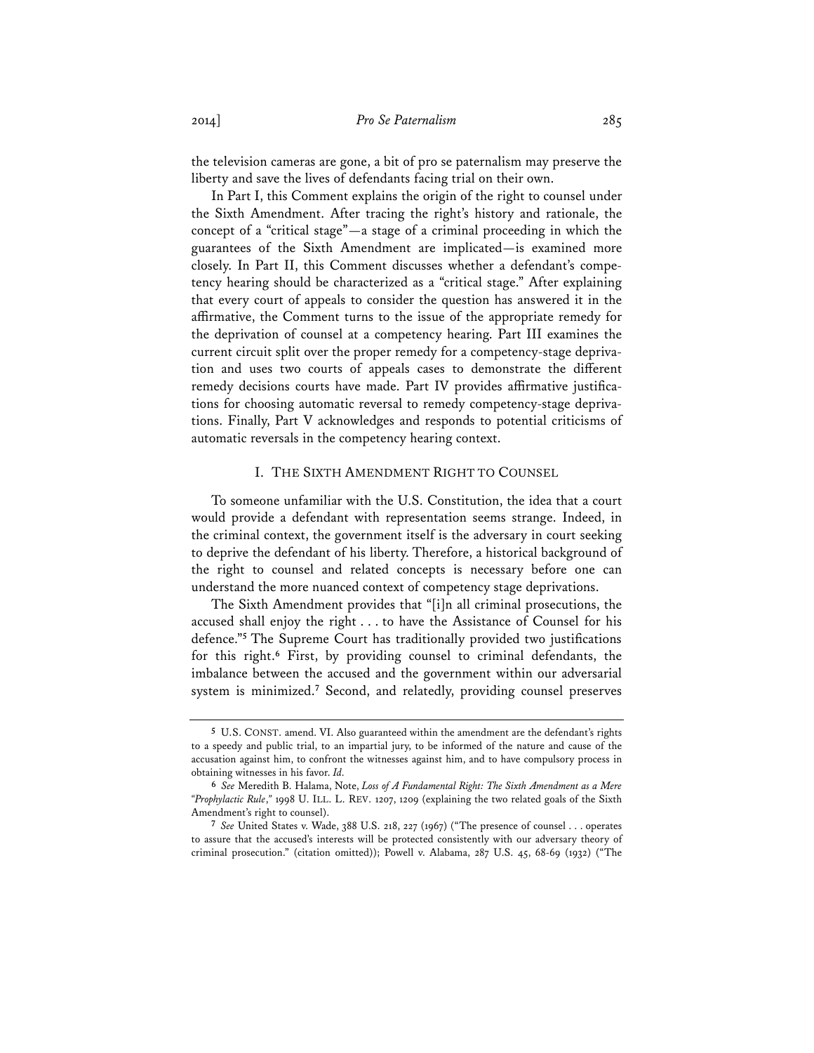the television cameras are gone, a bit of pro se paternalism may preserve the liberty and save the lives of defendants facing trial on their own.

In Part I, this Comment explains the origin of the right to counsel under the Sixth Amendment. After tracing the right's history and rationale, the concept of a "critical stage"—a stage of a criminal proceeding in which the guarantees of the Sixth Amendment are implicated—is examined more closely. In Part II, this Comment discusses whether a defendant's competency hearing should be characterized as a "critical stage." After explaining that every court of appeals to consider the question has answered it in the affirmative, the Comment turns to the issue of the appropriate remedy for the deprivation of counsel at a competency hearing. Part III examines the current circuit split over the proper remedy for a competency-stage deprivation and uses two courts of appeals cases to demonstrate the different remedy decisions courts have made. Part IV provides affirmative justifications for choosing automatic reversal to remedy competency-stage deprivations. Finally, Part V acknowledges and responds to potential criticisms of automatic reversals in the competency hearing context.

## I. THE SIXTH AMENDMENT RIGHT TO COUNSEL

To someone unfamiliar with the U.S. Constitution, the idea that a court would provide a defendant with representation seems strange. Indeed, in the criminal context, the government itself is the adversary in court seeking to deprive the defendant of his liberty. Therefore, a historical background of the right to counsel and related concepts is necessary before one can understand the more nuanced context of competency stage deprivations.

The Sixth Amendment provides that "[i]n all criminal prosecutions, the accused shall enjoy the right . . . to have the Assistance of Counsel for his defence."[5] The Supreme Court has traditionally provided two justifications for this right.[6] First, by providing counsel to criminal defendants, the imbalance between the accused and the government within our adversarial system is minimized.[7] Second, and relatedly, providing counsel preserves

---

[5] U.S. CONST. amend. VI. Also guaranteed within the amendment are the defendant's rights to a speedy and public trial, to an impartial jury, to be informed of the nature and cause of the accusation against him, to confront the witnesses against him, and to have compulsory process in obtaining witnesses in his favor. *Id.*

[6] *See* Meredith B. Halama, Note, *Loss of A Fundamental Right: The Sixth Amendment as a Mere "Prophylactic Rule*,*"* 1998 U. ILL. L. REV. 1207, 1209 (explaining the two related goals of the Sixth Amendment's right to counsel).

[7] *See* United States v. Wade, 388 U.S. 218, 227 (1967) ("The presence of counsel . . . operates to assure that the accused's interests will be protected consistently with our adversary theory of criminal prosecution." (citation omitted)); Powell v. Alabama, 287 U.S. 45, 68-69 (1932) ("The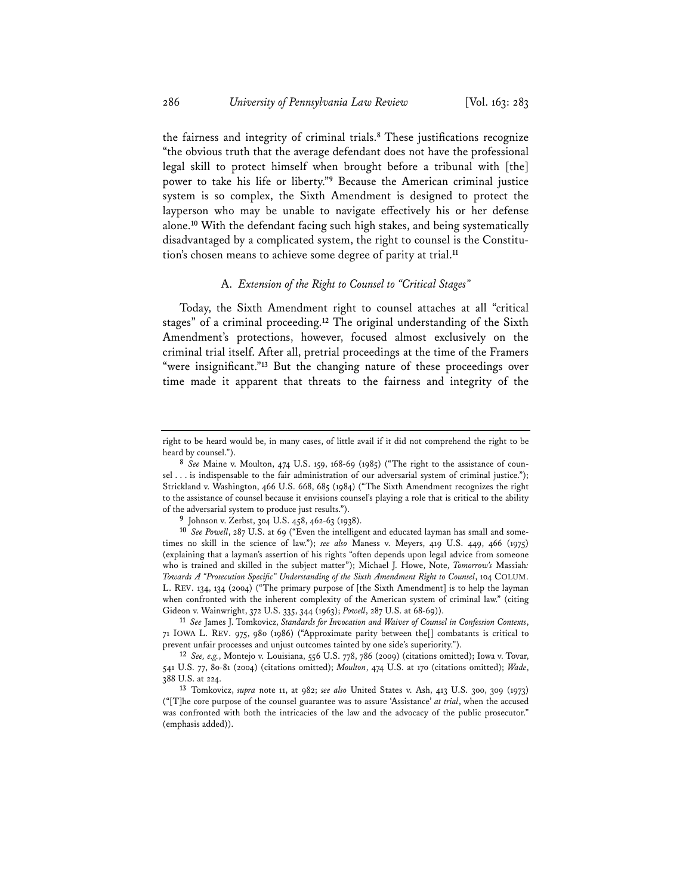the fairness and integrity of criminal trials.[8] These justifications recognize "the obvious truth that the average defendant does not have the professional legal skill to protect himself when brought before a tribunal with [the] power to take his life or liberty."[9] Because the American criminal justice system is so complex, the Sixth Amendment is designed to protect the layperson who may be unable to navigate effectively his or her defense alone.[10] With the defendant facing such high stakes, and being systematically disadvantaged by a complicated system, the right to counsel is the Constitution's chosen means to achieve some degree of parity at trial.[11]

### A. *Extension of the Right to Counsel to "Critical Stages"*

Today, the Sixth Amendment right to counsel attaches at all "critical stages" of a criminal proceeding.[12] The original understanding of the Sixth Amendment's protections, however, focused almost exclusively on the criminal trial itself. After all, pretrial proceedings at the time of the Framers "were insignificant."[13] But the changing nature of these proceedings over time made it apparent that threats to the fairness and integrity of the

---

right to be heard would be, in many cases, of little avail if it did not comprehend the right to be heard by counsel.").

[8] *See* Maine v. Moulton, 474 U.S. 159, 168-69 (1985) ("The right to the assistance of counsel . . . is indispensable to the fair administration of our adversarial system of criminal justice."); Strickland v. Washington, 466 U.S. 668, 685 (1984) ("The Sixth Amendment recognizes the right to the assistance of counsel because it envisions counsel's playing a role that is critical to the ability of the adversarial system to produce just results.").

[9] Johnson v. Zerbst, 304 U.S. 458, 462-63 (1938).

[10] *See Powell*, 287 U.S. at 69 ("Even the intelligent and educated layman has small and sometimes no skill in the science of law."); *see also* Maness v. Meyers, 419 U.S. 449, 466 (1975) (explaining that a layman's assertion of his rights "often depends upon legal advice from someone who is trained and skilled in the subject matter"); Michael J. Howe, Note, *Tomorrow's* Massiah*: Towards A "Prosecution Specific" Understanding of the Sixth Amendment Right to Counsel*, 104 COLUM. L. REV. 134, 134 (2004) ("The primary purpose of [the Sixth Amendment] is to help the layman when confronted with the inherent complexity of the American system of criminal law." (citing Gideon v. Wainwright, 372 U.S. 335, 344 (1963); *Powell*, 287 U.S. at 68-69)).

[11] *See* James J. Tomkovicz, *Standards for Invocation and Waiver of Counsel in Confession Contexts*, 71 IOWA L. REV. 975, 980 (1986) ("Approximate parity between the[] combatants is critical to prevent unfair processes and unjust outcomes tainted by one side's superiority.").

[12] *See, e.g.*, Montejo v. Louisiana, 556 U.S. 778, 786 (2009) (citations omitted); Iowa v. Tovar, 541 U.S. 77, 80-81 (2004) (citations omitted); *Moulton*, 474 U.S. at 170 (citations omitted); *Wade*, 388 U.S. at 224.

[13] Tomkovicz, *supra* note 11, at 982; *see also* United States v. Ash, 413 U.S. 300, 309 (1973) ("[T]he core purpose of the counsel guarantee was to assure 'Assistance' *at trial*, when the accused was confronted with both the intricacies of the law and the advocacy of the public prosecutor." (emphasis added)).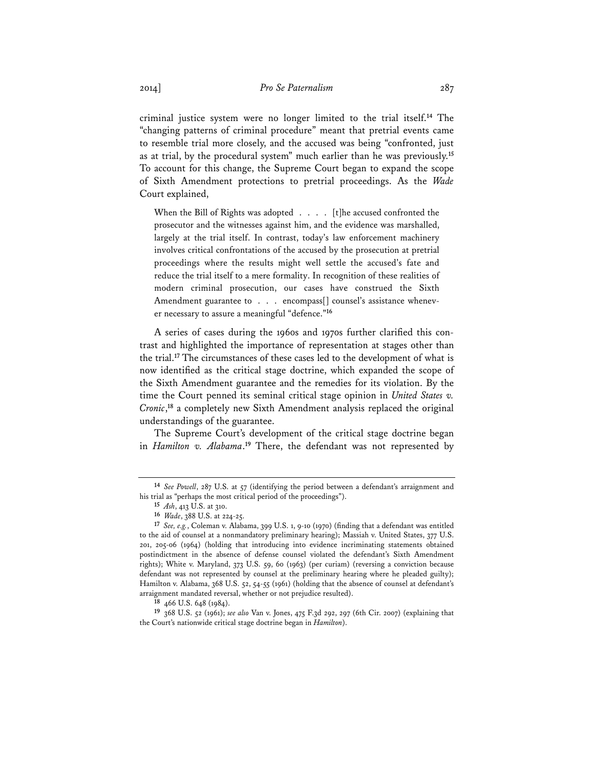criminal justice system were no longer limited to the trial itself.[14] The "changing patterns of criminal procedure" meant that pretrial events came to resemble trial more closely, and the accused was being "confronted, just as at trial, by the procedural system" much earlier than he was previously.[15] To account for this change, the Supreme Court began to expand the scope of Sixth Amendment protections to pretrial proceedings. As the *Wade* Court explained,

> When the Bill of Rights was adopted . . . . [t]he accused confronted the prosecutor and the witnesses against him, and the evidence was marshalled, largely at the trial itself. In contrast, today's law enforcement machinery involves critical confrontations of the accused by the prosecution at pretrial proceedings where the results might well settle the accused's fate and reduce the trial itself to a mere formality. In recognition of these realities of modern criminal prosecution, our cases have construed the Sixth Amendment guarantee to . . . encompass[] counsel's assistance whenever necessary to assure a meaningful "defence."[16]

A series of cases during the 1960s and 1970s further clarified this contrast and highlighted the importance of representation at stages other than the trial.[17] The circumstances of these cases led to the development of what is now identified as the critical stage doctrine, which expanded the scope of the Sixth Amendment guarantee and the remedies for its violation. By the time the Court penned its seminal critical stage opinion in *United States v. Cronic*,[18] a completely new Sixth Amendment analysis replaced the original understandings of the guarantee.

The Supreme Court's development of the critical stage doctrine began in *Hamilton v. Alabama*.[19] There, the defendant was not represented by

---

14 *See Powell*, 287 U.S. at 57 (identifying the period between a defendant's arraignment and his trial as "perhaps the most critical period of the proceedings").

15 *Ash*, 413 U.S. at 310.

16 *Wade*, 388 U.S. at 224-25.

17 *See, e.g.*, Coleman v. Alabama, 399 U.S. 1, 9-10 (1970) (finding that a defendant was entitled to the aid of counsel at a nonmandatory preliminary hearing); Massiah v. United States, 377 U.S. 201, 205-06 (1964) (holding that introducing into evidence incriminating statements obtained postindictment in the absence of defense counsel violated the defendant's Sixth Amendment rights); White v. Maryland, 373 U.S. 59, 60 (1963) (per curiam) (reversing a conviction because defendant was not represented by counsel at the preliminary hearing where he pleaded guilty); Hamilton v. Alabama, 368 U.S. 52, 54-55 (1961) (holding that the absence of counsel at defendant's arraignment mandated reversal, whether or not prejudice resulted).

18 466 U.S. 648 (1984).

19 368 U.S. 52 (1961); *see also* Van v. Jones, 475 F.3d 292, 297 (6th Cir. 2007) (explaining that the Court's nationwide critical stage doctrine began in *Hamilton*).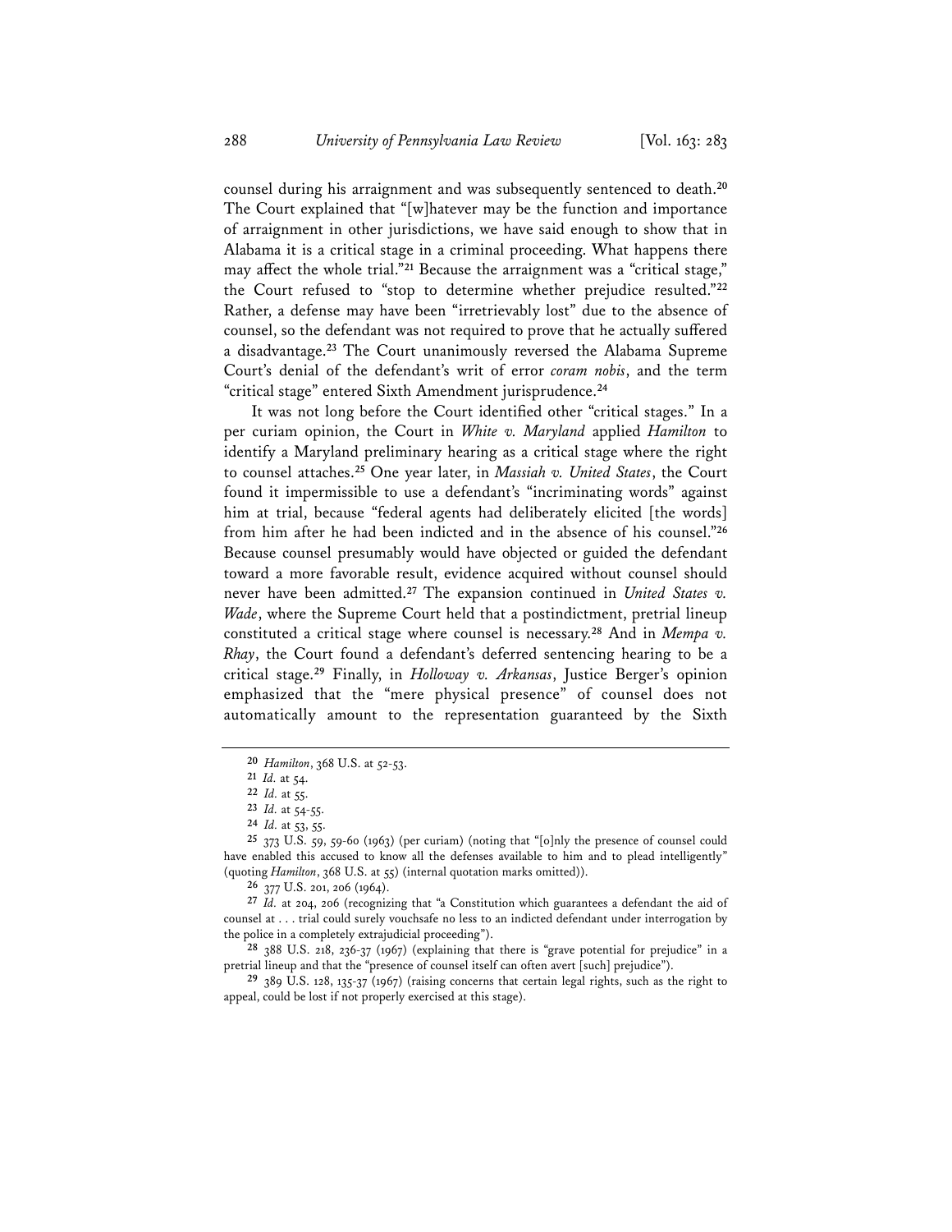counsel during his arraignment and was subsequently sentenced to death.[20] The Court explained that "[w]hatever may be the function and importance of arraignment in other jurisdictions, we have said enough to show that in Alabama it is a critical stage in a criminal proceeding. What happens there may affect the whole trial."[21] Because the arraignment was a "critical stage," the Court refused to "stop to determine whether prejudice resulted."[22] Rather, a defense may have been "irretrievably lost" due to the absence of counsel, so the defendant was not required to prove that he actually suffered a disadvantage.[23] The Court unanimously reversed the Alabama Supreme Court's denial of the defendant's writ of error *coram nobis*, and the term "critical stage" entered Sixth Amendment jurisprudence.[24]

It was not long before the Court identified other "critical stages." In a per curiam opinion, the Court in *White v. Maryland* applied *Hamilton* to identify a Maryland preliminary hearing as a critical stage where the right to counsel attaches.[25] One year later, in *Massiah v. United States*, the Court found it impermissible to use a defendant's "incriminating words" against him at trial, because "federal agents had deliberately elicited [the words] from him after he had been indicted and in the absence of his counsel."[26] Because counsel presumably would have objected or guided the defendant toward a more favorable result, evidence acquired without counsel should never have been admitted.[27] The expansion continued in *United States v. Wade*, where the Supreme Court held that a postindictment, pretrial lineup constituted a critical stage where counsel is necessary.[28] And in *Mempa v. Rhay*, the Court found a defendant's deferred sentencing hearing to be a critical stage.[29] Finally, in *Holloway v. Arkansas*, Justice Berger's opinion emphasized that the "mere physical presence" of counsel does not automatically amount to the representation guaranteed by the Sixth

---

[20] *Hamilton*, 368 U.S. at 52-53.

[21] *Id.* at 54.

[22] *Id.* at 55.

[23] *Id.* at 54-55.

[24] *Id.* at 53, 55.

[25] 373 U.S. 59, 59-60 (1963) (per curiam) (noting that "[o]nly the presence of counsel could have enabled this accused to know all the defenses available to him and to plead intelligently" (quoting *Hamilton*, 368 U.S. at 55) (internal quotation marks omitted)).

[26] 377 U.S. 201, 206 (1964).

[27] *Id.* at 204, 206 (recognizing that "a Constitution which guarantees a defendant the aid of counsel at . . . trial could surely vouchsafe no less to an indicted defendant under interrogation by the police in a completely extrajudicial proceeding").

[28] 388 U.S. 218, 236-37 (1967) (explaining that there is "grave potential for prejudice" in a pretrial lineup and that the "presence of counsel itself can often avert [such] prejudice").

[29] 389 U.S. 128, 135-37 (1967) (raising concerns that certain legal rights, such as the right to appeal, could be lost if not properly exercised at this stage).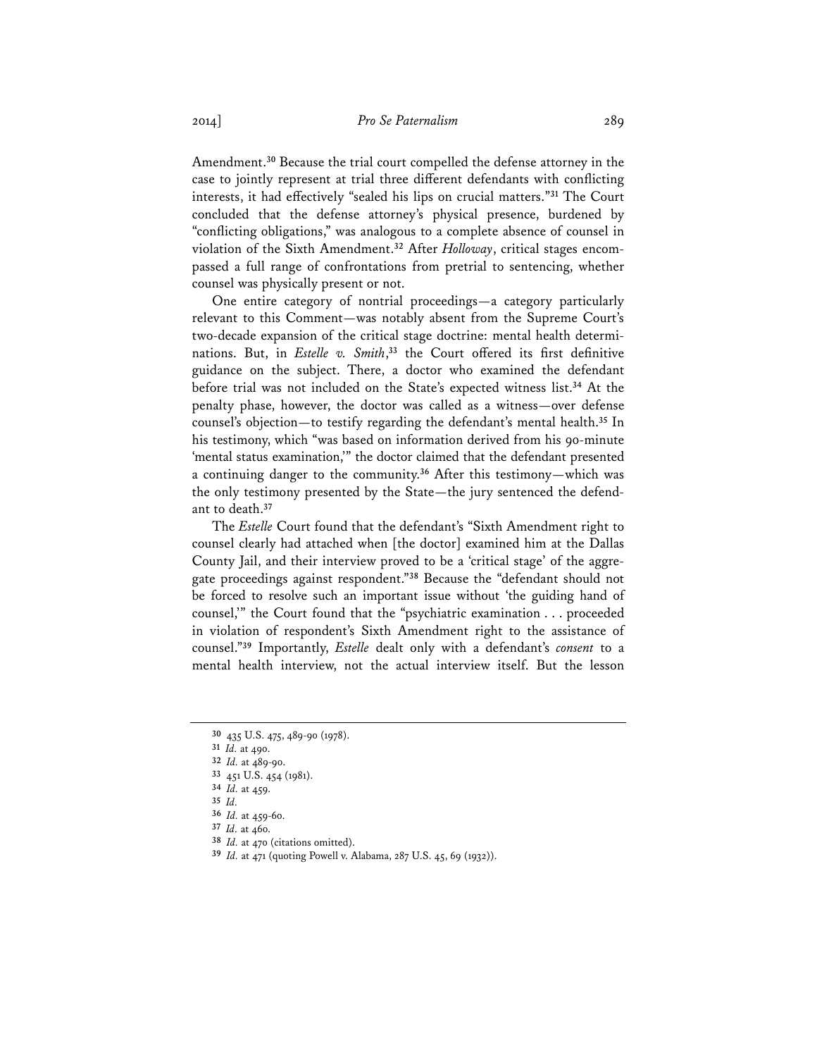Amendment.[30] Because the trial court compelled the defense attorney in the case to jointly represent at trial three different defendants with conflicting interests, it had effectively "sealed his lips on crucial matters."[31] The Court concluded that the defense attorney's physical presence, burdened by "conflicting obligations," was analogous to a complete absence of counsel in violation of the Sixth Amendment.[32] After *Holloway*, critical stages encompassed a full range of confrontations from pretrial to sentencing, whether counsel was physically present or not.

One entire category of nontrial proceedings—a category particularly relevant to this Comment—was notably absent from the Supreme Court's two-decade expansion of the critical stage doctrine: mental health determinations. But, in *Estelle v. Smith*,[33] the Court offered its first definitive guidance on the subject. There, a doctor who examined the defendant before trial was not included on the State's expected witness list.[34] At the penalty phase, however, the doctor was called as a witness—over defense counsel's objection—to testify regarding the defendant's mental health.[35] In his testimony, which "was based on information derived from his 90-minute 'mental status examination,'" the doctor claimed that the defendant presented a continuing danger to the community.[36] After this testimony—which was the only testimony presented by the State—the jury sentenced the defendant to death.[37]

The *Estelle* Court found that the defendant's "Sixth Amendment right to counsel clearly had attached when [the doctor] examined him at the Dallas County Jail, and their interview proved to be a 'critical stage' of the aggregate proceedings against respondent."[38] Because the "defendant should not be forced to resolve such an important issue without 'the guiding hand of counsel,'" the Court found that the "psychiatric examination . . . proceeded in violation of respondent's Sixth Amendment right to the assistance of counsel."[39] Importantly, *Estelle* dealt only with a defendant's *consent* to a mental health interview, not the actual interview itself. But the lesson

---

30 435 U.S. 475, 489-90 (1978).

31 *Id.* at 490.

32 *Id.* at 489-90.

33 451 U.S. 454 (1981).

34 *Id.* at 459.

35 *Id.*

36 *Id.* at 459-60.

37 *Id.* at 460.

38 *Id.* at 470 (citations omitted).

39 *Id.* at 471 (quoting Powell v. Alabama, 287 U.S. 45, 69 (1932)).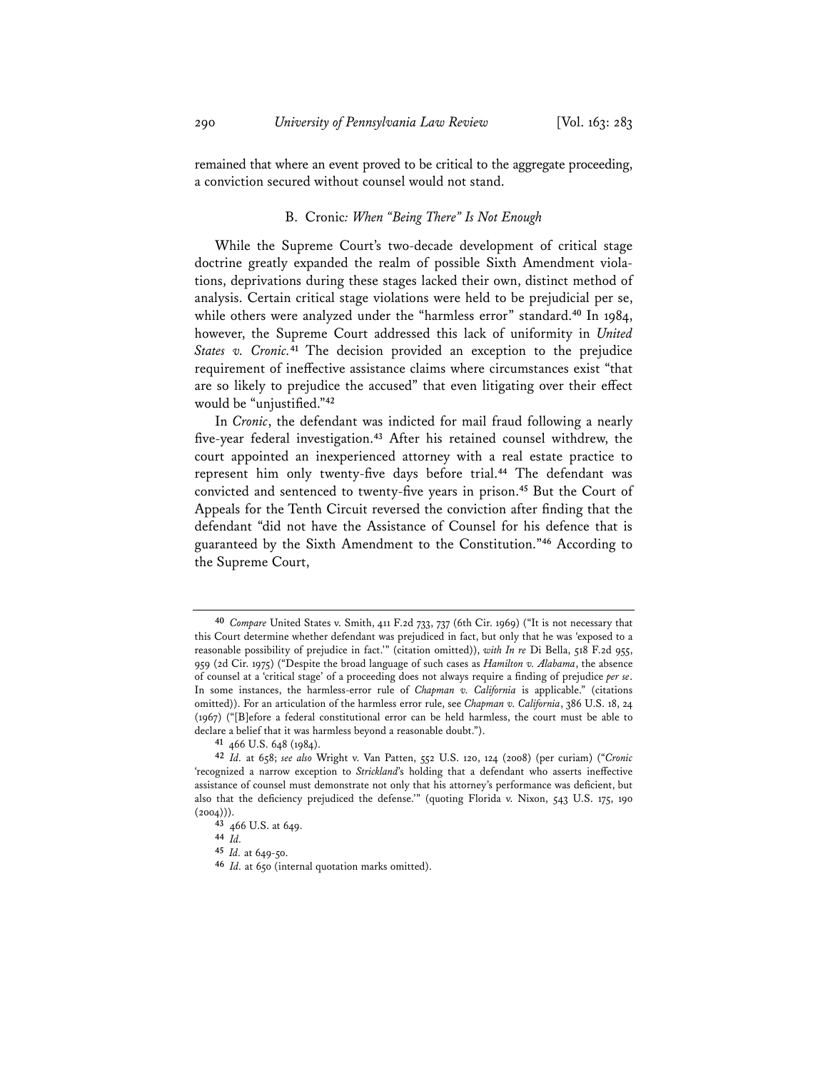remained that where an event proved to be critical to the aggregate proceeding, a conviction secured without counsel would not stand.

### B. *Cronic: When "Being There" Is Not Enough*

While the Supreme Court's two-decade development of critical stage doctrine greatly expanded the realm of possible Sixth Amendment violations, deprivations during these stages lacked their own, distinct method of analysis. Certain critical stage violations were held to be prejudicial per se, while others were analyzed under the "harmless error" standard.[40] In 1984, however, the Supreme Court addressed this lack of uniformity in *United States v. Cronic*.[41] The decision provided an exception to the prejudice requirement of ineffective assistance claims where circumstances exist "that are so likely to prejudice the accused" that even litigating over their effect would be "unjustified."[42]

In *Cronic*, the defendant was indicted for mail fraud following a nearly five-year federal investigation.[43] After his retained counsel withdrew, the court appointed an inexperienced attorney with a real estate practice to represent him only twenty-five days before trial.[44] The defendant was convicted and sentenced to twenty-five years in prison.[45] But the Court of Appeals for the Tenth Circuit reversed the conviction after finding that the defendant "did not have the Assistance of Counsel for his defence that is guaranteed by the Sixth Amendment to the Constitution."[46] According to the Supreme Court,

---

[40] *Compare* United States v. Smith, 411 F.2d 733, 737 (6th Cir. 1969) ("It is not necessary that this Court determine whether defendant was prejudiced in fact, but only that he was 'exposed to a reasonable possibility of prejudice in fact.'" (citation omitted)), *with In re* Di Bella, 518 F.2d 955, 959 (2d Cir. 1975) ("Despite the broad language of such cases as *Hamilton v. Alabama*, the absence of counsel at a 'critical stage' of a proceeding does not always require a finding of prejudice *per se*. In some instances, the harmless-error rule of *Chapman v. California* is applicable." (citations omitted)). For an articulation of the harmless error rule, see *Chapman v. California*, 386 U.S. 18, 24 (1967) ("[B]efore a federal constitutional error can be held harmless, the court must be able to declare a belief that it was harmless beyond a reasonable doubt.").

[41] 466 U.S. 648 (1984).

[42] *Id.* at 658; *see also* Wright v. Van Patten, 552 U.S. 120, 124 (2008) (per curiam) ("*Cronic* 'recognized a narrow exception to *Strickland*'s holding that a defendant who asserts ineffective assistance of counsel must demonstrate not only that his attorney's performance was deficient, but also that the deficiency prejudiced the defense.'" (quoting Florida v. Nixon, 543 U.S. 175, 190 (2004))).

[43] 466 U.S. at 649.

[44] *Id.*

[45] *Id.* at 649-50.

[46] *Id.* at 650 (internal quotation marks omitted).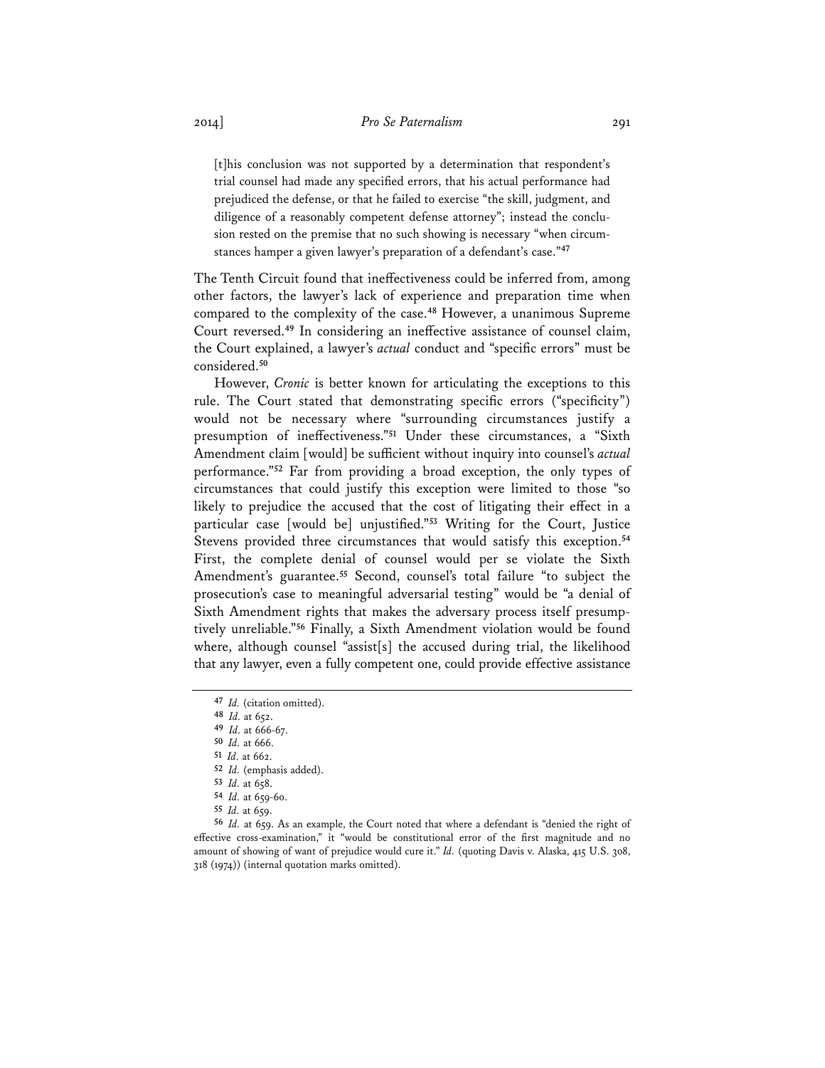> [t]his conclusion was not supported by a determination that respondent's trial counsel had made any specified errors, that his actual performance had prejudiced the defense, or that he failed to exercise "the skill, judgment, and diligence of a reasonably competent defense attorney"; instead the conclusion rested on the premise that no such showing is necessary "when circumstances hamper a given lawyer's preparation of a defendant's case."[47]

The Tenth Circuit found that ineffectiveness could be inferred from, among other factors, the lawyer's lack of experience and preparation time when compared to the complexity of the case.[48] However, a unanimous Supreme Court reversed.[49] In considering an ineffective assistance of counsel claim, the Court explained, a lawyer's *actual* conduct and "specific errors" must be considered.[50]

However, *Cronic* is better known for articulating the exceptions to this rule. The Court stated that demonstrating specific errors ("specificity") would not be necessary where "surrounding circumstances justify a presumption of ineffectiveness."[51] Under these circumstances, a "Sixth Amendment claim [would] be sufficient without inquiry into counsel's *actual* performance."[52] Far from providing a broad exception, the only types of circumstances that could justify this exception were limited to those "so likely to prejudice the accused that the cost of litigating their effect in a particular case [would be] unjustified."[53] Writing for the Court, Justice Stevens provided three circumstances that would satisfy this exception.[54] First, the complete denial of counsel would per se violate the Sixth Amendment's guarantee.[55] Second, counsel's total failure "to subject the prosecution's case to meaningful adversarial testing" would be "a denial of Sixth Amendment rights that makes the adversary process itself presumptively unreliable."[56] Finally, a Sixth Amendment violation would be found where, although counsel "assist[s] the accused during trial, the likelihood that any lawyer, even a fully competent one, could provide effective assistance

---

47 *Id.* (citation omitted).

48 *Id.* at 652.

49 *Id.* at 666-67.

50 *Id.* at 666.

51 *Id.* at 662.

52 *Id.* (emphasis added).

53 *Id.* at 658.

54 *Id.* at 659-60.

55 *Id.* at 659.

56 *Id.* at 659. As an example, the Court noted that where a defendant is "denied the right of effective cross-examination," it "would be constitutional error of the first magnitude and no amount of showing of want of prejudice would cure it." *Id.* (quoting Davis v. Alaska, 415 U.S. 308, 318 (1974)) (internal quotation marks omitted).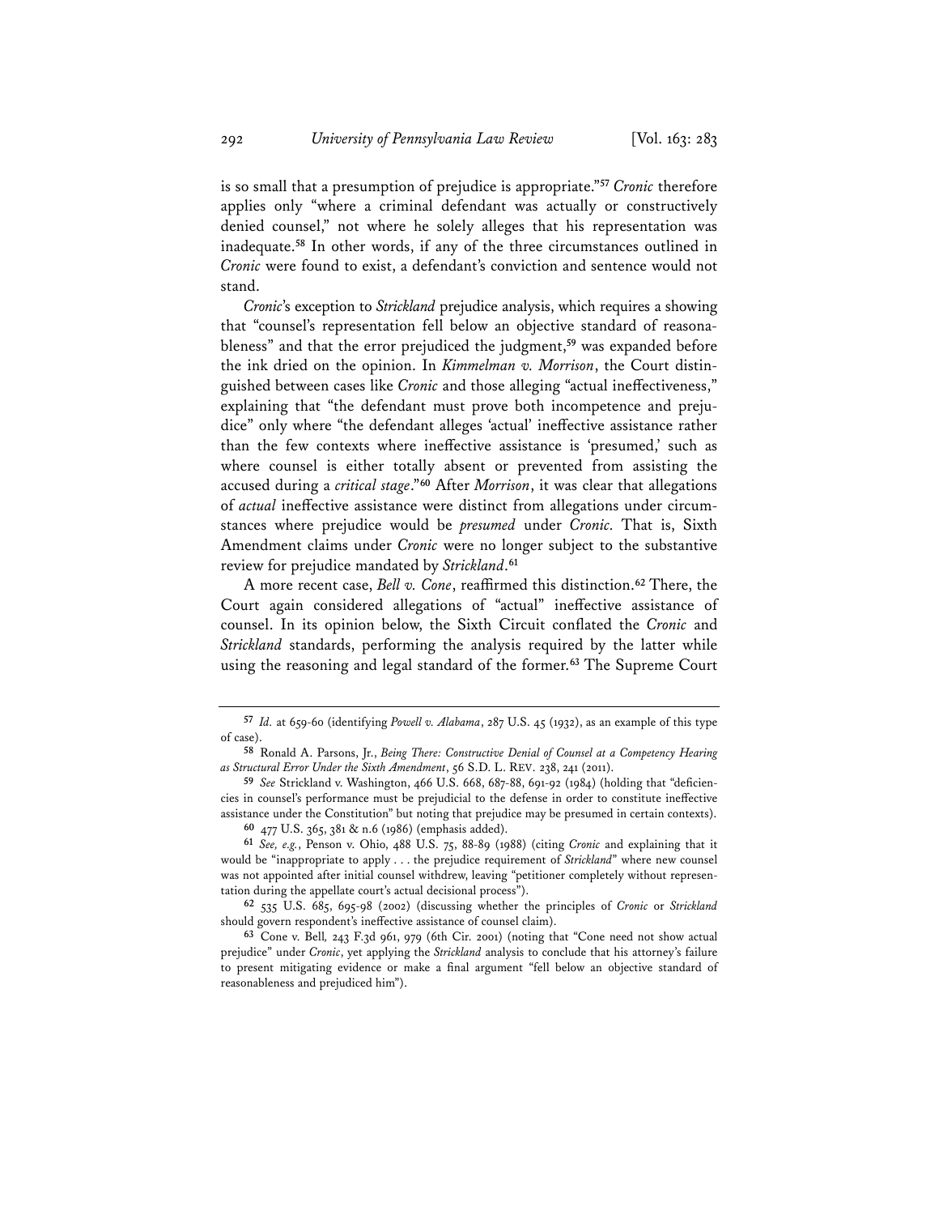is so small that a presumption of prejudice is appropriate."[57] *Cronic* therefore applies only "where a criminal defendant was actually or constructively denied counsel," not where he solely alleges that his representation was inadequate.[58] In other words, if any of the three circumstances outlined in *Cronic* were found to exist, a defendant's conviction and sentence would not stand.

*Cronic*'s exception to *Strickland* prejudice analysis, which requires a showing that "counsel's representation fell below an objective standard of reasonableness" and that the error prejudiced the judgment,[59] was expanded before the ink dried on the opinion. In *Kimmelman v. Morrison*, the Court distinguished between cases like *Cronic* and those alleging "actual ineffectiveness," explaining that "the defendant must prove both incompetence and prejudice" only where "the defendant alleges 'actual' ineffective assistance rather than the few contexts where ineffective assistance is 'presumed,' such as where counsel is either totally absent or prevented from assisting the accused during a *critical stage*."[60] After *Morrison*, it was clear that allegations of *actual* ineffective assistance were distinct from allegations under circumstances where prejudice would be *presumed* under *Cronic*. That is, Sixth Amendment claims under *Cronic* were no longer subject to the substantive review for prejudice mandated by *Strickland*.[61]

A more recent case, *Bell v. Cone*, reaffirmed this distinction.[62] There, the Court again considered allegations of "actual" ineffective assistance of counsel. In its opinion below, the Sixth Circuit conflated the *Cronic* and *Strickland* standards, performing the analysis required by the latter while using the reasoning and legal standard of the former.[63] The Supreme Court

---

[57] *Id.* at 659-60 (identifying *Powell v. Alabama*, 287 U.S. 45 (1932), as an example of this type of case).

[58] Ronald A. Parsons, Jr., *Being There: Constructive Denial of Counsel at a Competency Hearing as Structural Error Under the Sixth Amendment*, 56 S.D. L. REV. 238, 241 (2011).

[59] *See* Strickland v. Washington, 466 U.S. 668, 687-88, 691-92 (1984) (holding that "deficiencies in counsel's performance must be prejudicial to the defense in order to constitute ineffective assistance under the Constitution" but noting that prejudice may be presumed in certain contexts).

[60] 477 U.S. 365, 381 & n.6 (1986) (emphasis added).

[61] *See, e.g.*, Penson v. Ohio, 488 U.S. 75, 88-89 (1988) (citing *Cronic* and explaining that it would be "inappropriate to apply . . . the prejudice requirement of *Strickland*" where new counsel was not appointed after initial counsel withdrew, leaving "petitioner completely without representation during the appellate court's actual decisional process").

[62] 535 U.S. 685, 695-98 (2002) (discussing whether the principles of *Cronic* or *Strickland* should govern respondent's ineffective assistance of counsel claim).

[63] Cone v. Bell, 243 F.3d 961, 979 (6th Cir. 2001) (noting that "Cone need not show actual prejudice" under *Cronic*, yet applying the *Strickland* analysis to conclude that his attorney's failure to present mitigating evidence or make a final argument "fell below an objective standard of reasonableness and prejudiced him").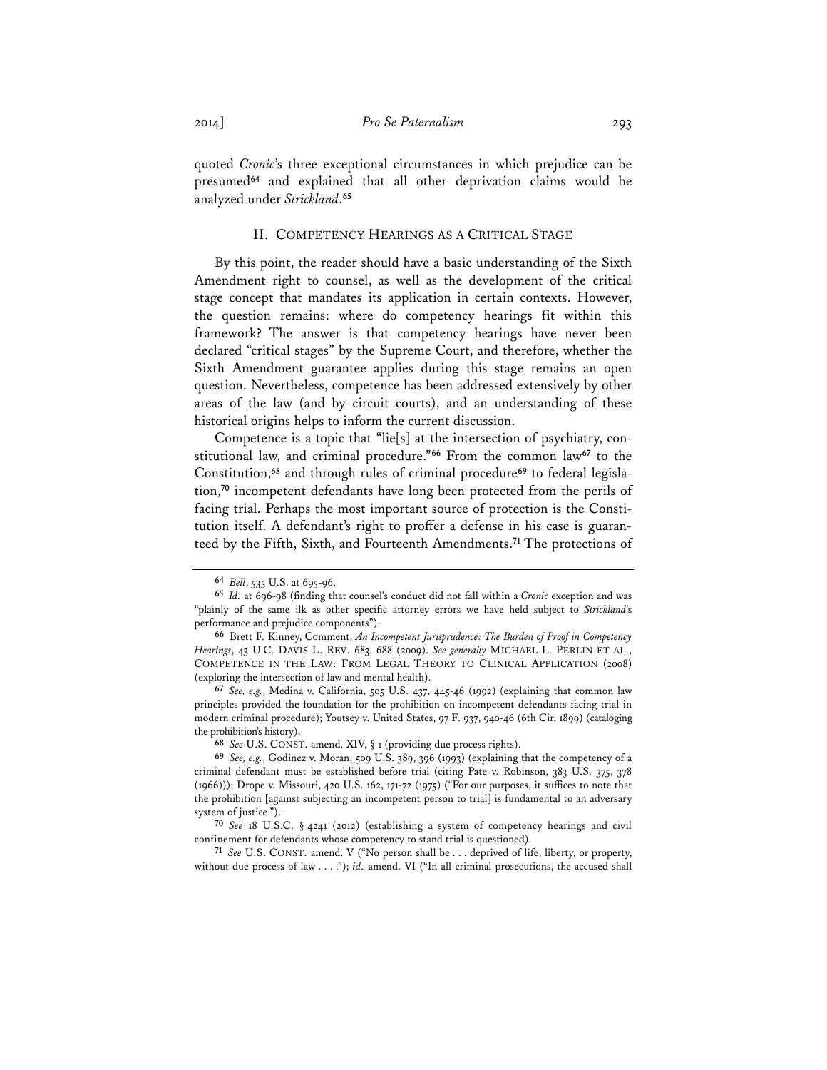quoted *Cronic*'s three exceptional circumstances in which prejudice can be presumed[64] and explained that all other deprivation claims would be analyzed under *Strickland*.[65]

## II. COMPETENCY HEARINGS AS A CRITICAL STAGE

By this point, the reader should have a basic understanding of the Sixth Amendment right to counsel, as well as the development of the critical stage concept that mandates its application in certain contexts. However, the question remains: where do competency hearings fit within this framework? The answer is that competency hearings have never been declared "critical stages" by the Supreme Court, and therefore, whether the Sixth Amendment guarantee applies during this stage remains an open question. Nevertheless, competence has been addressed extensively by other areas of the law (and by circuit courts), and an understanding of these historical origins helps to inform the current discussion.

Competence is a topic that "lie[s] at the intersection of psychiatry, constitutional law, and criminal procedure."[66] From the common law[67] to the Constitution,[68] and through rules of criminal procedure[69] to federal legislation,[70] incompetent defendants have long been protected from the perils of facing trial. Perhaps the most important source of protection is the Constitution itself. A defendant's right to proffer a defense in his case is guaranteed by the Fifth, Sixth, and Fourteenth Amendments.[71] The protections of

---

[64] *Bell*, 535 U.S. at 695-96.

[65] *Id.* at 696-98 (finding that counsel's conduct did not fall within a *Cronic* exception and was "plainly of the same ilk as other specific attorney errors we have held subject to *Strickland*'s performance and prejudice components").

[66] Brett F. Kinney, Comment, *An Incompetent Jurisprudence: The Burden of Proof in Competency Hearings*, 43 U.C. DAVIS L. REV. 683, 688 (2009). *See generally* MICHAEL L. PERLIN ET AL., COMPETENCE IN THE LAW: FROM LEGAL THEORY TO CLINICAL APPLICATION (2008) (exploring the intersection of law and mental health).

[67] *See, e.g.*, Medina v. California, 505 U.S. 437, 445-46 (1992) (explaining that common law principles provided the foundation for the prohibition on incompetent defendants facing trial in modern criminal procedure); Youtsey v. United States, 97 F. 937, 940-46 (6th Cir. 1899) (cataloging the prohibition's history).

[68] *See* U.S. CONST. amend. XIV, § 1 (providing due process rights).

[69] *See, e.g.*, Godinez v. Moran, 509 U.S. 389, 396 (1993) (explaining that the competency of a criminal defendant must be established before trial (citing Pate v. Robinson, 383 U.S. 375, 378 (1966))); Drope v. Missouri, 420 U.S. 162, 171-72 (1975) ("For our purposes, it suffices to note that the prohibition [against subjecting an incompetent person to trial] is fundamental to an adversary system of justice.").

[70] *See* 18 U.S.C. § 4241 (2012) (establishing a system of competency hearings and civil confinement for defendants whose competency to stand trial is questioned).

[71] *See* U.S. CONST. amend. V ("No person shall be . . . deprived of life, liberty, or property, without due process of law . . . ."); *id.* amend. VI ("In all criminal prosecutions, the accused shall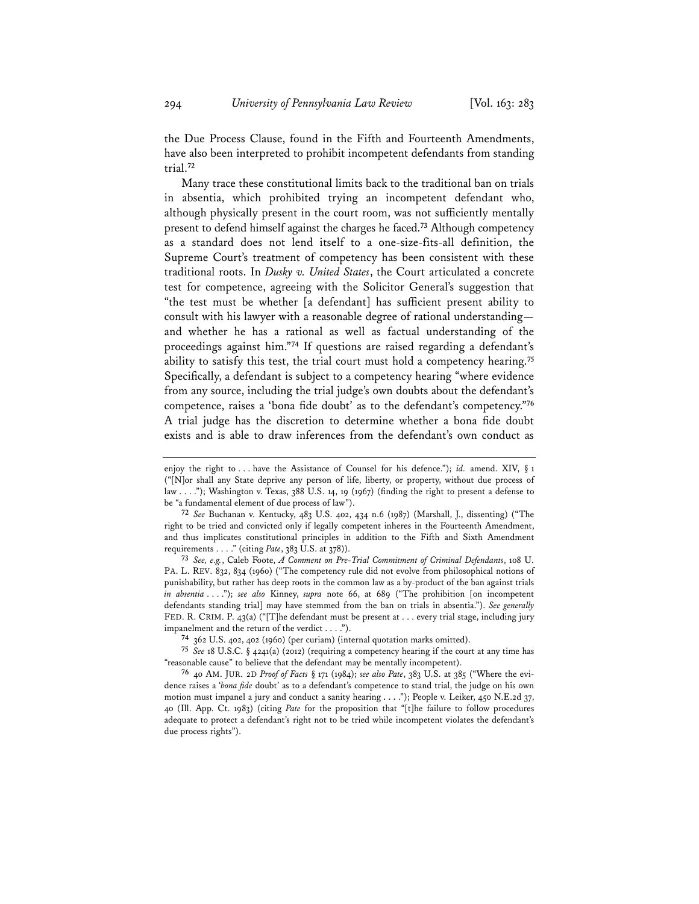the Due Process Clause, found in the Fifth and Fourteenth Amendments, have also been interpreted to prohibit incompetent defendants from standing trial.[72]

Many trace these constitutional limits back to the traditional ban on trials in absentia, which prohibited trying an incompetent defendant who, although physically present in the court room, was not sufficiently mentally present to defend himself against the charges he faced.[73] Although competency as a standard does not lend itself to a one-size-fits-all definition, the Supreme Court's treatment of competency has been consistent with these traditional roots. In *Dusky v. United States*, the Court articulated a concrete test for competence, agreeing with the Solicitor General's suggestion that "the test must be whether [a defendant] has sufficient present ability to consult with his lawyer with a reasonable degree of rational understanding—and whether he has a rational as well as factual understanding of the proceedings against him."[74] If questions are raised regarding a defendant's ability to satisfy this test, the trial court must hold a competency hearing.[75] Specifically, a defendant is subject to a competency hearing "where evidence from any source, including the trial judge's own doubts about the defendant's competence, raises a 'bona fide doubt' as to the defendant's competency."[76] A trial judge has the discretion to determine whether a bona fide doubt exists and is able to draw inferences from the defendant's own conduct as

---

enjoy the right to . . . have the Assistance of Counsel for his defence."); *id.* amend. XIV, § 1 ("[N]or shall any State deprive any person of life, liberty, or property, without due process of law . . . ."); Washington v. Texas, 388 U.S. 14, 19 (1967) (finding the right to present a defense to be "a fundamental element of due process of law").

[72] *See* Buchanan v. Kentucky, 483 U.S. 402, 434 n.6 (1987) (Marshall, J., dissenting) ("The right to be tried and convicted only if legally competent inheres in the Fourteenth Amendment, and thus implicates constitutional principles in addition to the Fifth and Sixth Amendment requirements . . . ." (citing *Pate*, 383 U.S. at 378)).

[73] *See, e.g.*, Caleb Foote, *A Comment on Pre-Trial Commitment of Criminal Defendants*, 108 U. PA. L. REV. 832, 834 (1960) ("The competency rule did not evolve from philosophical notions of punishability, but rather has deep roots in the common law as a by-product of the ban against trials *in absentia* . . . ."); *see also* Kinney, *supra* note 66, at 689 ("The prohibition [on incompetent defendants standing trial] may have stemmed from the ban on trials in absentia."). *See generally* FED. R. CRIM. P. 43(a) ("[T]he defendant must be present at . . . every trial stage, including jury impanelment and the return of the verdict . . . .").

[74] 362 U.S. 402, 402 (1960) (per curiam) (internal quotation marks omitted).

[75] *See* 18 U.S.C. § 4241(a) (2012) (requiring a competency hearing if the court at any time has "reasonable cause" to believe that the defendant may be mentally incompetent).

[76] 40 AM. JUR. 2D *Proof of Facts* § 171 (1984); *see also Pate*, 383 U.S. at 385 ("Where the evidence raises a '*bona fide* doubt' as to a defendant's competence to stand trial, the judge on his own motion must impanel a jury and conduct a sanity hearing . . . ."); People v. Leiker, 450 N.E.2d 37, 40 (Ill. App. Ct. 1983) (citing *Pate* for the proposition that "[t]he failure to follow procedures adequate to protect a defendant's right not to be tried while incompetent violates the defendant's due process rights").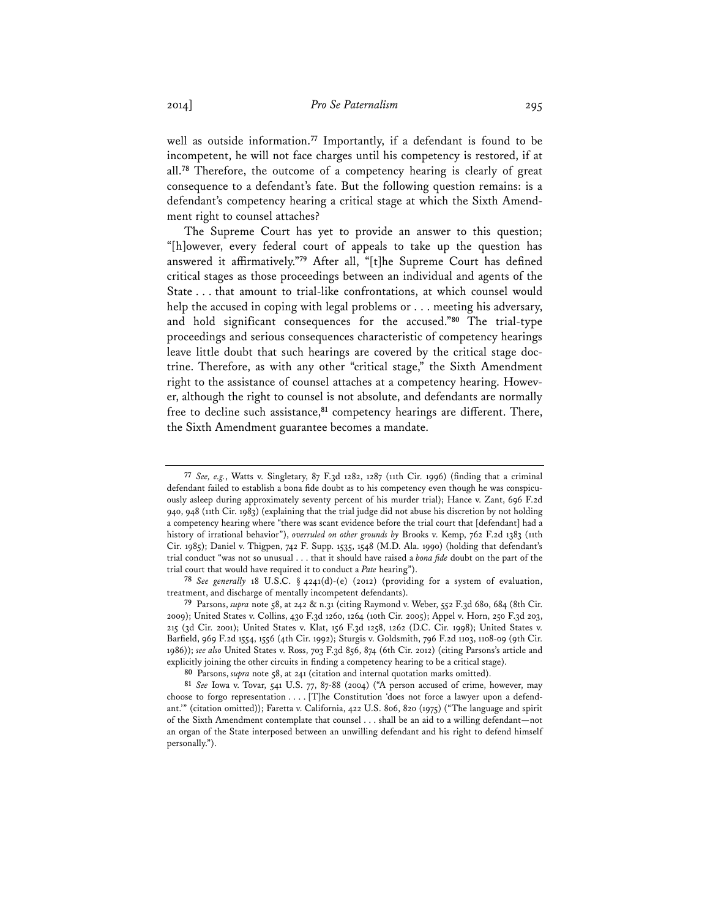well as outside information.[77] Importantly, if a defendant is found to be incompetent, he will not face charges until his competency is restored, if at all.[78] Therefore, the outcome of a competency hearing is clearly of great consequence to a defendant's fate. But the following question remains: is a defendant's competency hearing a critical stage at which the Sixth Amendment right to counsel attaches?

The Supreme Court has yet to provide an answer to this question; "[h]owever, every federal court of appeals to take up the question has answered it affirmatively."[79] After all, "[t]he Supreme Court has defined critical stages as those proceedings between an individual and agents of the State . . . that amount to trial-like confrontations, at which counsel would help the accused in coping with legal problems or . . . meeting his adversary, and hold significant consequences for the accused."[80] The trial-type proceedings and serious consequences characteristic of competency hearings leave little doubt that such hearings are covered by the critical stage doctrine. Therefore, as with any other "critical stage," the Sixth Amendment right to the assistance of counsel attaches at a competency hearing. However, although the right to counsel is not absolute, and defendants are normally free to decline such assistance,[81] competency hearings are different. There, the Sixth Amendment guarantee becomes a mandate.

---

[77] *See, e.g.*, Watts v. Singletary, 87 F.3d 1282, 1287 (11th Cir. 1996) (finding that a criminal defendant failed to establish a bona fide doubt as to his competency even though he was conspicuously asleep during approximately seventy percent of his murder trial); Hance v. Zant, 696 F.2d 940, 948 (11th Cir. 1983) (explaining that the trial judge did not abuse his discretion by not holding a competency hearing where "there was scant evidence before the trial court that [defendant] had a history of irrational behavior"), *overruled on other grounds by* Brooks v. Kemp, 762 F.2d 1383 (11th Cir. 1985); Daniel v. Thigpen, 742 F. Supp. 1535, 1548 (M.D. Ala. 1990) (holding that defendant's trial conduct "was not so unusual . . . that it should have raised a *bona fide* doubt on the part of the trial court that would have required it to conduct a *Pate* hearing").

[78] *See generally* 18 U.S.C. § 4241(d)-(e) (2012) (providing for a system of evaluation, treatment, and discharge of mentally incompetent defendants).

[79] Parsons, *supra* note 58, at 242 & n.31 (citing Raymond v. Weber, 552 F.3d 680, 684 (8th Cir. 2009); United States v. Collins, 430 F.3d 1260, 1264 (10th Cir. 2005); Appel v. Horn, 250 F.3d 203, 215 (3d Cir. 2001); United States v. Klat, 156 F.3d 1258, 1262 (D.C. Cir. 1998); United States v. Barfield, 969 F.2d 1554, 1556 (4th Cir. 1992); Sturgis v. Goldsmith, 796 F.2d 1103, 1108-09 (9th Cir. 1986)); *see also* United States v. Ross, 703 F.3d 856, 874 (6th Cir. 2012) (citing Parsons's article and explicitly joining the other circuits in finding a competency hearing to be a critical stage).

[80] Parsons, *supra* note 58, at 241 (citation and internal quotation marks omitted).

[81] *See* Iowa v. Tovar, 541 U.S. 77, 87-88 (2004) ("A person accused of crime, however, may choose to forgo representation . . . . [T]he Constitution 'does not force a lawyer upon a defendant.'" (citation omitted)); Faretta v. California, 422 U.S. 806, 820 (1975) ("The language and spirit of the Sixth Amendment contemplate that counsel . . . shall be an aid to a willing defendant—not an organ of the State interposed between an unwilling defendant and his right to defend himself personally.").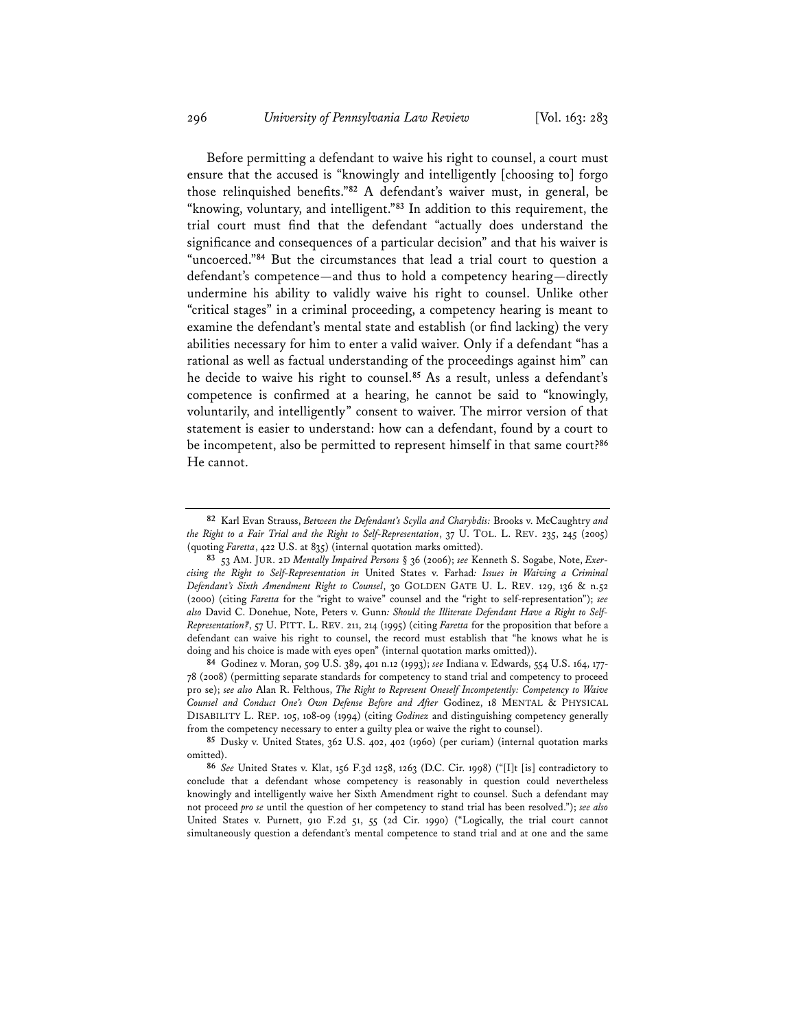Before permitting a defendant to waive his right to counsel, a court must ensure that the accused is "knowingly and intelligently [choosing to] forgo those relinquished benefits."[82] A defendant's waiver must, in general, be "knowing, voluntary, and intelligent."[83] In addition to this requirement, the trial court must find that the defendant "actually does understand the significance and consequences of a particular decision" and that his waiver is "uncoerced."[84] But the circumstances that lead a trial court to question a defendant's competence—and thus to hold a competency hearing—directly undermine his ability to validly waive his right to counsel. Unlike other "critical stages" in a criminal proceeding, a competency hearing is meant to examine the defendant's mental state and establish (or find lacking) the very abilities necessary for him to enter a valid waiver. Only if a defendant "has a rational as well as factual understanding of the proceedings against him" can he decide to waive his right to counsel.[85] As a result, unless a defendant's competence is confirmed at a hearing, he cannot be said to "knowingly, voluntarily, and intelligently" consent to waiver. The mirror version of that statement is easier to understand: how can a defendant, found by a court to be incompetent, also be permitted to represent himself in that same court?[86] He cannot.

---

[82] Karl Evan Strauss, *Between the Defendant's Scylla and Charybdis:* Brooks v. McCaughtry *and the Right to a Fair Trial and the Right to Self-Representation*, 37 U. TOL. L. REV. 235, 245 (2005) (quoting *Faretta*, 422 U.S. at 835) (internal quotation marks omitted).

[83] 53 AM. JUR. 2D *Mentally Impaired Persons* § 36 (2006); *see* Kenneth S. Sogabe, Note, *Exercising the Right to Self-Representation in* United States v. Farhad*: Issues in Waiving a Criminal Defendant's Sixth Amendment Right to Counsel*, 30 GOLDEN GATE U. L. REV. 129, 136 & n.52 (2000) (citing *Faretta* for the "right to waive" counsel and the "right to self-representation"); *see also* David C. Donehue, Note, Peters v. Gunn*: Should the Illiterate Defendant Have a Right to Self-Representation?*, 57 U. PITT. L. REV. 211, 214 (1995) (citing *Faretta* for the proposition that before a defendant can waive his right to counsel, the record must establish that "he knows what he is doing and his choice is made with eyes open" (internal quotation marks omitted)).

[84] Godinez v. Moran, 509 U.S. 389, 401 n.12 (1993); *see* Indiana v. Edwards, 554 U.S. 164, 177-78 (2008) (permitting separate standards for competency to stand trial and competency to proceed pro se); *see also* Alan R. Felthous, *The Right to Represent Oneself Incompetently: Competency to Waive Counsel and Conduct One's Own Defense Before and After* Godinez, 18 MENTAL & PHYSICAL DISABILITY L. REP. 105, 108-09 (1994) (citing *Godinez* and distinguishing competency generally from the competency necessary to enter a guilty plea or waive the right to counsel).

[85] Dusky v. United States, 362 U.S. 402, 402 (1960) (per curiam) (internal quotation marks omitted).

[86] *See* United States v. Klat, 156 F.3d 1258, 1263 (D.C. Cir. 1998) ("[I]t [is] contradictory to conclude that a defendant whose competency is reasonably in question could nevertheless knowingly and intelligently waive her Sixth Amendment right to counsel. Such a defendant may not proceed *pro se* until the question of her competency to stand trial has been resolved."); *see also* United States v. Purnett, 910 F.2d 51, 55 (2d Cir. 1990) ("Logically, the trial court cannot simultaneously question a defendant's mental competence to stand trial and at one and the same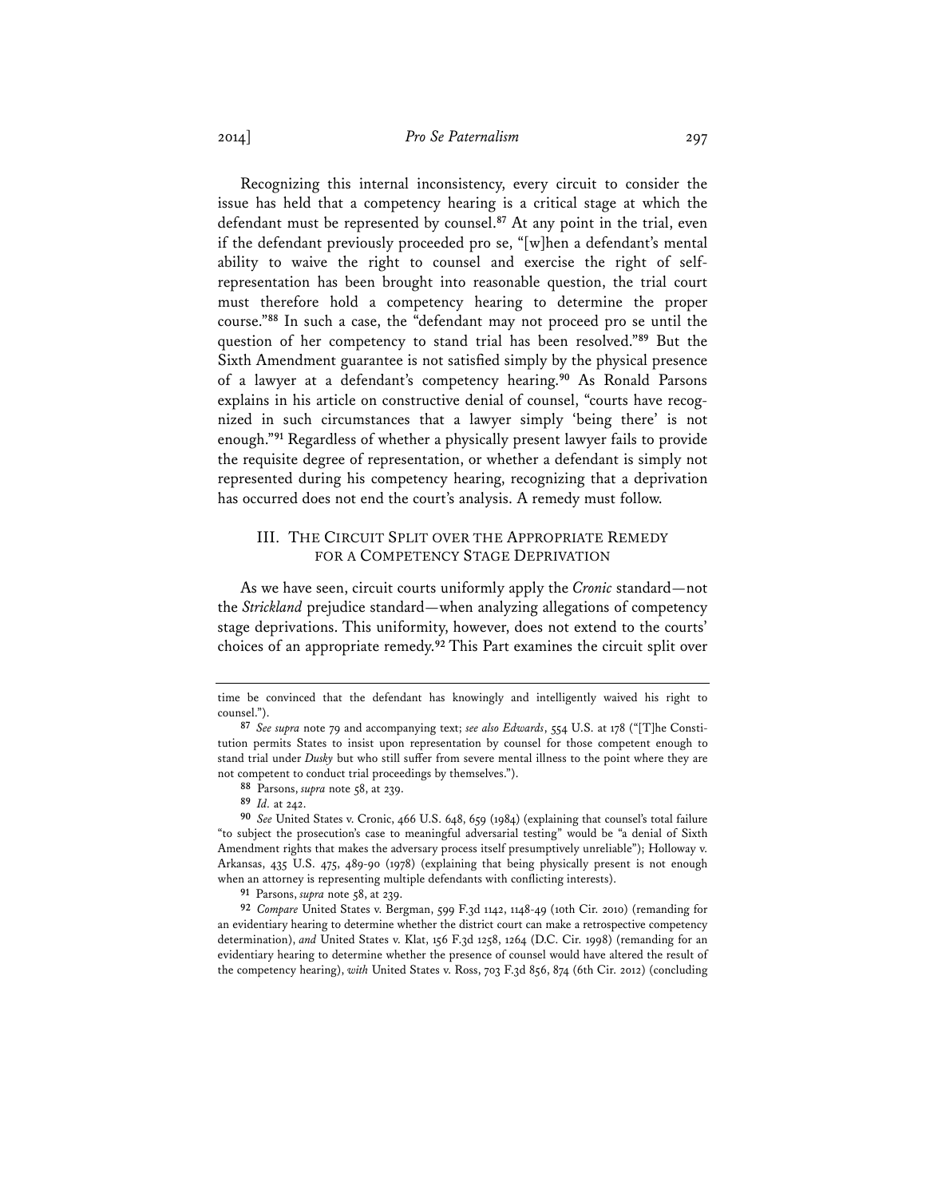Recognizing this internal inconsistency, every circuit to consider the issue has held that a competency hearing is a critical stage at which the defendant must be represented by counsel.[87] At any point in the trial, even if the defendant previously proceeded pro se, "[w]hen a defendant's mental ability to waive the right to counsel and exercise the right of self-representation has been brought into reasonable question, the trial court must therefore hold a competency hearing to determine the proper course."[88] In such a case, the "defendant may not proceed pro se until the question of her competency to stand trial has been resolved."[89] But the Sixth Amendment guarantee is not satisfied simply by the physical presence of a lawyer at a defendant's competency hearing.[90] As Ronald Parsons explains in his article on constructive denial of counsel, "courts have recognized in such circumstances that a lawyer simply 'being there' is not enough."[91] Regardless of whether a physically present lawyer fails to provide the requisite degree of representation, or whether a defendant is simply not represented during his competency hearing, recognizing that a deprivation has occurred does not end the court's analysis. A remedy must follow.

## III. The Circuit Split over the Appropriate Remedy for a Competency Stage Deprivation

As we have seen, circuit courts uniformly apply the *Cronic* standard—not the *Strickland* prejudice standard—when analyzing allegations of competency stage deprivations. This uniformity, however, does not extend to the courts' choices of an appropriate remedy.[92] This Part examines the circuit split over

---

time be convinced that the defendant has knowingly and intelligently waived his right to counsel.").

87 *See supra* note 79 and accompanying text; *see also Edwards*, 554 U.S. at 178 ("[T]he Constitution permits States to insist upon representation by counsel for those competent enough to stand trial under *Dusky* but who still suffer from severe mental illness to the point where they are not competent to conduct trial proceedings by themselves.").

88 Parsons, *supra* note 58, at 239.

89 *Id.* at 242.

90 *See* United States v. Cronic, 466 U.S. 648, 659 (1984) (explaining that counsel's total failure "to subject the prosecution's case to meaningful adversarial testing" would be "a denial of Sixth Amendment rights that makes the adversary process itself presumptively unreliable"); Holloway v. Arkansas, 435 U.S. 475, 489-90 (1978) (explaining that being physically present is not enough when an attorney is representing multiple defendants with conflicting interests).

91 Parsons, *supra* note 58, at 239.

92 *Compare* United States v. Bergman, 599 F.3d 1142, 1148-49 (10th Cir. 2010) (remanding for an evidentiary hearing to determine whether the district court can make a retrospective competency determination), *and* United States v. Klat, 156 F.3d 1258, 1264 (D.C. Cir. 1998) (remanding for an evidentiary hearing to determine whether the presence of counsel would have altered the result of the competency hearing), *with* United States v. Ross, 703 F.3d 856, 874 (6th Cir. 2012) (concluding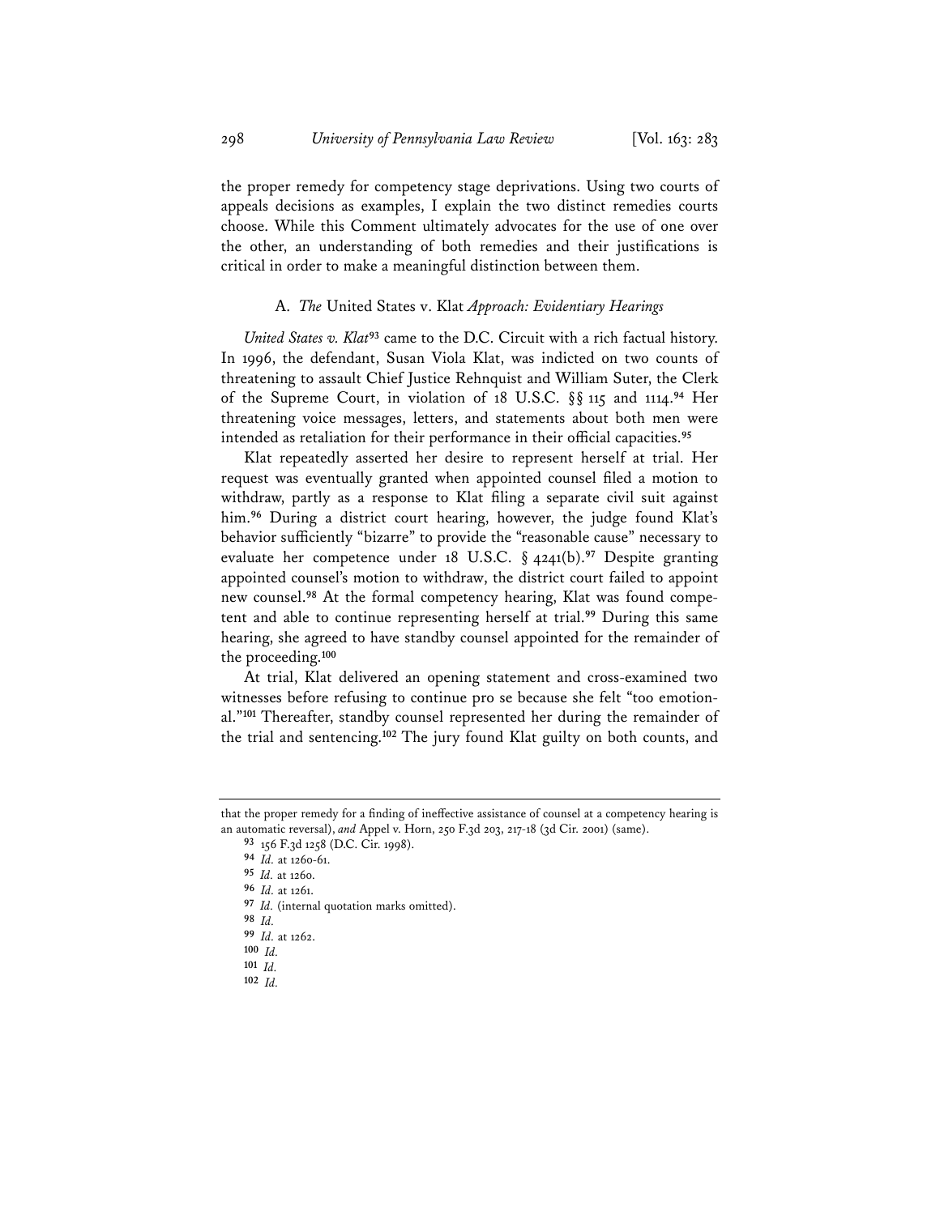the proper remedy for competency stage deprivations. Using two courts of appeals decisions as examples, I explain the two distinct remedies courts choose. While this Comment ultimately advocates for the use of one over the other, an understanding of both remedies and their justifications is critical in order to make a meaningful distinction between them.

### A. *The* United States v. Klat *Approach: Evidentiary Hearings*

*United States v. Klat*[93] came to the D.C. Circuit with a rich factual history. In 1996, the defendant, Susan Viola Klat, was indicted on two counts of threatening to assault Chief Justice Rehnquist and William Suter, the Clerk of the Supreme Court, in violation of 18 U.S.C. §§ 115 and 1114.[94] Her threatening voice messages, letters, and statements about both men were intended as retaliation for their performance in their official capacities.[95]

Klat repeatedly asserted her desire to represent herself at trial. Her request was eventually granted when appointed counsel filed a motion to withdraw, partly as a response to Klat filing a separate civil suit against him.[96] During a district court hearing, however, the judge found Klat's behavior sufficiently "bizarre" to provide the "reasonable cause" necessary to evaluate her competence under 18 U.S.C. § 4241(b).[97] Despite granting appointed counsel's motion to withdraw, the district court failed to appoint new counsel.[98] At the formal competency hearing, Klat was found competent and able to continue representing herself at trial.[99] During this same hearing, she agreed to have standby counsel appointed for the remainder of the proceeding.[100]

At trial, Klat delivered an opening statement and cross-examined two witnesses before refusing to continue pro se because she felt "too emotional."[101] Thereafter, standby counsel represented her during the remainder of the trial and sentencing.[102] The jury found Klat guilty on both counts, and

---

that the proper remedy for a finding of ineffective assistance of counsel at a competency hearing is an automatic reversal), *and* Appel v. Horn, 250 F.3d 203, 217-18 (3d Cir. 2001) (same).

[93] 156 F.3d 1258 (D.C. Cir. 1998).

[94] *Id.* at 1260-61.

[95] *Id.* at 1260.

[96] *Id.* at 1261.

[97] *Id.* (internal quotation marks omitted).

[98] *Id.*

[99] *Id.* at 1262.

[100] *Id.*

[101] *Id.*

[102] *Id.*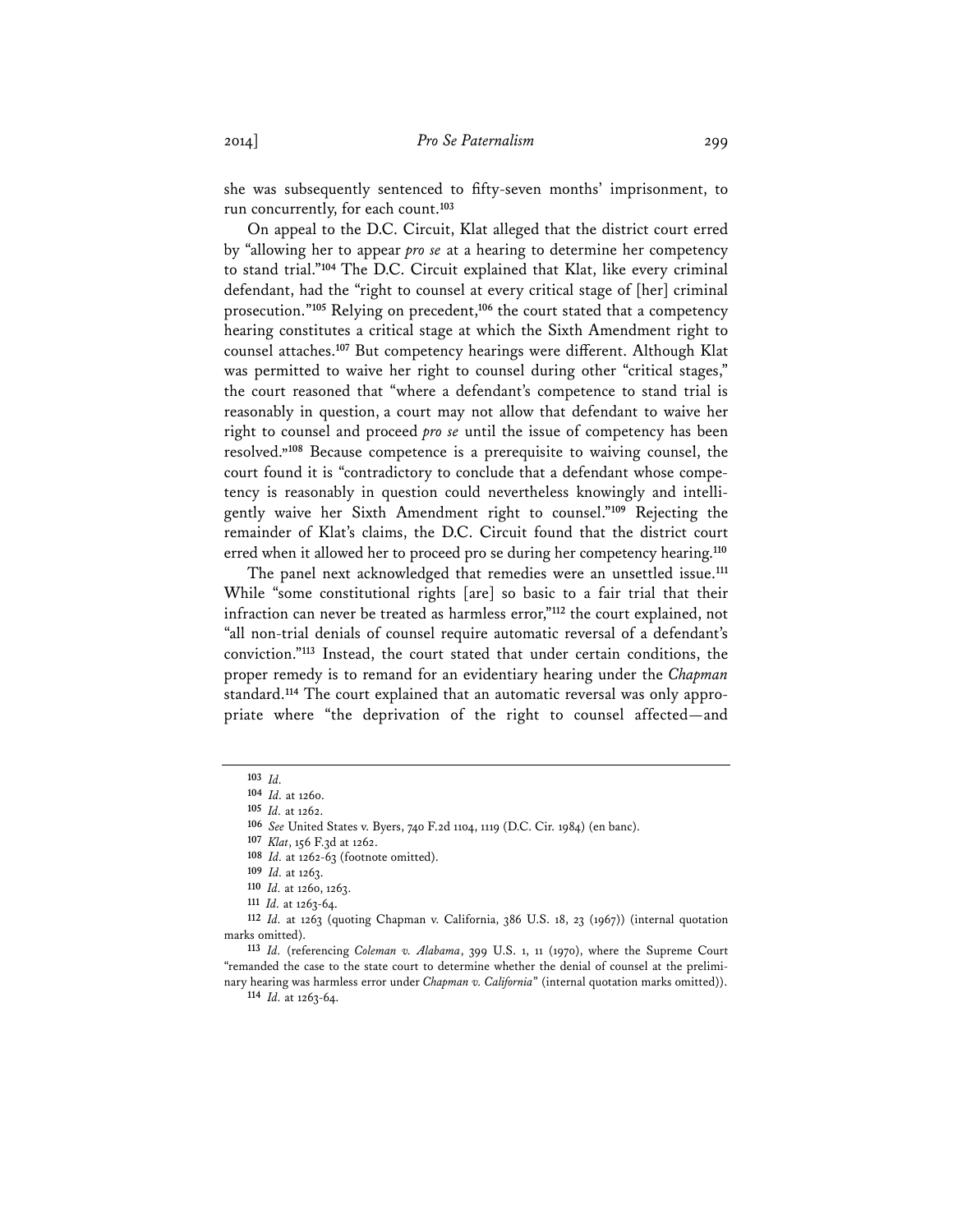she was subsequently sentenced to fifty-seven months' imprisonment, to run concurrently, for each count.[103]

On appeal to the D.C. Circuit, Klat alleged that the district court erred by "allowing her to appear *pro se* at a hearing to determine her competency to stand trial."[104] The D.C. Circuit explained that Klat, like every criminal defendant, had the "right to counsel at every critical stage of [her] criminal prosecution."[105] Relying on precedent,[106] the court stated that a competency hearing constitutes a critical stage at which the Sixth Amendment right to counsel attaches.[107] But competency hearings were different. Although Klat was permitted to waive her right to counsel during other "critical stages," the court reasoned that "where a defendant's competence to stand trial is reasonably in question, a court may not allow that defendant to waive her right to counsel and proceed *pro se* until the issue of competency has been resolved."[108] Because competence is a prerequisite to waiving counsel, the court found it is "contradictory to conclude that a defendant whose competency is reasonably in question could nevertheless knowingly and intelligently waive her Sixth Amendment right to counsel."[109] Rejecting the remainder of Klat's claims, the D.C. Circuit found that the district court erred when it allowed her to proceed pro se during her competency hearing.[110]

The panel next acknowledged that remedies were an unsettled issue.[111] While "some constitutional rights [are] so basic to a fair trial that their infraction can never be treated as harmless error,"[112] the court explained, not "all non-trial denials of counsel require automatic reversal of a defendant's conviction."[113] Instead, the court stated that under certain conditions, the proper remedy is to remand for an evidentiary hearing under the *Chapman* standard.[114] The court explained that an automatic reversal was only appropriate where "the deprivation of the right to counsel affected—and

---

[103] *Id.*

[104] *Id.* at 1260.

[105] *Id.* at 1262.

[106] *See* United States v. Byers, 740 F.2d 1104, 1119 (D.C. Cir. 1984) (en banc).

[107] *Klat*, 156 F.3d at 1262.

[108] *Id.* at 1262-63 (footnote omitted).

[109] *Id.* at 1263.

[110] *Id.* at 1260, 1263.

[111] *Id.* at 1263-64.

[112] *Id.* at 1263 (quoting Chapman v. California, 386 U.S. 18, 23 (1967)) (internal quotation marks omitted).

[113] *Id.* (referencing *Coleman v. Alabama*, 399 U.S. 1, 11 (1970), where the Supreme Court "remanded the case to the state court to determine whether the denial of counsel at the preliminary hearing was harmless error under *Chapman v. California*" (internal quotation marks omitted)).

[114] *Id.* at 1263-64.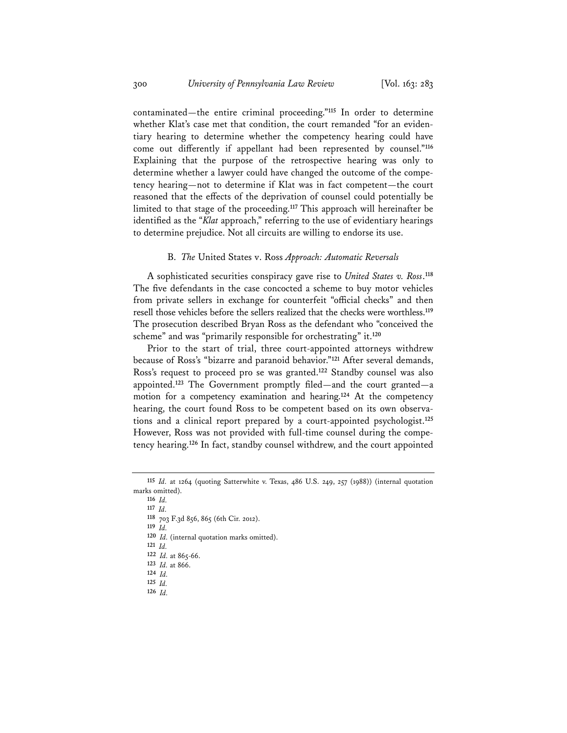contaminated—the entire criminal proceeding."[115] In order to determine whether Klat's case met that condition, the court remanded "for an evidentiary hearing to determine whether the competency hearing could have come out differently if appellant had been represented by counsel."[116] Explaining that the purpose of the retrospective hearing was only to determine whether a lawyer could have changed the outcome of the competency hearing—not to determine if Klat was in fact competent—the court reasoned that the effects of the deprivation of counsel could potentially be limited to that stage of the proceeding.[117] This approach will hereinafter be identified as the "*Klat* approach," referring to the use of evidentiary hearings to determine prejudice. Not all circuits are willing to endorse its use.

### B. *The* United States v. Ross *Approach: Automatic Reversals*

A sophisticated securities conspiracy gave rise to *United States v. Ross*.[118] The five defendants in the case concocted a scheme to buy motor vehicles from private sellers in exchange for counterfeit "official checks" and then resell those vehicles before the sellers realized that the checks were worthless.[119] The prosecution described Bryan Ross as the defendant who "conceived the scheme" and was "primarily responsible for orchestrating" it.[120]

Prior to the start of trial, three court-appointed attorneys withdrew because of Ross's "bizarre and paranoid behavior."[121] After several demands, Ross's request to proceed pro se was granted.[122] Standby counsel was also appointed.[123] The Government promptly filed—and the court granted—a motion for a competency examination and hearing.[124] At the competency hearing, the court found Ross to be competent based on its own observations and a clinical report prepared by a court-appointed psychologist.[125] However, Ross was not provided with full-time counsel during the competency hearing.[126] In fact, standby counsel withdrew, and the court appointed

---

115 *Id.* at 1264 (quoting Satterwhite v. Texas, 486 U.S. 249, 257 (1988)) (internal quotation marks omitted).

116 *Id.*

117 *Id.*

118 703 F.3d 856, 865 (6th Cir. 2012).

119 *Id.*

120 *Id.* (internal quotation marks omitted).

121 *Id.*

122 *Id.* at 865-66.

123 *Id.* at 866.

124 *Id.*

125 *Id.*

126 *Id.*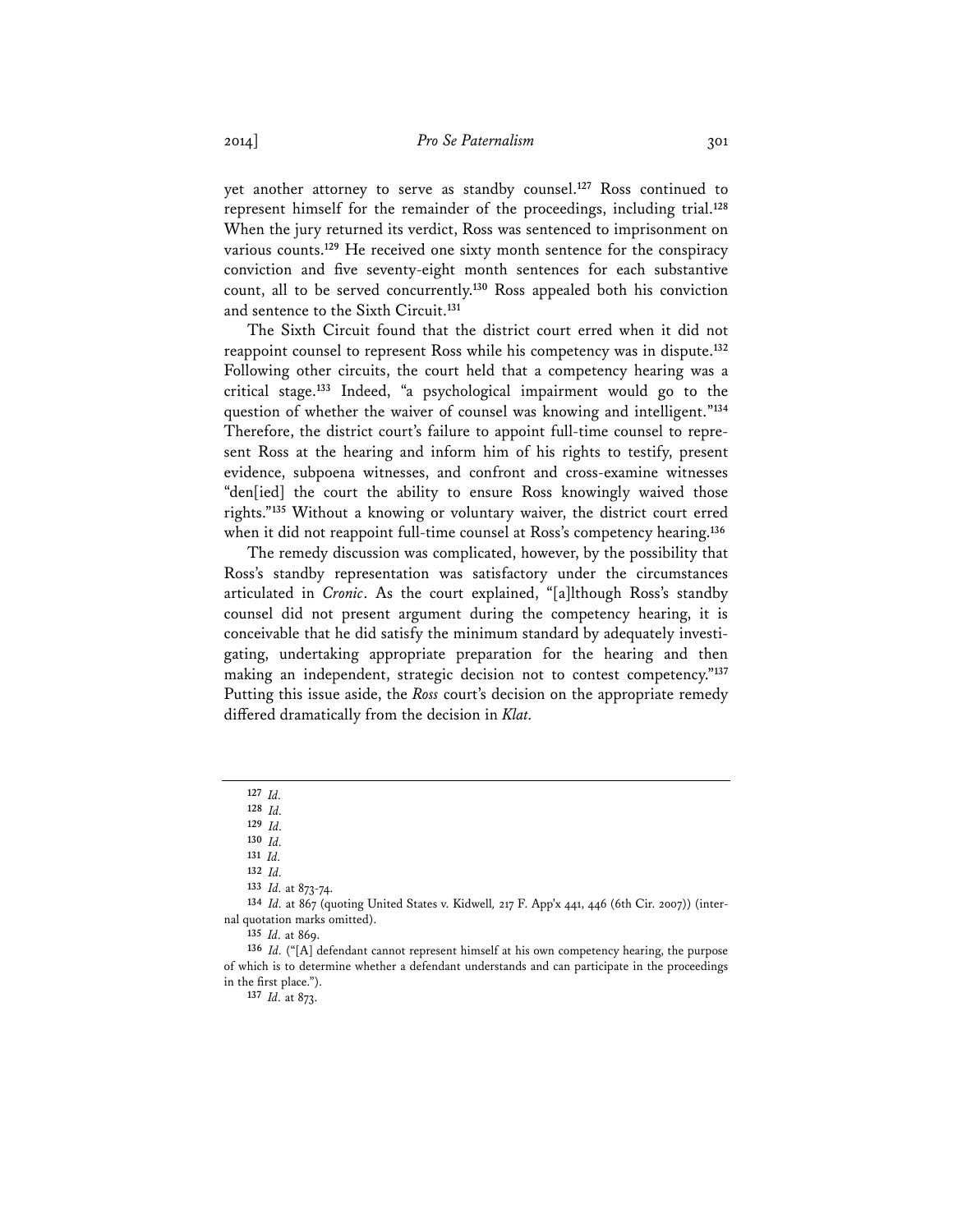yet another attorney to serve as standby counsel.[127] Ross continued to represent himself for the remainder of the proceedings, including trial.[128] When the jury returned its verdict, Ross was sentenced to imprisonment on various counts.[129] He received one sixty month sentence for the conspiracy conviction and five seventy-eight month sentences for each substantive count, all to be served concurrently.[130] Ross appealed both his conviction and sentence to the Sixth Circuit.[131]

The Sixth Circuit found that the district court erred when it did not reappoint counsel to represent Ross while his competency was in dispute.[132] Following other circuits, the court held that a competency hearing was a critical stage.[133] Indeed, "a psychological impairment would go to the question of whether the waiver of counsel was knowing and intelligent."[134] Therefore, the district court's failure to appoint full-time counsel to represent Ross at the hearing and inform him of his rights to testify, present evidence, subpoena witnesses, and confront and cross-examine witnesses "den[ied] the court the ability to ensure Ross knowingly waived those rights."[135] Without a knowing or voluntary waiver, the district court erred when it did not reappoint full-time counsel at Ross's competency hearing.[136]

The remedy discussion was complicated, however, by the possibility that Ross's standby representation was satisfactory under the circumstances articulated in *Cronic*. As the court explained, "[a]lthough Ross's standby counsel did not present argument during the competency hearing, it is conceivable that he did satisfy the minimum standard by adequately investigating, undertaking appropriate preparation for the hearing and then making an independent, strategic decision not to contest competency."[137] Putting this issue aside, the *Ross* court's decision on the appropriate remedy differed dramatically from the decision in *Klat*.

---

[127] *Id.*

[128] *Id.*

[129] *Id.*

[130] *Id.*

[131] *Id.*

[132] *Id.*

[133] *Id.* at 873-74.

[134] *Id.* at 867 (quoting United States v. Kidwell, 217 F. App'x 441, 446 (6th Cir. 2007)) (internal quotation marks omitted).

[135] *Id.* at 869.

[136] *Id.* ("[A] defendant cannot represent himself at his own competency hearing, the purpose of which is to determine whether a defendant understands and can participate in the proceedings in the first place.").

[137] *Id.* at 873.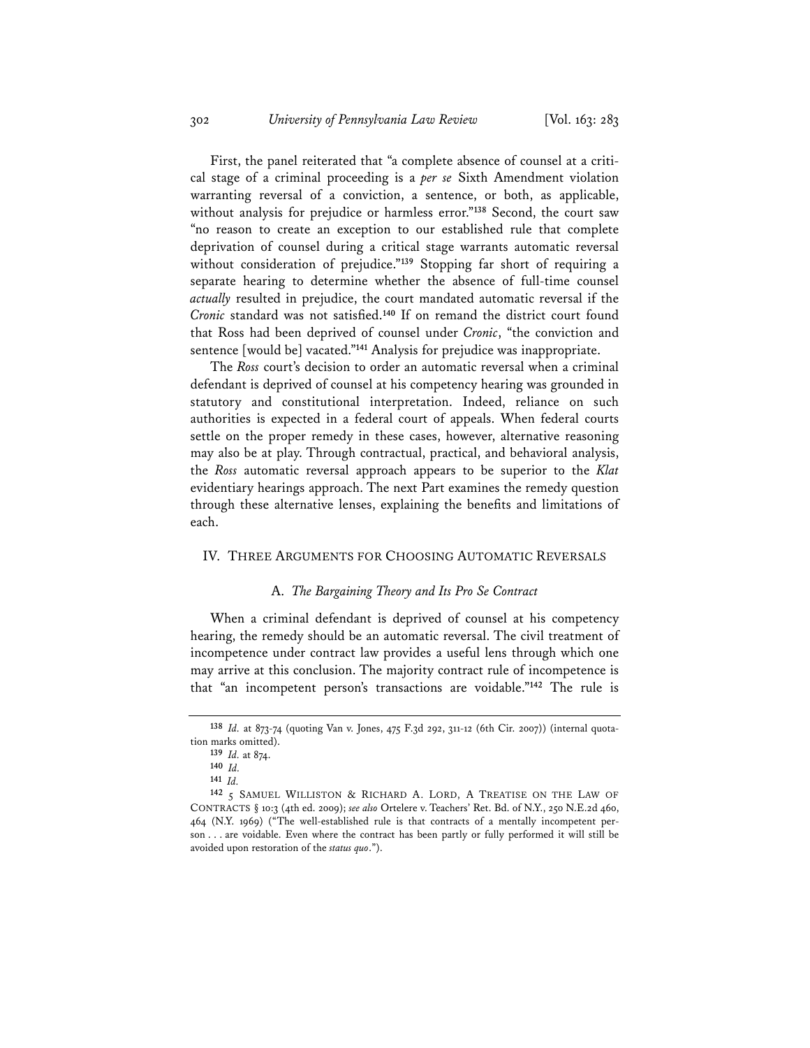First, the panel reiterated that "a complete absence of counsel at a critical stage of a criminal proceeding is a *per se* Sixth Amendment violation warranting reversal of a conviction, a sentence, or both, as applicable, without analysis for prejudice or harmless error."[138] Second, the court saw "no reason to create an exception to our established rule that complete deprivation of counsel during a critical stage warrants automatic reversal without consideration of prejudice."[139] Stopping far short of requiring a separate hearing to determine whether the absence of full-time counsel *actually* resulted in prejudice, the court mandated automatic reversal if the *Cronic* standard was not satisfied.[140] If on remand the district court found that Ross had been deprived of counsel under *Cronic*, "the conviction and sentence [would be] vacated."[141] Analysis for prejudice was inappropriate.

The *Ross* court's decision to order an automatic reversal when a criminal defendant is deprived of counsel at his competency hearing was grounded in statutory and constitutional interpretation. Indeed, reliance on such authorities is expected in a federal court of appeals. When federal courts settle on the proper remedy in these cases, however, alternative reasoning may also be at play. Through contractual, practical, and behavioral analysis, the *Ross* automatic reversal approach appears to be superior to the *Klat* evidentiary hearings approach. The next Part examines the remedy question through these alternative lenses, explaining the benefits and limitations of each.

## IV. Three Arguments for Choosing Automatic Reversals

### A. *The Bargaining Theory and Its Pro Se Contract*

When a criminal defendant is deprived of counsel at his competency hearing, the remedy should be an automatic reversal. The civil treatment of incompetence under contract law provides a useful lens through which one may arrive at this conclusion. The majority contract rule of incompetence is that "an incompetent person's transactions are voidable."[142] The rule is

---

[138] *Id.* at 873-74 (quoting Van v. Jones, 475 F.3d 292, 311-12 (6th Cir. 2007)) (internal quotation marks omitted).

[139] *Id.* at 874.

[140] *Id.*

[141] *Id.*

[142] 5 Samuel Williston & Richard A. Lord, A Treatise on the Law of Contracts § 10:3 (4th ed. 2009); *see also* Ortelere v. Teachers' Ret. Bd. of N.Y., 250 N.E.2d 460, 464 (N.Y. 1969) ("The well-established rule is that contracts of a mentally incompetent person . . . are voidable. Even where the contract has been partly or fully performed it will still be avoided upon restoration of the *status quo*.").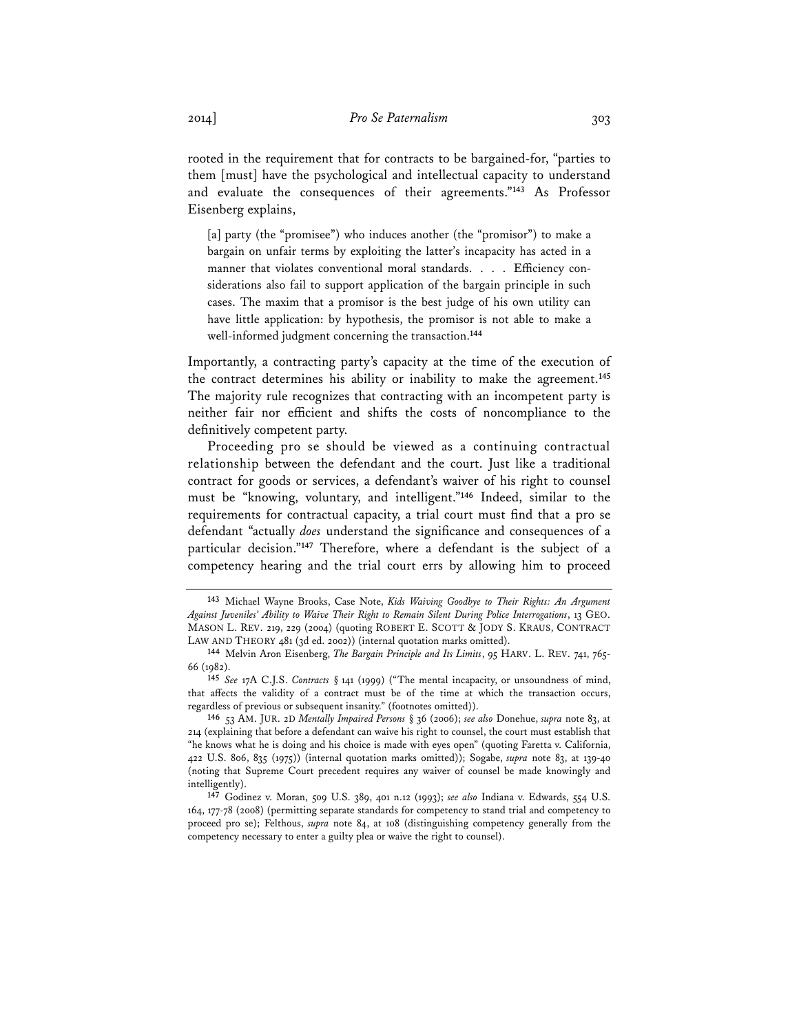rooted in the requirement that for contracts to be bargained-for, "parties to them [must] have the psychological and intellectual capacity to understand and evaluate the consequences of their agreements."[143] As Professor Eisenberg explains,

> [a] party (the "promisee") who induces another (the "promisor") to make a bargain on unfair terms by exploiting the latter's incapacity has acted in a manner that violates conventional moral standards. . . . Efficiency considerations also fail to support application of the bargain principle in such cases. The maxim that a promisor is the best judge of his own utility can have little application: by hypothesis, the promisor is not able to make a well-informed judgment concerning the transaction.[144]

Importantly, a contracting party's capacity at the time of the execution of the contract determines his ability or inability to make the agreement.[145] The majority rule recognizes that contracting with an incompetent party is neither fair nor efficient and shifts the costs of noncompliance to the definitively competent party.

Proceeding pro se should be viewed as a continuing contractual relationship between the defendant and the court. Just like a traditional contract for goods or services, a defendant's waiver of his right to counsel must be "knowing, voluntary, and intelligent."[146] Indeed, similar to the requirements for contractual capacity, a trial court must find that a pro se defendant "actually *does* understand the significance and consequences of a particular decision."[147] Therefore, where a defendant is the subject of a competency hearing and the trial court errs by allowing him to proceed

---

[143] Michael Wayne Brooks, Case Note, *Kids Waiving Goodbye to Their Rights: An Argument Against Juveniles' Ability to Waive Their Right to Remain Silent During Police Interrogations*, 13 GEO. MASON L. REV. 219, 229 (2004) (quoting ROBERT E. SCOTT & JODY S. KRAUS, CONTRACT LAW AND THEORY 481 (3d ed. 2002)) (internal quotation marks omitted).

[144] Melvin Aron Eisenberg, *The Bargain Principle and Its Limits*, 95 HARV. L. REV. 741, 765-66 (1982).

[145] *See* 17A C.J.S. *Contracts* § 141 (1999) ("The mental incapacity, or unsoundness of mind, that affects the validity of a contract must be of the time at which the transaction occurs, regardless of previous or subsequent insanity." (footnotes omitted)).

[146] 53 AM. JUR. 2D *Mentally Impaired Persons* § 36 (2006); *see also* Donehue, *supra* note 83, at 214 (explaining that before a defendant can waive his right to counsel, the court must establish that "he knows what he is doing and his choice is made with eyes open" (quoting Faretta v. California, 422 U.S. 806, 835 (1975)) (internal quotation marks omitted)); Sogabe, *supra* note 83, at 139-40 (noting that Supreme Court precedent requires any waiver of counsel be made knowingly and intelligently).

[147] Godinez v. Moran, 509 U.S. 389, 401 n.12 (1993); *see also* Indiana v. Edwards, 554 U.S. 164, 177-78 (2008) (permitting separate standards for competency to stand trial and competency to proceed pro se); Felthous, *supra* note 84, at 108 (distinguishing competency generally from the competency necessary to enter a guilty plea or waive the right to counsel).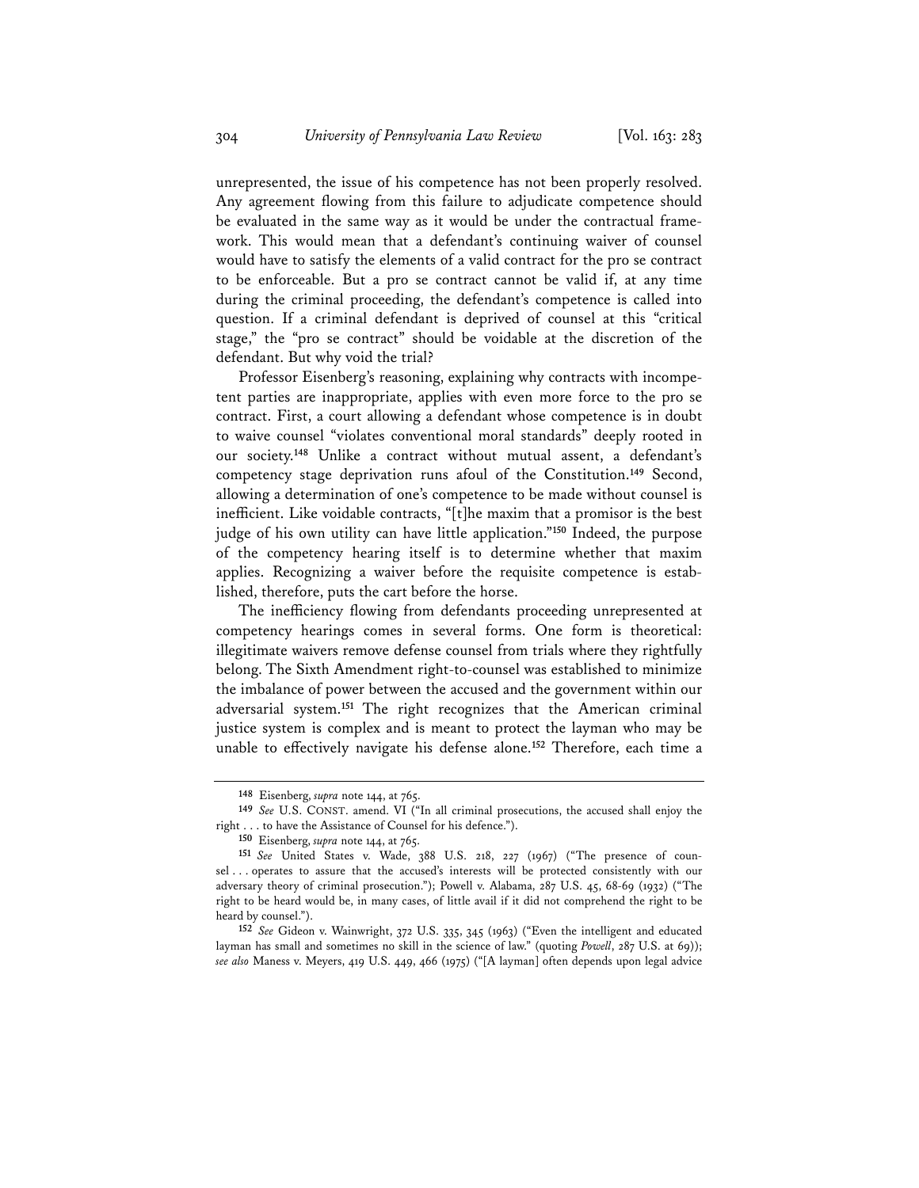unrepresented, the issue of his competence has not been properly resolved. Any agreement flowing from this failure to adjudicate competence should be evaluated in the same way as it would be under the contractual framework. This would mean that a defendant's continuing waiver of counsel would have to satisfy the elements of a valid contract for the pro se contract to be enforceable. But a pro se contract cannot be valid if, at any time during the criminal proceeding, the defendant's competence is called into question. If a criminal defendant is deprived of counsel at this "critical stage," the "pro se contract" should be voidable at the discretion of the defendant. But why void the trial?

Professor Eisenberg's reasoning, explaining why contracts with incompetent parties are inappropriate, applies with even more force to the pro se contract. First, a court allowing a defendant whose competence is in doubt to waive counsel "violates conventional moral standards" deeply rooted in our society.[148] Unlike a contract without mutual assent, a defendant's competency stage deprivation runs afoul of the Constitution.[149] Second, allowing a determination of one's competence to be made without counsel is inefficient. Like voidable contracts, "[t]he maxim that a promisor is the best judge of his own utility can have little application."[150] Indeed, the purpose of the competency hearing itself is to determine whether that maxim applies. Recognizing a waiver before the requisite competence is established, therefore, puts the cart before the horse.

The inefficiency flowing from defendants proceeding unrepresented at competency hearings comes in several forms. One form is theoretical: illegitimate waivers remove defense counsel from trials where they rightfully belong. The Sixth Amendment right-to-counsel was established to minimize the imbalance of power between the accused and the government within our adversarial system.[151] The right recognizes that the American criminal justice system is complex and is meant to protect the layman who may be unable to effectively navigate his defense alone.[152] Therefore, each time a

---

[148] Eisenberg, *supra* note 144, at 765.

[149] *See* U.S. CONST. amend. VI ("In all criminal prosecutions, the accused shall enjoy the right . . . to have the Assistance of Counsel for his defence.").

[150] Eisenberg, *supra* note 144, at 765.

[151] *See* United States v. Wade, 388 U.S. 218, 227 (1967) ("The presence of counsel . . . operates to assure that the accused's interests will be protected consistently with our adversary theory of criminal prosecution."); Powell v. Alabama, 287 U.S. 45, 68-69 (1932) ("The right to be heard would be, in many cases, of little avail if it did not comprehend the right to be heard by counsel.").

[152] *See* Gideon v. Wainwright, 372 U.S. 335, 345 (1963) ("Even the intelligent and educated layman has small and sometimes no skill in the science of law." (quoting *Powell*, 287 U.S. at 69)); *see also* Maness v. Meyers, 419 U.S. 449, 466 (1975) ("[A layman] often depends upon legal advice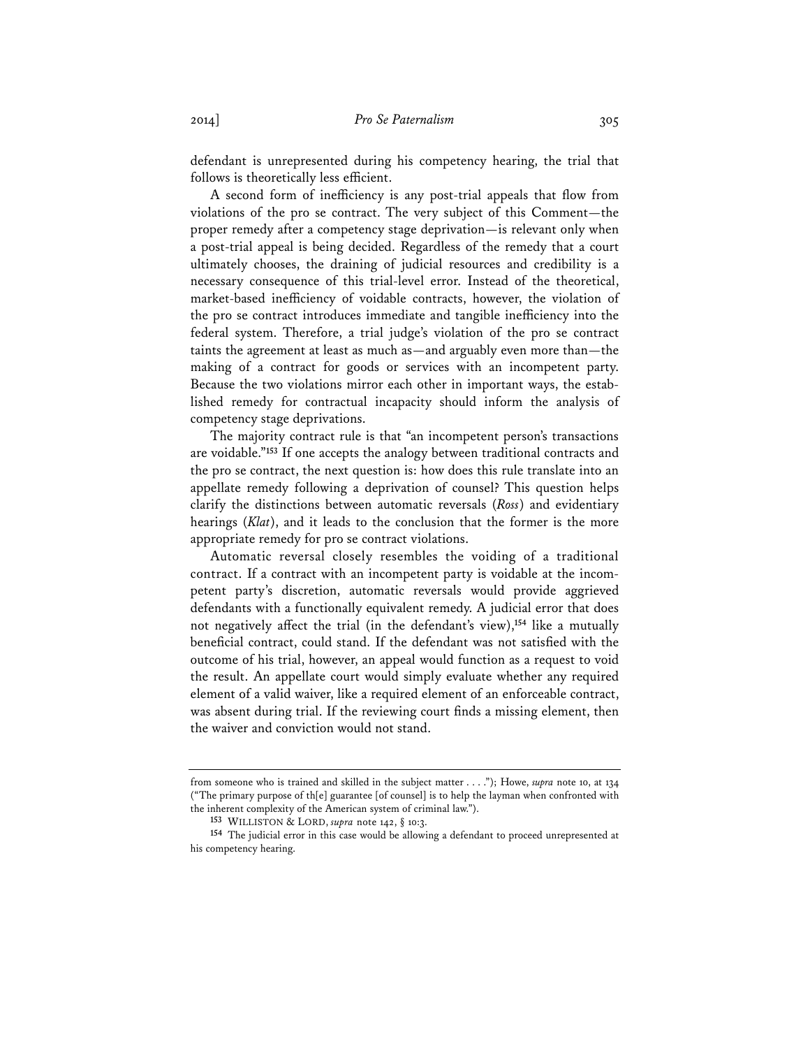defendant is unrepresented during his competency hearing, the trial that follows is theoretically less efficient.

A second form of inefficiency is any post-trial appeals that flow from violations of the pro se contract. The very subject of this Comment—the proper remedy after a competency stage deprivation—is relevant only when a post-trial appeal is being decided. Regardless of the remedy that a court ultimately chooses, the draining of judicial resources and credibility is a necessary consequence of this trial-level error. Instead of the theoretical, market-based inefficiency of voidable contracts, however, the violation of the pro se contract introduces immediate and tangible inefficiency into the federal system. Therefore, a trial judge's violation of the pro se contract taints the agreement at least as much as—and arguably even more than—the making of a contract for goods or services with an incompetent party. Because the two violations mirror each other in important ways, the established remedy for contractual incapacity should inform the analysis of competency stage deprivations.

The majority contract rule is that "an incompetent person's transactions are voidable."[153] If one accepts the analogy between traditional contracts and the pro se contract, the next question is: how does this rule translate into an appellate remedy following a deprivation of counsel? This question helps clarify the distinctions between automatic reversals (*Ross*) and evidentiary hearings (*Klat*), and it leads to the conclusion that the former is the more appropriate remedy for pro se contract violations.

Automatic reversal closely resembles the voiding of a traditional contract. If a contract with an incompetent party is voidable at the incompetent party's discretion, automatic reversals would provide aggrieved defendants with a functionally equivalent remedy. A judicial error that does not negatively affect the trial (in the defendant's view),[154] like a mutually beneficial contract, could stand. If the defendant was not satisfied with the outcome of his trial, however, an appeal would function as a request to void the result. An appellate court would simply evaluate whether any required element of a valid waiver, like a required element of an enforceable contract, was absent during trial. If the reviewing court finds a missing element, then the waiver and conviction would not stand.

---

from someone who is trained and skilled in the subject matter . . . ."); Howe, *supra* note 10, at 134 ("The primary purpose of th[e] guarantee [of counsel] is to help the layman when confronted with the inherent complexity of the American system of criminal law.").

[153] WILLISTON & LORD, *supra* note 142, § 10:3.

[154] The judicial error in this case would be allowing a defendant to proceed unrepresented at his competency hearing.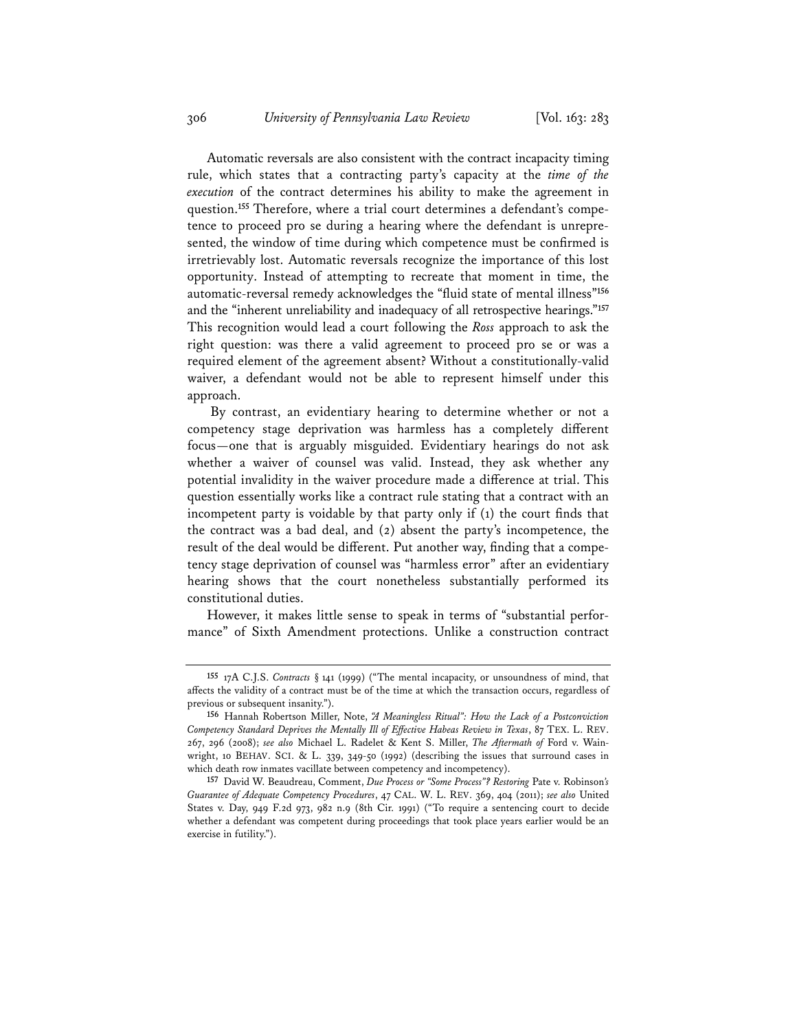Automatic reversals are also consistent with the contract incapacity timing rule, which states that a contracting party's capacity at the *time of the execution* of the contract determines his ability to make the agreement in question.[155] Therefore, where a trial court determines a defendant's competence to proceed pro se during a hearing where the defendant is unrepresented, the window of time during which competence must be confirmed is irretrievably lost. Automatic reversals recognize the importance of this lost opportunity. Instead of attempting to recreate that moment in time, the automatic-reversal remedy acknowledges the "fluid state of mental illness"[156] and the "inherent unreliability and inadequacy of all retrospective hearings."[157] This recognition would lead a court following the *Ross* approach to ask the right question: was there a valid agreement to proceed pro se or was a required element of the agreement absent? Without a constitutionally-valid waiver, a defendant would not be able to represent himself under this approach.

By contrast, an evidentiary hearing to determine whether or not a competency stage deprivation was harmless has a completely different focus—one that is arguably misguided. Evidentiary hearings do not ask whether a waiver of counsel was valid. Instead, they ask whether any potential invalidity in the waiver procedure made a difference at trial. This question essentially works like a contract rule stating that a contract with an incompetent party is voidable by that party only if (1) the court finds that the contract was a bad deal, and (2) absent the party's incompetence, the result of the deal would be different. Put another way, finding that a competency stage deprivation of counsel was "harmless error" after an evidentiary hearing shows that the court nonetheless substantially performed its constitutional duties.

However, it makes little sense to speak in terms of "substantial performance" of Sixth Amendment protections. Unlike a construction contract

---

[155] 17A C.J.S. *Contracts* § 141 (1999) ("The mental incapacity, or unsoundness of mind, that affects the validity of a contract must be of the time at which the transaction occurs, regardless of previous or subsequent insanity.").

[156] Hannah Robertson Miller, Note, *"A Meaningless Ritual": How the Lack of a Postconviction Competency Standard Deprives the Mentally Ill of Effective Habeas Review in Texas*, 87 TEX. L. REV. 267, 296 (2008); *see also* Michael L. Radelet & Kent S. Miller, *The Aftermath of* Ford v. Wainwright, 10 BEHAV. SCI. & L. 339, 349-50 (1992) (describing the issues that surround cases in which death row inmates vacillate between competency and incompetency).

[157] David W. Beaudreau, Comment, *Due Process or "Some Process"? Restoring* Pate v. Robinson*'s Guarantee of Adequate Competency Procedures*, 47 CAL. W. L. REV. 369, 404 (2011); *see also* United States v. Day, 949 F.2d 973, 982 n.9 (8th Cir. 1991) ("To require a sentencing court to decide whether a defendant was competent during proceedings that took place years earlier would be an exercise in futility.").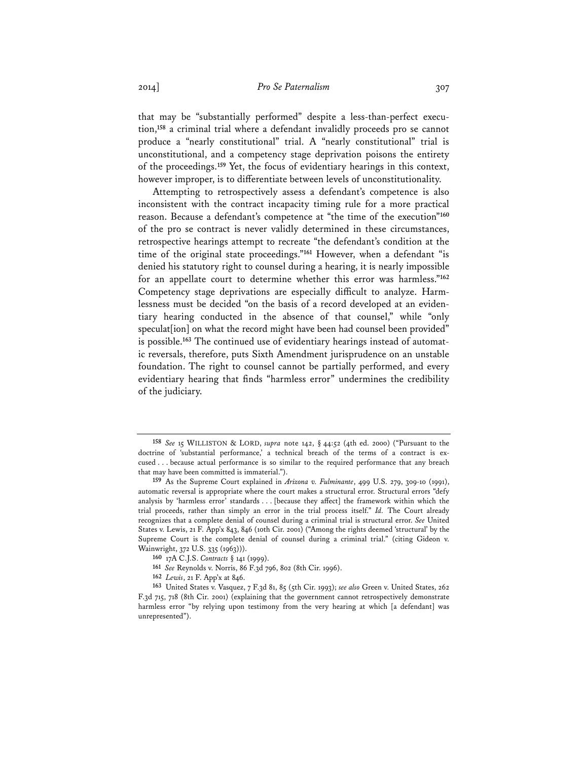that may be "substantially performed" despite a less-than-perfect execution,[158] a criminal trial where a defendant invalidly proceeds pro se cannot produce a "nearly constitutional" trial. A "nearly constitutional" trial is unconstitutional, and a competency stage deprivation poisons the entirety of the proceedings.[159] Yet, the focus of evidentiary hearings in this context, however improper, is to differentiate between levels of unconstitutionality.

Attempting to retrospectively assess a defendant's competence is also inconsistent with the contract incapacity timing rule for a more practical reason. Because a defendant's competence at "the time of the execution"[160] of the pro se contract is never validly determined in these circumstances, retrospective hearings attempt to recreate "the defendant's condition at the time of the original state proceedings."[161] However, when a defendant "is denied his statutory right to counsel during a hearing, it is nearly impossible for an appellate court to determine whether this error was harmless."[162] Competency stage deprivations are especially difficult to analyze. Harmlessness must be decided "on the basis of a record developed at an evidentiary hearing conducted in the absence of that counsel," while "only speculat[ion] on what the record might have been had counsel been provided" is possible.[163] The continued use of evidentiary hearings instead of automatic reversals, therefore, puts Sixth Amendment jurisprudence on an unstable foundation. The right to counsel cannot be partially performed, and every evidentiary hearing that finds "harmless error" undermines the credibility of the judiciary.

---

[158] *See* 15 WILLISTON & LORD, *supra* note 142, § 44:52 (4th ed. 2000) ("Pursuant to the doctrine of 'substantial performance,' a technical breach of the terms of a contract is excused . . . because actual performance is so similar to the required performance that any breach that may have been committed is immaterial.").

[159] As the Supreme Court explained in *Arizona v. Fulminante*, 499 U.S. 279, 309-10 (1991), automatic reversal is appropriate where the court makes a structural error. Structural errors "defy analysis by 'harmless error' standards . . . [because they affect] the framework within which the trial proceeds, rather than simply an error in the trial process itself." *Id.* The Court already recognizes that a complete denial of counsel during a criminal trial is structural error. *See* United States v. Lewis, 21 F. App'x 843, 846 (10th Cir. 2001) ("Among the rights deemed 'structural' by the Supreme Court is the complete denial of counsel during a criminal trial." (citing Gideon v. Wainwright, 372 U.S. 335 (1963))).

[160] 17A C.J.S. *Contracts* § 141 (1999).

[161] *See* Reynolds v. Norris, 86 F.3d 796, 802 (8th Cir. 1996).

[162] *Lewis*, 21 F. App'x at 846.

[163] United States v. Vasquez, 7 F.3d 81, 85 (5th Cir. 1993); *see also* Green v. United States, 262 F.3d 715, 718 (8th Cir. 2001) (explaining that the government cannot retrospectively demonstrate harmless error "by relying upon testimony from the very hearing at which [a defendant] was unrepresented").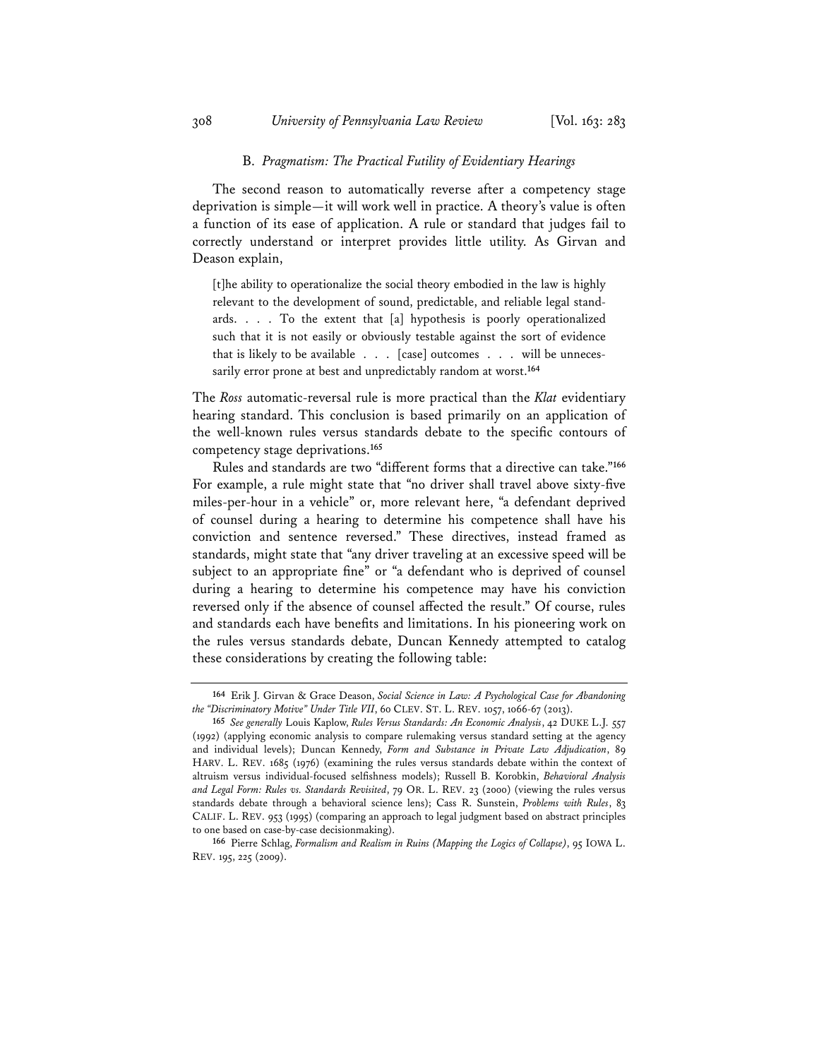### B. *Pragmatism: The Practical Futility of Evidentiary Hearings*

The second reason to automatically reverse after a competency stage deprivation is simple—it will work well in practice. A theory's value is often a function of its ease of application. A rule or standard that judges fail to correctly understand or interpret provides little utility. As Girvan and Deason explain,

> [t]he ability to operationalize the social theory embodied in the law is highly relevant to the development of sound, predictable, and reliable legal standards. . . . To the extent that [a] hypothesis is poorly operationalized such that it is not easily or obviously testable against the sort of evidence that is likely to be available . . . [case] outcomes . . . will be unnecessarily error prone at best and unpredictably random at worst.[164]

The *Ross* automatic-reversal rule is more practical than the *Klat* evidentiary hearing standard. This conclusion is based primarily on an application of the well-known rules versus standards debate to the specific contours of competency stage deprivations.[165]

Rules and standards are two "different forms that a directive can take."[166] For example, a rule might state that "no driver shall travel above sixty-five miles-per-hour in a vehicle" or, more relevant here, "a defendant deprived of counsel during a hearing to determine his competence shall have his conviction and sentence reversed." These directives, instead framed as standards, might state that "any driver traveling at an excessive speed will be subject to an appropriate fine" or "a defendant who is deprived of counsel during a hearing to determine his competence may have his conviction reversed only if the absence of counsel affected the result." Of course, rules and standards each have benefits and limitations. In his pioneering work on the rules versus standards debate, Duncan Kennedy attempted to catalog these considerations by creating the following table:

---

[164] Erik J. Girvan & Grace Deason, *Social Science in Law: A Psychological Case for Abandoning the "Discriminatory Motive" Under Title VII*, 60 CLEV. ST. L. REV. 1057, 1066-67 (2013).

[165] *See generally* Louis Kaplow, *Rules Versus Standards: An Economic Analysis*, 42 DUKE L.J. 557 (1992) (applying economic analysis to compare rulemaking versus standard setting at the agency and individual levels); Duncan Kennedy, *Form and Substance in Private Law Adjudication*, 89 HARV. L. REV. 1685 (1976) (examining the rules versus standards debate within the context of altruism versus individual-focused selfishness models); Russell B. Korobkin, *Behavioral Analysis and Legal Form: Rules vs. Standards Revisited*, 79 OR. L. REV. 23 (2000) (viewing the rules versus standards debate through a behavioral science lens); Cass R. Sunstein, *Problems with Rules*, 83 CALIF. L. REV. 953 (1995) (comparing an approach to legal judgment based on abstract principles to one based on case-by-case decisionmaking).

[166] Pierre Schlag, *Formalism and Realism in Ruins (Mapping the Logics of Collapse)*, 95 IOWA L. REV. 195, 225 (2009).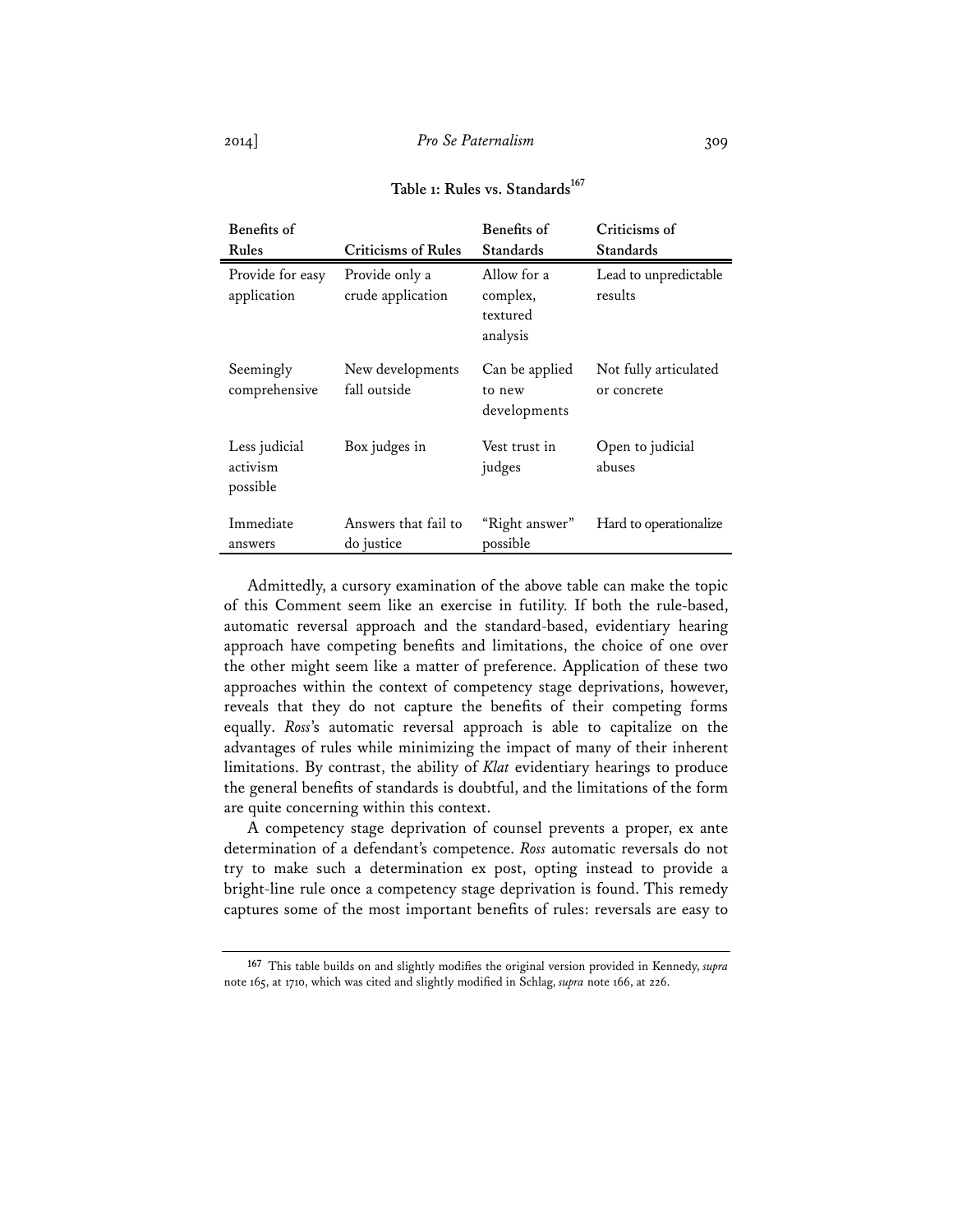**Table 1: Rules vs. Standards**[167]

| Benefits of Rules | Criticisms of Rules | Benefits of Standards | Criticisms of Standards |
|---|---|---|---|
| Provide for easy application | Provide only a crude application | Allow for a complex, textured analysis | Lead to unpredictable results |
| Seemingly comprehensive | New developments fall outside | Can be applied to new developments | Not fully articulated or concrete |
| Less judicial activism possible | Box judges in | Vest trust in judges | Open to judicial abuses |
| Immediate answers | Answers that fail to do justice | "Right answer" possible | Hard to operationalize |

Admittedly, a cursory examination of the above table can make the topic of this Comment seem like an exercise in futility. If both the rule-based, automatic reversal approach and the standard-based, evidentiary hearing approach have competing benefits and limitations, the choice of one over the other might seem like a matter of preference. Application of these two approaches within the context of competency stage deprivations, however, reveals that they do not capture the benefits of their competing forms equally. *Ross*'s automatic reversal approach is able to capitalize on the advantages of rules while minimizing the impact of many of their inherent limitations. By contrast, the ability of *Klat* evidentiary hearings to produce the general benefits of standards is doubtful, and the limitations of the form are quite concerning within this context.

A competency stage deprivation of counsel prevents a proper, ex ante determination of a defendant's competence. *Ross* automatic reversals do not try to make such a determination ex post, opting instead to provide a bright-line rule once a competency stage deprivation is found. This remedy captures some of the most important benefits of rules: reversals are easy to

---

[167] This table builds on and slightly modifies the original version provided in Kennedy, *supra* note 165, at 1710, which was cited and slightly modified in Schlag, *supra* note 166, at 226.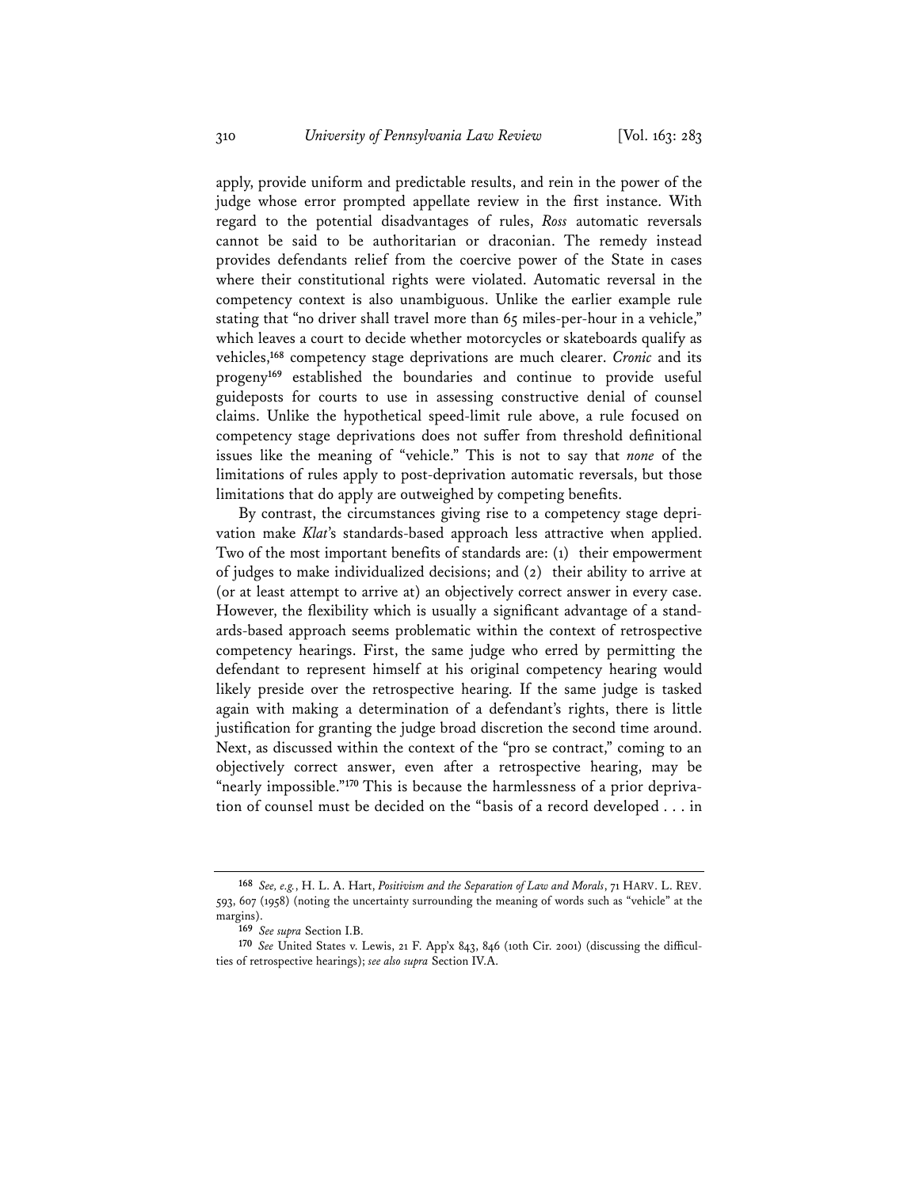apply, provide uniform and predictable results, and rein in the power of the judge whose error prompted appellate review in the first instance. With regard to the potential disadvantages of rules, *Ross* automatic reversals cannot be said to be authoritarian or draconian. The remedy instead provides defendants relief from the coercive power of the State in cases where their constitutional rights were violated. Automatic reversal in the competency context is also unambiguous. Unlike the earlier example rule stating that "no driver shall travel more than 65 miles-per-hour in a vehicle," which leaves a court to decide whether motorcycles or skateboards qualify as vehicles,[168] competency stage deprivations are much clearer. *Cronic* and its progeny[169] established the boundaries and continue to provide useful guideposts for courts to use in assessing constructive denial of counsel claims. Unlike the hypothetical speed-limit rule above, a rule focused on competency stage deprivations does not suffer from threshold definitional issues like the meaning of "vehicle." This is not to say that *none* of the limitations of rules apply to post-deprivation automatic reversals, but those limitations that do apply are outweighed by competing benefits.

By contrast, the circumstances giving rise to a competency stage deprivation make *Klat*'s standards-based approach less attractive when applied. Two of the most important benefits of standards are: (1) their empowerment of judges to make individualized decisions; and (2) their ability to arrive at (or at least attempt to arrive at) an objectively correct answer in every case. However, the flexibility which is usually a significant advantage of a standards-based approach seems problematic within the context of retrospective competency hearings. First, the same judge who erred by permitting the defendant to represent himself at his original competency hearing would likely preside over the retrospective hearing. If the same judge is tasked again with making a determination of a defendant's rights, there is little justification for granting the judge broad discretion the second time around. Next, as discussed within the context of the "pro se contract," coming to an objectively correct answer, even after a retrospective hearing, may be "nearly impossible."[170] This is because the harmlessness of a prior deprivation of counsel must be decided on the "basis of a record developed . . . in

---

[168] *See, e.g.*, H. L. A. Hart, *Positivism and the Separation of Law and Morals*, 71 HARV. L. REV. 593, 607 (1958) (noting the uncertainty surrounding the meaning of words such as "vehicle" at the margins).

[169] *See supra* Section I.B.

[170] *See* United States v. Lewis, 21 F. App'x 843, 846 (10th Cir. 2001) (discussing the difficulties of retrospective hearings); *see also supra* Section IV.A.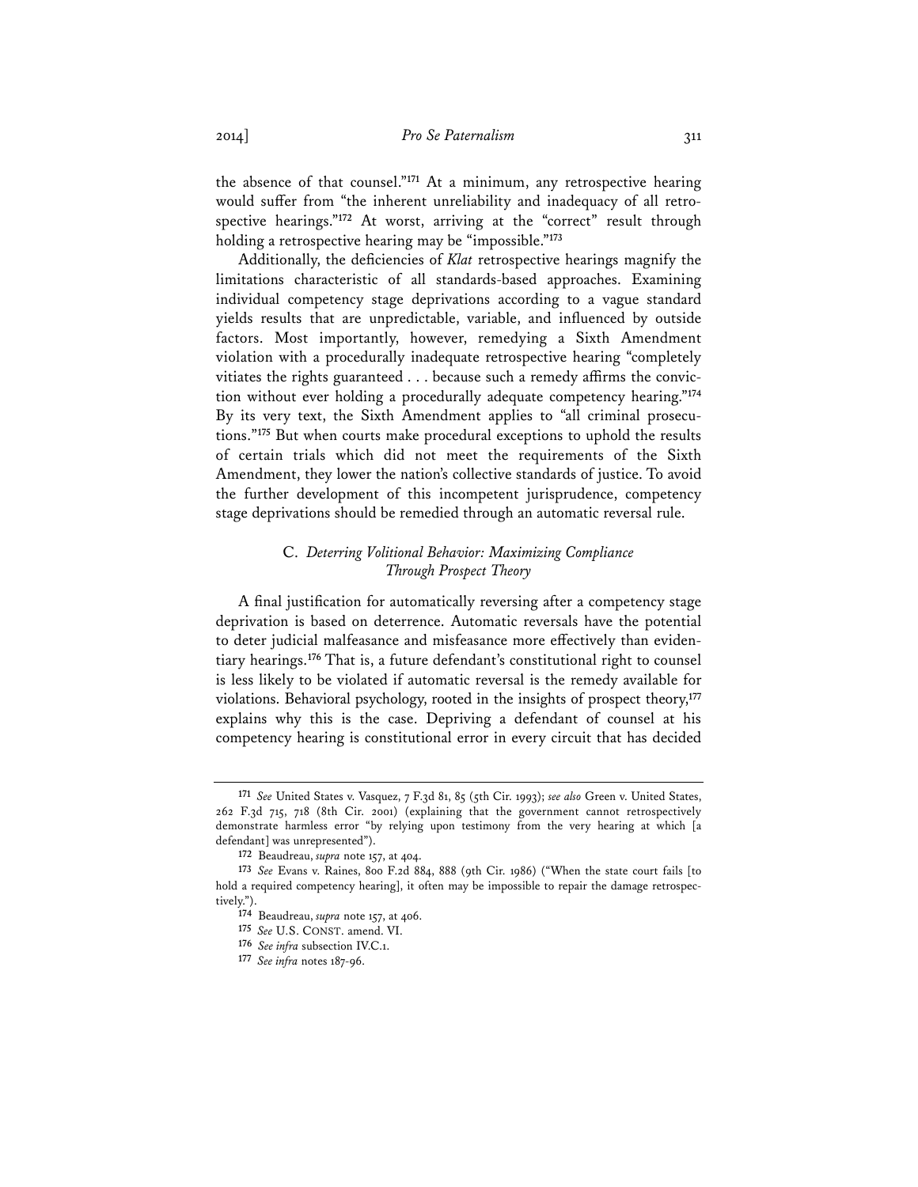the absence of that counsel."[171] At a minimum, any retrospective hearing would suffer from "the inherent unreliability and inadequacy of all retrospective hearings."[172] At worst, arriving at the "correct" result through holding a retrospective hearing may be "impossible."[173]

Additionally, the deficiencies of *Klat* retrospective hearings magnify the limitations characteristic of all standards-based approaches. Examining individual competency stage deprivations according to a vague standard yields results that are unpredictable, variable, and influenced by outside factors. Most importantly, however, remedying a Sixth Amendment violation with a procedurally inadequate retrospective hearing "completely vitiates the rights guaranteed . . . because such a remedy affirms the conviction without ever holding a procedurally adequate competency hearing."[174] By its very text, the Sixth Amendment applies to "all criminal prosecutions."[175] But when courts make procedural exceptions to uphold the results of certain trials which did not meet the requirements of the Sixth Amendment, they lower the nation's collective standards of justice. To avoid the further development of this incompetent jurisprudence, competency stage deprivations should be remedied through an automatic reversal rule.

### C. *Deterring Volitional Behavior: Maximizing Compliance Through Prospect Theory*

A final justification for automatically reversing after a competency stage deprivation is based on deterrence. Automatic reversals have the potential to deter judicial malfeasance and misfeasance more effectively than evidentiary hearings.[176] That is, a future defendant's constitutional right to counsel is less likely to be violated if automatic reversal is the remedy available for violations. Behavioral psychology, rooted in the insights of prospect theory,[177] explains why this is the case. Depriving a defendant of counsel at his competency hearing is constitutional error in every circuit that has decided

---

171 *See* United States v. Vasquez, 7 F.3d 81, 85 (5th Cir. 1993); *see also* Green v. United States, 262 F.3d 715, 718 (8th Cir. 2001) (explaining that the government cannot retrospectively demonstrate harmless error "by relying upon testimony from the very hearing at which [a defendant] was unrepresented").

172 Beaudreau, *supra* note 157, at 404.

173 *See* Evans v. Raines, 800 F.2d 884, 888 (9th Cir. 1986) ("When the state court fails [to hold a required competency hearing], it often may be impossible to repair the damage retrospectively.").

174 Beaudreau, *supra* note 157, at 406.

175 *See* U.S. CONST. amend. VI.

176 *See infra* subsection IV.C.1.

177 *See infra* notes 187-96.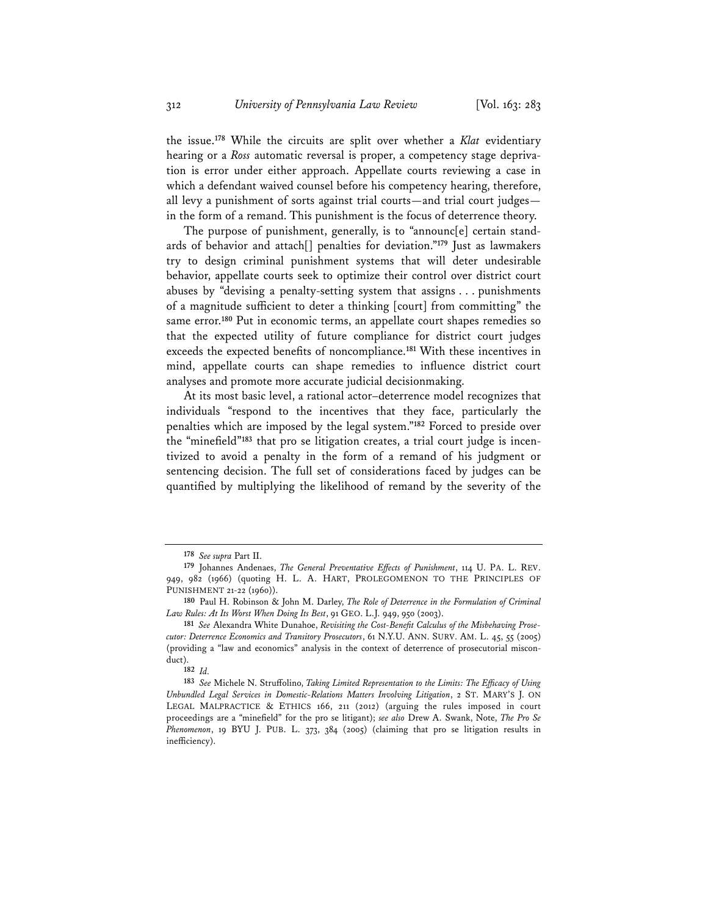the issue.[178] While the circuits are split over whether a *Klat* evidentiary hearing or a *Ross* automatic reversal is proper, a competency stage deprivation is error under either approach. Appellate courts reviewing a case in which a defendant waived counsel before his competency hearing, therefore, all levy a punishment of sorts against trial courts—and trial court judges—in the form of a remand. This punishment is the focus of deterrence theory.

The purpose of punishment, generally, is to "announc[e] certain standards of behavior and attach[] penalties for deviation."[179] Just as lawmakers try to design criminal punishment systems that will deter undesirable behavior, appellate courts seek to optimize their control over district court abuses by "devising a penalty-setting system that assigns . . . punishments of a magnitude sufficient to deter a thinking [court] from committing" the same error.[180] Put in economic terms, an appellate court shapes remedies so that the expected utility of future compliance for district court judges exceeds the expected benefits of noncompliance.[181] With these incentives in mind, appellate courts can shape remedies to influence district court analyses and promote more accurate judicial decisionmaking.

At its most basic level, a rational actor–deterrence model recognizes that individuals "respond to the incentives that they face, particularly the penalties which are imposed by the legal system."[182] Forced to preside over the "minefield"[183] that pro se litigation creates, a trial court judge is incentivized to avoid a penalty in the form of a remand of his judgment or sentencing decision. The full set of considerations faced by judges can be quantified by multiplying the likelihood of remand by the severity of the

---

[178] *See supra* Part II.

[179] Johannes Andenaes, *The General Preventative Effects of Punishment*, 114 U. PA. L. REV. 949, 982 (1966) (quoting H. L. A. HART, PROLEGOMENON TO THE PRINCIPLES OF PUNISHMENT 21-22 (1960)).

[180] Paul H. Robinson & John M. Darley, *The Role of Deterrence in the Formulation of Criminal Law Rules: At Its Worst When Doing Its Best*, 91 GEO. L.J. 949, 950 (2003).

[181] *See* Alexandra White Dunahoe, *Revisiting the Cost-Benefit Calculus of the Misbehaving Prosecutor: Deterrence Economics and Transitory Prosecutors*, 61 N.Y.U. ANN. SURV. AM. L. 45, 55 (2005) (providing a "law and economics" analysis in the context of deterrence of prosecutorial misconduct).

[182] *Id.*

[183] *See* Michele N. Struffolino, *Taking Limited Representation to the Limits: The Efficacy of Using Unbundled Legal Services in Domestic-Relations Matters Involving Litigation*, 2 ST. MARY'S J. ON LEGAL MALPRACTICE & ETHICS 166, 211 (2012) (arguing the rules imposed in court proceedings are a "minefield" for the pro se litigant); *see also* Drew A. Swank, Note, *The Pro Se Phenomenon*, 19 BYU J. PUB. L. 373, 384 (2005) (claiming that pro se litigation results in inefficiency).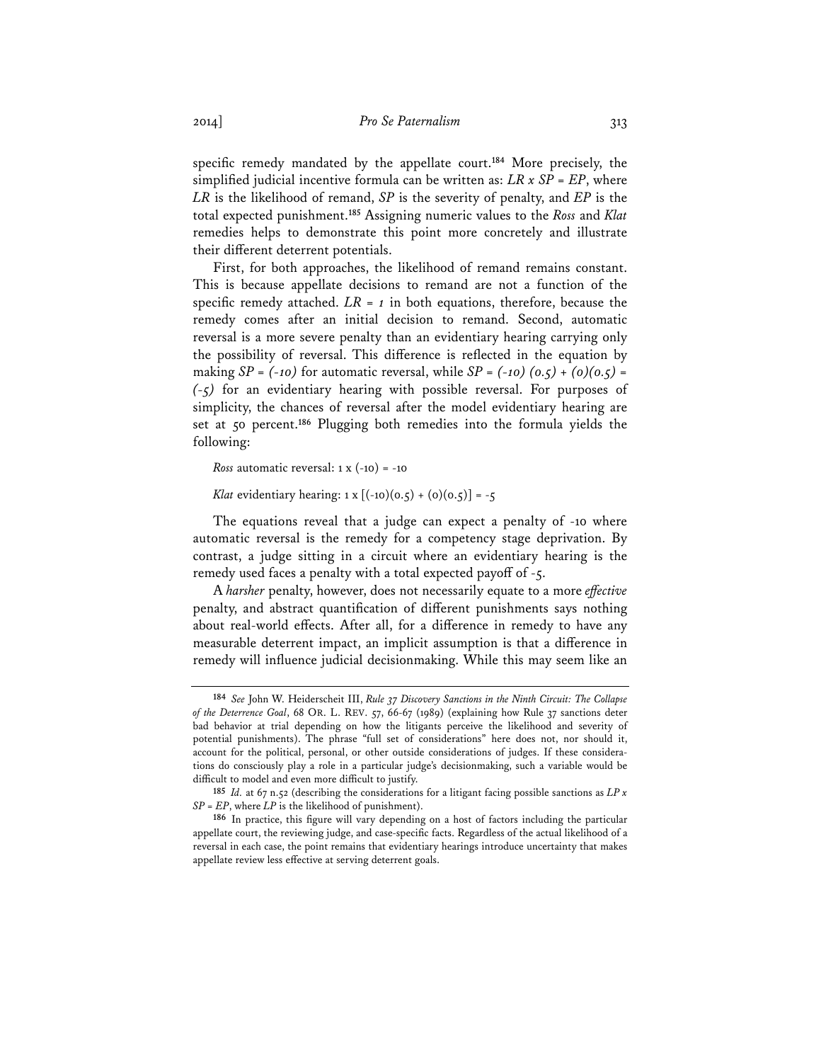specific remedy mandated by the appellate court.[184] More precisely, the simplified judicial incentive formula can be written as: $LR \times SP = EP$, where $LR$ is the likelihood of remand, $SP$ is the severity of penalty, and $EP$ is the total expected punishment.[185] Assigning numeric values to the *Ross* and *Klat* remedies helps to demonstrate this point more concretely and illustrate their different deterrent potentials.

First, for both approaches, the likelihood of remand remains constant. This is because appellate decisions to remand are not a function of the specific remedy attached. $LR = 1$ in both equations, therefore, because the remedy comes after an initial decision to remand. Second, automatic reversal is a more severe penalty than an evidentiary hearing carrying only the possibility of reversal. This difference is reflected in the equation by making $SP = (-10)$ for automatic reversal, while $SP = (-10)(0.5) + (0)(0.5) = (-5)$ for an evidentiary hearing with possible reversal. For purposes of simplicity, the chances of reversal after the model evidentiary hearing are set at 50 percent.[186] Plugging both remedies into the formula yields the following:

*Ross* automatic reversal: $1 \times (-10) = -10$

*Klat* evidentiary hearing: $1 \times [(-10)(0.5) + (0)(0.5)] = -5$

The equations reveal that a judge can expect a penalty of -10 where automatic reversal is the remedy for a competency stage deprivation. By contrast, a judge sitting in a circuit where an evidentiary hearing is the remedy used faces a penalty with a total expected payoff of -5.

A *harsher* penalty, however, does not necessarily equate to a more *effective* penalty, and abstract quantification of different punishments says nothing about real-world effects. After all, for a difference in remedy to have any measurable deterrent impact, an implicit assumption is that a difference in remedy will influence judicial decisionmaking. While this may seem like an

---

184 *See* John W. Heiderscheit III, *Rule 37 Discovery Sanctions in the Ninth Circuit: The Collapse of the Deterrence Goal*, 68 OR. L. REV. 57, 66-67 (1989) (explaining how Rule 37 sanctions deter bad behavior at trial depending on how the litigants perceive the likelihood and severity of potential punishments). The phrase "full set of considerations" here does not, nor should it, account for the political, personal, or other outside considerations of judges. If these considerations do consciously play a role in a particular judge's decisionmaking, such a variable would be difficult to model and even more difficult to justify.

185 *Id.* at 67 n.52 (describing the considerations for a litigant facing possible sanctions as $LP \times SP = EP$, where $LP$ is the likelihood of punishment).

186 In practice, this figure will vary depending on a host of factors including the particular appellate court, the reviewing judge, and case-specific facts. Regardless of the actual likelihood of a reversal in each case, the point remains that evidentiary hearings introduce uncertainty that makes appellate review less effective at serving deterrent goals.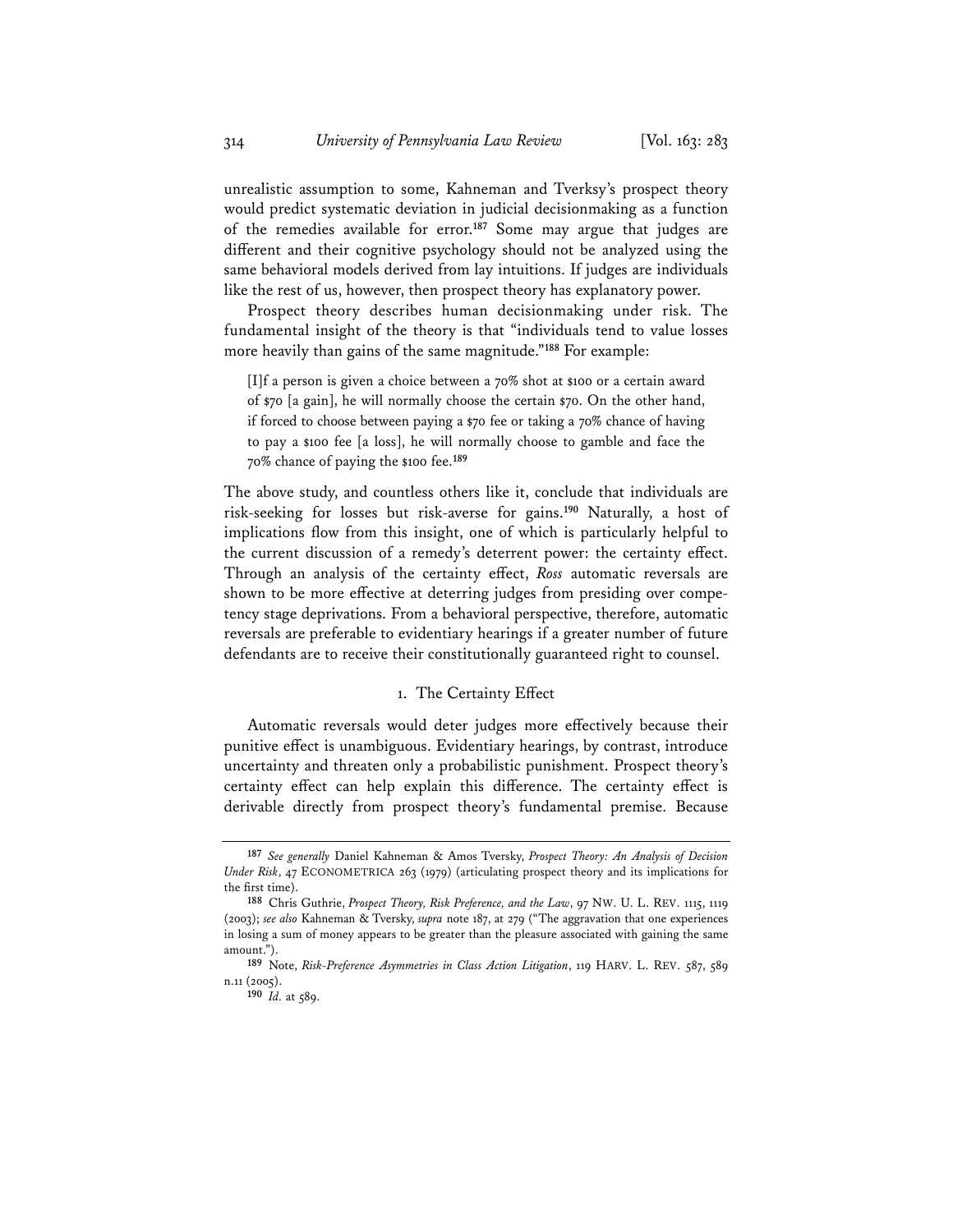unrealistic assumption to some, Kahneman and Tverksy's prospect theory would predict systematic deviation in judicial decisionmaking as a function of the remedies available for error.[187] Some may argue that judges are different and their cognitive psychology should not be analyzed using the same behavioral models derived from lay intuitions. If judges are individuals like the rest of us, however, then prospect theory has explanatory power.

Prospect theory describes human decisionmaking under risk. The fundamental insight of the theory is that "individuals tend to value losses more heavily than gains of the same magnitude."[188] For example:

> [I]f a person is given a choice between a 70% shot at $100 or a certain award of $70 [a gain], he will normally choose the certain $70. On the other hand, if forced to choose between paying a $70 fee or taking a 70% chance of having to pay a $100 fee [a loss], he will normally choose to gamble and face the 70% chance of paying the $100 fee.[189]

The above study, and countless others like it, conclude that individuals are risk-seeking for losses but risk-averse for gains.[190] Naturally, a host of implications flow from this insight, one of which is particularly helpful to the current discussion of a remedy's deterrent power: the certainty effect. Through an analysis of the certainty effect, *Ross* automatic reversals are shown to be more effective at deterring judges from presiding over competency stage deprivations. From a behavioral perspective, therefore, automatic reversals are preferable to evidentiary hearings if a greater number of future defendants are to receive their constitutionally guaranteed right to counsel.

### 1. The Certainty Effect

Automatic reversals would deter judges more effectively because their punitive effect is unambiguous. Evidentiary hearings, by contrast, introduce uncertainty and threaten only a probabilistic punishment. Prospect theory's certainty effect can help explain this difference. The certainty effect is derivable directly from prospect theory's fundamental premise. Because

---

[187] *See generally* Daniel Kahneman & Amos Tversky, *Prospect Theory: An Analysis of Decision Under Risk*, 47 ECONOMETRICA 263 (1979) (articulating prospect theory and its implications for the first time).

[188] Chris Guthrie, *Prospect Theory, Risk Preference, and the Law*, 97 NW. U. L. REV. 1115, 1119 (2003); *see also* Kahneman & Tversky, *supra* note 187, at 279 ("The aggravation that one experiences in losing a sum of money appears to be greater than the pleasure associated with gaining the same amount.").

[189] Note, *Risk-Preference Asymmetries in Class Action Litigation*, 119 HARV. L. REV. 587, 589 n.11 (2005).

[190] *Id.* at 589.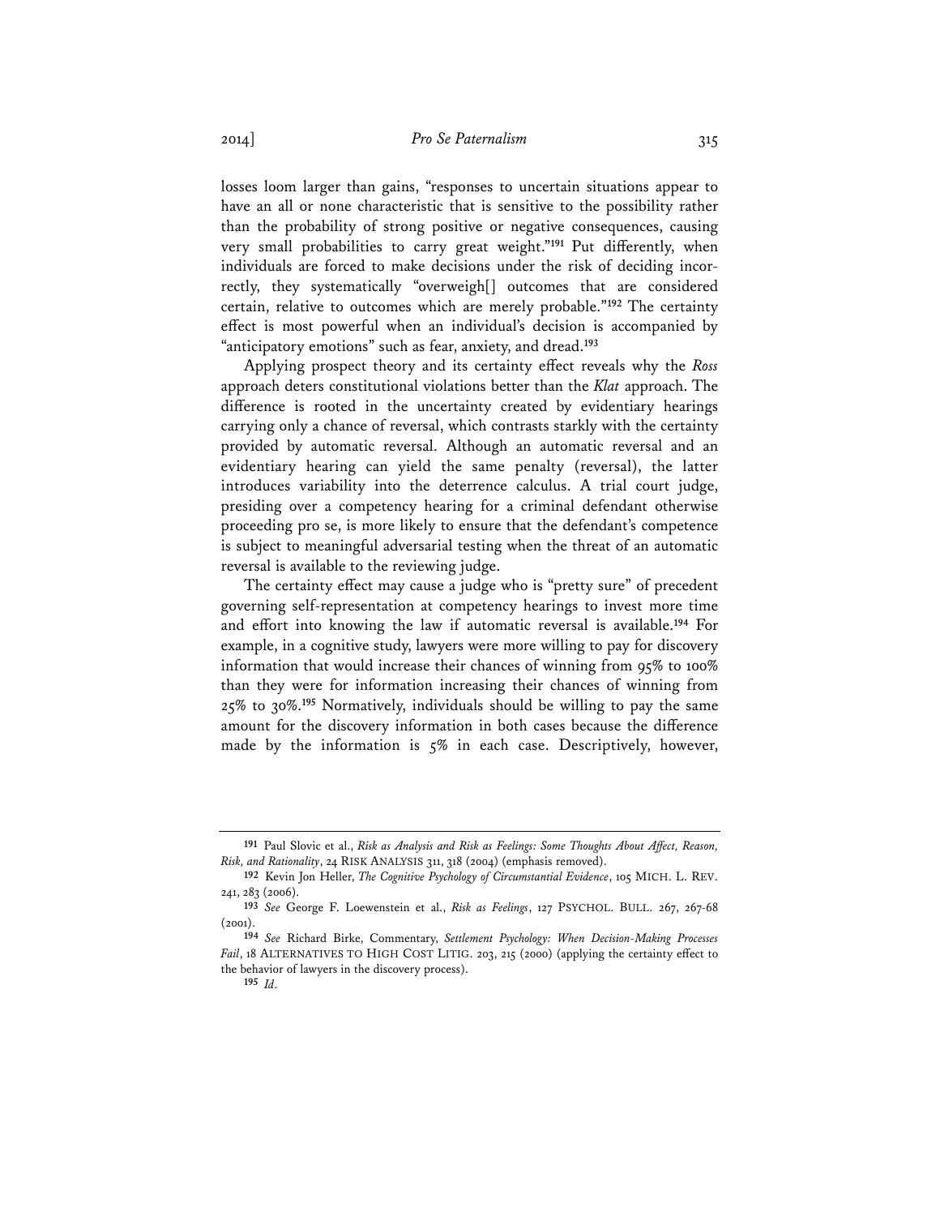losses loom larger than gains, "responses to uncertain situations appear to have an all or none characteristic that is sensitive to the possibility rather than the probability of strong positive or negative consequences, causing very small probabilities to carry great weight."[191] Put differently, when individuals are forced to make decisions under the risk of deciding incorrectly, they systematically "overweigh[] outcomes that are considered certain, relative to outcomes which are merely probable."[192] The certainty effect is most powerful when an individual's decision is accompanied by "anticipatory emotions" such as fear, anxiety, and dread.[193]

Applying prospect theory and its certainty effect reveals why the *Ross* approach deters constitutional violations better than the *Klat* approach. The difference is rooted in the uncertainty created by evidentiary hearings carrying only a chance of reversal, which contrasts starkly with the certainty provided by automatic reversal. Although an automatic reversal and an evidentiary hearing can yield the same penalty (reversal), the latter introduces variability into the deterrence calculus. A trial court judge, presiding over a competency hearing for a criminal defendant otherwise proceeding pro se, is more likely to ensure that the defendant's competence is subject to meaningful adversarial testing when the threat of an automatic reversal is available to the reviewing judge.

The certainty effect may cause a judge who is "pretty sure" of precedent governing self-representation at competency hearings to invest more time and effort into knowing the law if automatic reversal is available.[194] For example, in a cognitive study, lawyers were more willing to pay for discovery information that would increase their chances of winning from 95% to 100% than they were for information increasing their chances of winning from 25% to 30%.[195] Normatively, individuals should be willing to pay the same amount for the discovery information in both cases because the difference made by the information is 5% in each case. Descriptively, however,

---

[191] Paul Slovic et al., *Risk as Analysis and Risk as Feelings: Some Thoughts About Affect, Reason, Risk, and Rationality*, 24 RISK ANALYSIS 311, 318 (2004) (emphasis removed).

[192] Kevin Jon Heller, *The Cognitive Psychology of Circumstantial Evidence*, 105 MICH. L. REV. 241, 283 (2006).

[193] *See* George F. Loewenstein et al., *Risk as Feelings*, 127 PSYCHOL. BULL. 267, 267-68 (2001).

[194] *See* Richard Birke, Commentary, *Settlement Psychology: When Decision-Making Processes Fail*, 18 ALTERNATIVES TO HIGH COST LITIG. 203, 215 (2000) (applying the certainty effect to the behavior of lawyers in the discovery process).

[195] *Id.*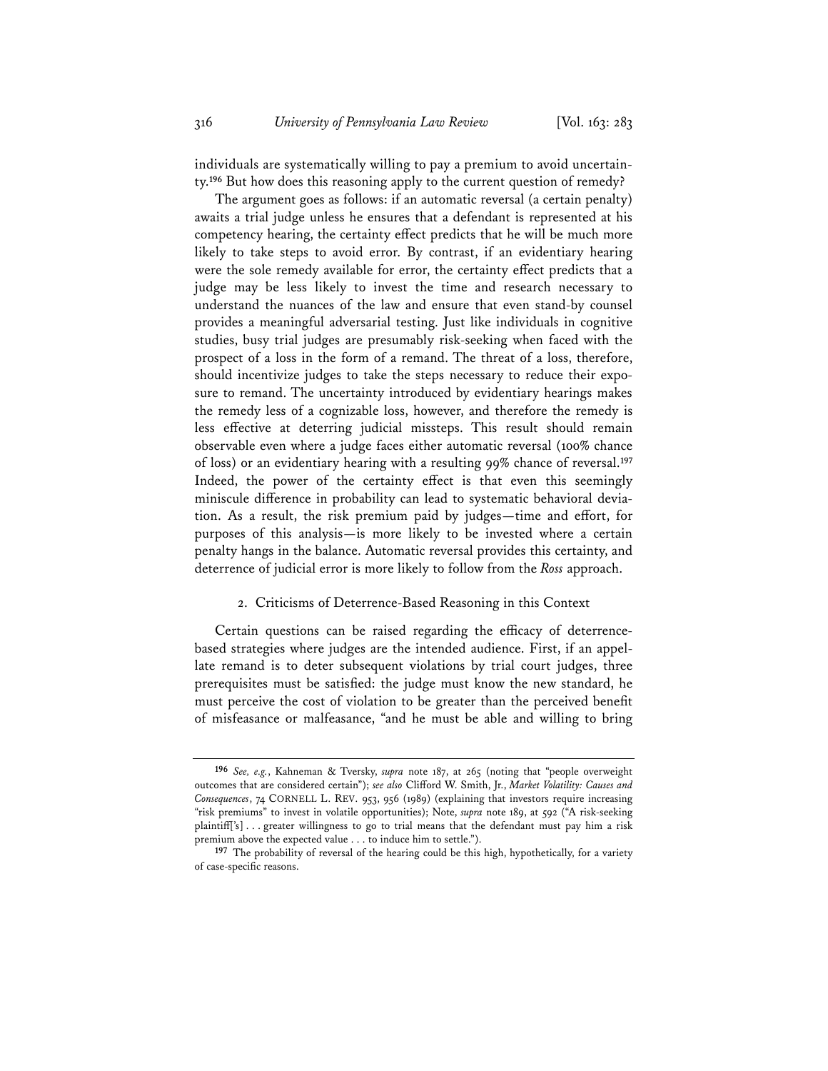individuals are systematically willing to pay a premium to avoid uncertainty.[196] But how does this reasoning apply to the current question of remedy?

The argument goes as follows: if an automatic reversal (a certain penalty) awaits a trial judge unless he ensures that a defendant is represented at his competency hearing, the certainty effect predicts that he will be much more likely to take steps to avoid error. By contrast, if an evidentiary hearing were the sole remedy available for error, the certainty effect predicts that a judge may be less likely to invest the time and research necessary to understand the nuances of the law and ensure that even stand-by counsel provides a meaningful adversarial testing. Just like individuals in cognitive studies, busy trial judges are presumably risk-seeking when faced with the prospect of a loss in the form of a remand. The threat of a loss, therefore, should incentivize judges to take the steps necessary to reduce their exposure to remand. The uncertainty introduced by evidentiary hearings makes the remedy less of a cognizable loss, however, and therefore the remedy is less effective at deterring judicial missteps. This result should remain observable even where a judge faces either automatic reversal (100% chance of loss) or an evidentiary hearing with a resulting 99% chance of reversal.[197] Indeed, the power of the certainty effect is that even this seemingly miniscule difference in probability can lead to systematic behavioral deviation. As a result, the risk premium paid by judges—time and effort, for purposes of this analysis—is more likely to be invested where a certain penalty hangs in the balance. Automatic reversal provides this certainty, and deterrence of judicial error is more likely to follow from the *Ross* approach.

### 2. Criticisms of Deterrence-Based Reasoning in this Context

Certain questions can be raised regarding the efficacy of deterrence-based strategies where judges are the intended audience. First, if an appellate remand is to deter subsequent violations by trial court judges, three prerequisites must be satisfied: the judge must know the new standard, he must perceive the cost of violation to be greater than the perceived benefit of misfeasance or malfeasance, "and he must be able and willing to bring

---

[196] *See, e.g.*, Kahneman & Tversky, *supra* note 187, at 265 (noting that "people overweight outcomes that are considered certain"); *see also* Clifford W. Smith, Jr., *Market Volatility: Causes and Consequences*, 74 CORNELL L. REV. 953, 956 (1989) (explaining that investors require increasing "risk premiums" to invest in volatile opportunities); Note, *supra* note 189, at 592 ("A risk-seeking plaintiff['s] . . . greater willingness to go to trial means that the defendant must pay him a risk premium above the expected value . . . to induce him to settle.").

[197] The probability of reversal of the hearing could be this high, hypothetically, for a variety of case-specific reasons.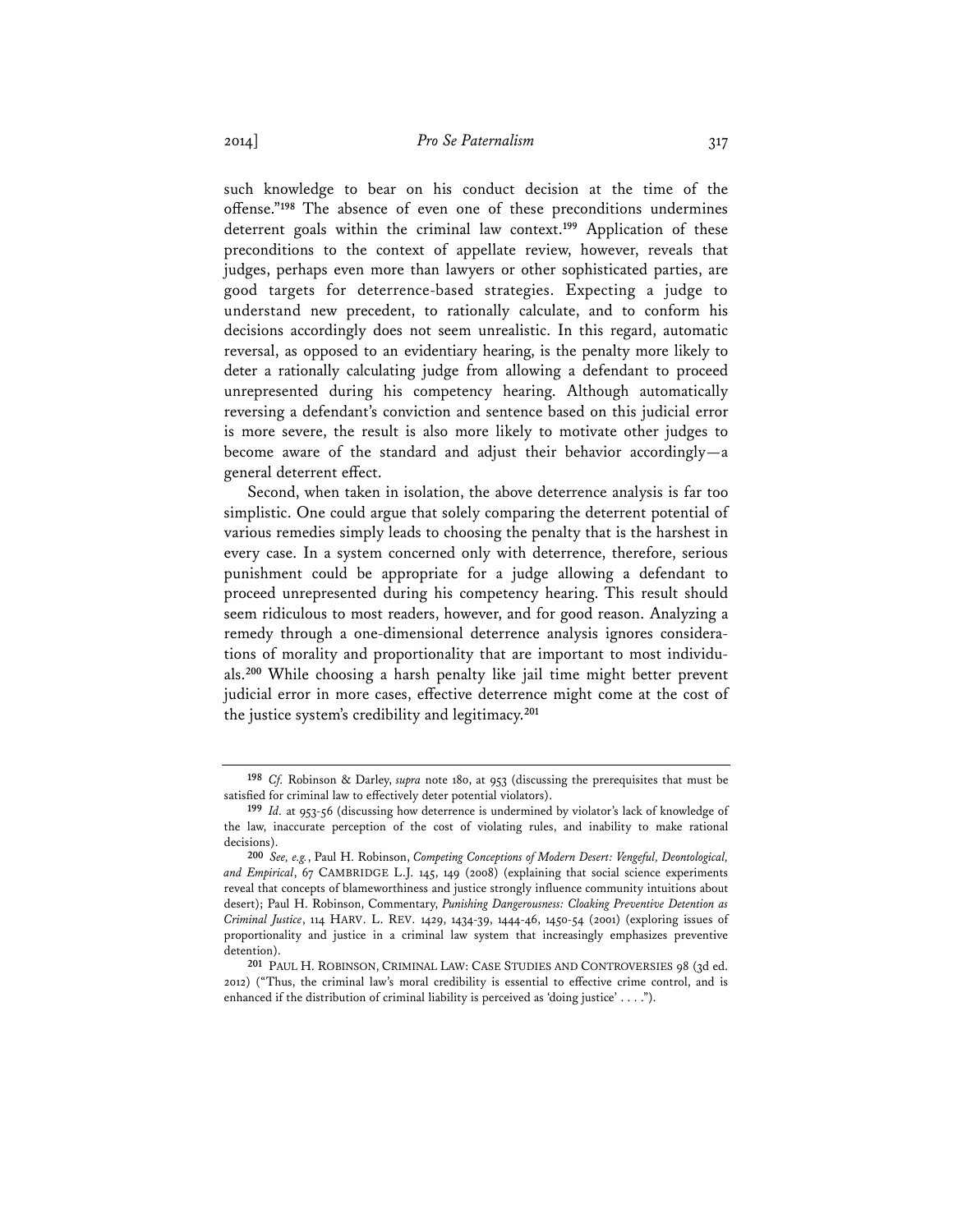such knowledge to bear on his conduct decision at the time of the offense."[198] The absence of even one of these preconditions undermines deterrent goals within the criminal law context.[199] Application of these preconditions to the context of appellate review, however, reveals that judges, perhaps even more than lawyers or other sophisticated parties, are good targets for deterrence-based strategies. Expecting a judge to understand new precedent, to rationally calculate, and to conform his decisions accordingly does not seem unrealistic. In this regard, automatic reversal, as opposed to an evidentiary hearing, is the penalty more likely to deter a rationally calculating judge from allowing a defendant to proceed unrepresented during his competency hearing. Although automatically reversing a defendant's conviction and sentence based on this judicial error is more severe, the result is also more likely to motivate other judges to become aware of the standard and adjust their behavior accordingly—a general deterrent effect.

Second, when taken in isolation, the above deterrence analysis is far too simplistic. One could argue that solely comparing the deterrent potential of various remedies simply leads to choosing the penalty that is the harshest in every case. In a system concerned only with deterrence, therefore, serious punishment could be appropriate for a judge allowing a defendant to proceed unrepresented during his competency hearing. This result should seem ridiculous to most readers, however, and for good reason. Analyzing a remedy through a one-dimensional deterrence analysis ignores considerations of morality and proportionality that are important to most individuals.[200] While choosing a harsh penalty like jail time might better prevent judicial error in more cases, effective deterrence might come at the cost of the justice system's credibility and legitimacy.[201]

---

[198] *Cf.* Robinson & Darley, *supra* note 180, at 953 (discussing the prerequisites that must be satisfied for criminal law to effectively deter potential violators).

[199] *Id.* at 953-56 (discussing how deterrence is undermined by violator's lack of knowledge of the law, inaccurate perception of the cost of violating rules, and inability to make rational decisions).

[200] *See, e.g.*, Paul H. Robinson, *Competing Conceptions of Modern Desert: Vengeful, Deontological, and Empirical*, 67 CAMBRIDGE L.J. 145, 149 (2008) (explaining that social science experiments reveal that concepts of blameworthiness and justice strongly influence community intuitions about desert); Paul H. Robinson, Commentary, *Punishing Dangerousness: Cloaking Preventive Detention as Criminal Justice*, 114 HARV. L. REV. 1429, 1434-39, 1444-46, 1450-54 (2001) (exploring issues of proportionality and justice in a criminal law system that increasingly emphasizes preventive detention).

[201] PAUL H. ROBINSON, CRIMINAL LAW: CASE STUDIES AND CONTROVERSIES 98 (3d ed. 2012) ("Thus, the criminal law's moral credibility is essential to effective crime control, and is enhanced if the distribution of criminal liability is perceived as 'doing justice' . . . .").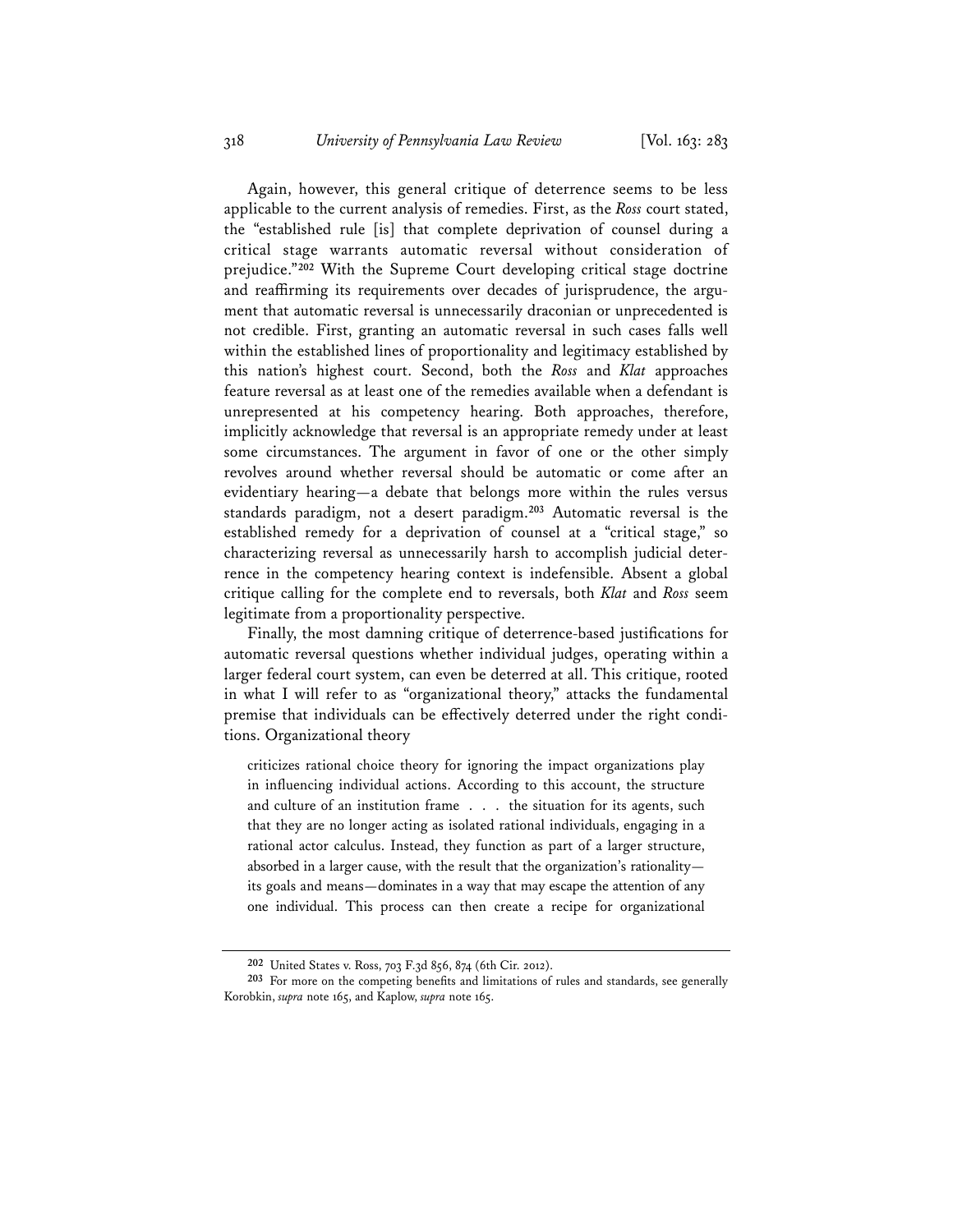Again, however, this general critique of deterrence seems to be less applicable to the current analysis of remedies. First, as the *Ross* court stated, the "established rule [is] that complete deprivation of counsel during a critical stage warrants automatic reversal without consideration of prejudice."[202] With the Supreme Court developing critical stage doctrine and reaffirming its requirements over decades of jurisprudence, the argument that automatic reversal is unnecessarily draconian or unprecedented is not credible. First, granting an automatic reversal in such cases falls well within the established lines of proportionality and legitimacy established by this nation's highest court. Second, both the *Ross* and *Klat* approaches feature reversal as at least one of the remedies available when a defendant is unrepresented at his competency hearing. Both approaches, therefore, implicitly acknowledge that reversal is an appropriate remedy under at least some circumstances. The argument in favor of one or the other simply revolves around whether reversal should be automatic or come after an evidentiary hearing—a debate that belongs more within the rules versus standards paradigm, not a desert paradigm.[203] Automatic reversal is the established remedy for a deprivation of counsel at a "critical stage," so characterizing reversal as unnecessarily harsh to accomplish judicial deterrence in the competency hearing context is indefensible. Absent a global critique calling for the complete end to reversals, both *Klat* and *Ross* seem legitimate from a proportionality perspective.

Finally, the most damning critique of deterrence-based justifications for automatic reversal questions whether individual judges, operating within a larger federal court system, can even be deterred at all. This critique, rooted in what I will refer to as "organizational theory," attacks the fundamental premise that individuals can be effectively deterred under the right conditions. Organizational theory

> criticizes rational choice theory for ignoring the impact organizations play in influencing individual actions. According to this account, the structure and culture of an institution frame . . . the situation for its agents, such that they are no longer acting as isolated rational individuals, engaging in a rational actor calculus. Instead, they function as part of a larger structure, absorbed in a larger cause, with the result that the organization's rationality—its goals and means—dominates in a way that may escape the attention of any one individual. This process can then create a recipe for organizational

---

[202] United States v. Ross, 703 F.3d 856, 874 (6th Cir. 2012).

[203] For more on the competing benefits and limitations of rules and standards, see generally Korobkin, *supra* note 165, and Kaplow, *supra* note 165.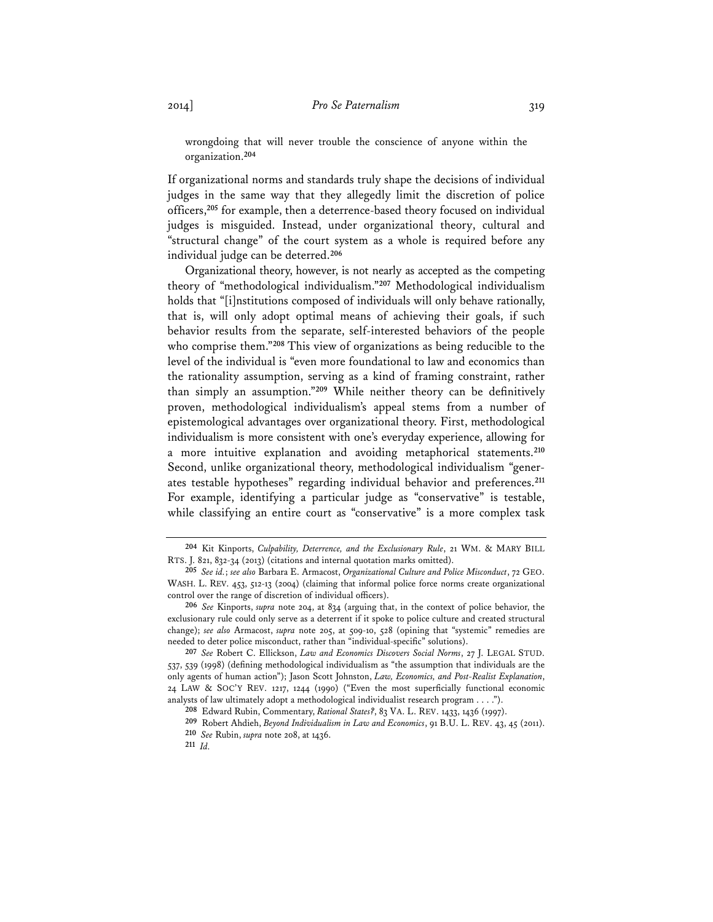wrongdoing that will never trouble the conscience of anyone within the organization.[204]

If organizational norms and standards truly shape the decisions of individual judges in the same way that they allegedly limit the discretion of police officers,[205] for example, then a deterrence-based theory focused on individual judges is misguided. Instead, under organizational theory, cultural and "structural change" of the court system as a whole is required before any individual judge can be deterred.[206]

Organizational theory, however, is not nearly as accepted as the competing theory of "methodological individualism."[207] Methodological individualism holds that "[i]nstitutions composed of individuals will only behave rationally, that is, will only adopt optimal means of achieving their goals, if such behavior results from the separate, self-interested behaviors of the people who comprise them."[208] This view of organizations as being reducible to the level of the individual is "even more foundational to law and economics than the rationality assumption, serving as a kind of framing constraint, rather than simply an assumption."[209] While neither theory can be definitively proven, methodological individualism's appeal stems from a number of epistemological advantages over organizational theory. First, methodological individualism is more consistent with one's everyday experience, allowing for a more intuitive explanation and avoiding metaphorical statements.[210] Second, unlike organizational theory, methodological individualism "generates testable hypotheses" regarding individual behavior and preferences.[211] For example, identifying a particular judge as "conservative" is testable, while classifying an entire court as "conservative" is a more complex task

---

[204] Kit Kinports, *Culpability, Deterrence, and the Exclusionary Rule*, 21 WM. & MARY BILL RTS. J. 821, 832-34 (2013) (citations and internal quotation marks omitted).

[205] *See id.*; *see also* Barbara E. Armacost, *Organizational Culture and Police Misconduct*, 72 GEO. WASH. L. REV. 453, 512-13 (2004) (claiming that informal police force norms create organizational control over the range of discretion of individual officers).

[206] *See* Kinports, *supra* note 204, at 834 (arguing that, in the context of police behavior, the exclusionary rule could only serve as a deterrent if it spoke to police culture and created structural change); *see also* Armacost, *supra* note 205, at 509-10, 528 (opining that "systemic" remedies are needed to deter police misconduct, rather than "individual-specific" solutions).

[207] *See* Robert C. Ellickson, *Law and Economics Discovers Social Norms*, 27 J. LEGAL STUD. 537, 539 (1998) (defining methodological individualism as "the assumption that individuals are the only agents of human action"); Jason Scott Johnston, *Law, Economics, and Post-Realist Explanation*, 24 LAW & SOC'Y REV. 1217, 1244 (1990) ("Even the most superficially functional economic analysts of law ultimately adopt a methodological individualist research program . . . .").

[208] Edward Rubin, Commentary, *Rational States?*, 83 VA. L. REV. 1433, 1436 (1997).

[209] Robert Ahdieh, *Beyond Individualism in Law and Economics*, 91 B.U. L. REV. 43, 45 (2011).

[210] *See* Rubin, *supra* note 208, at 1436.

[211] *Id.*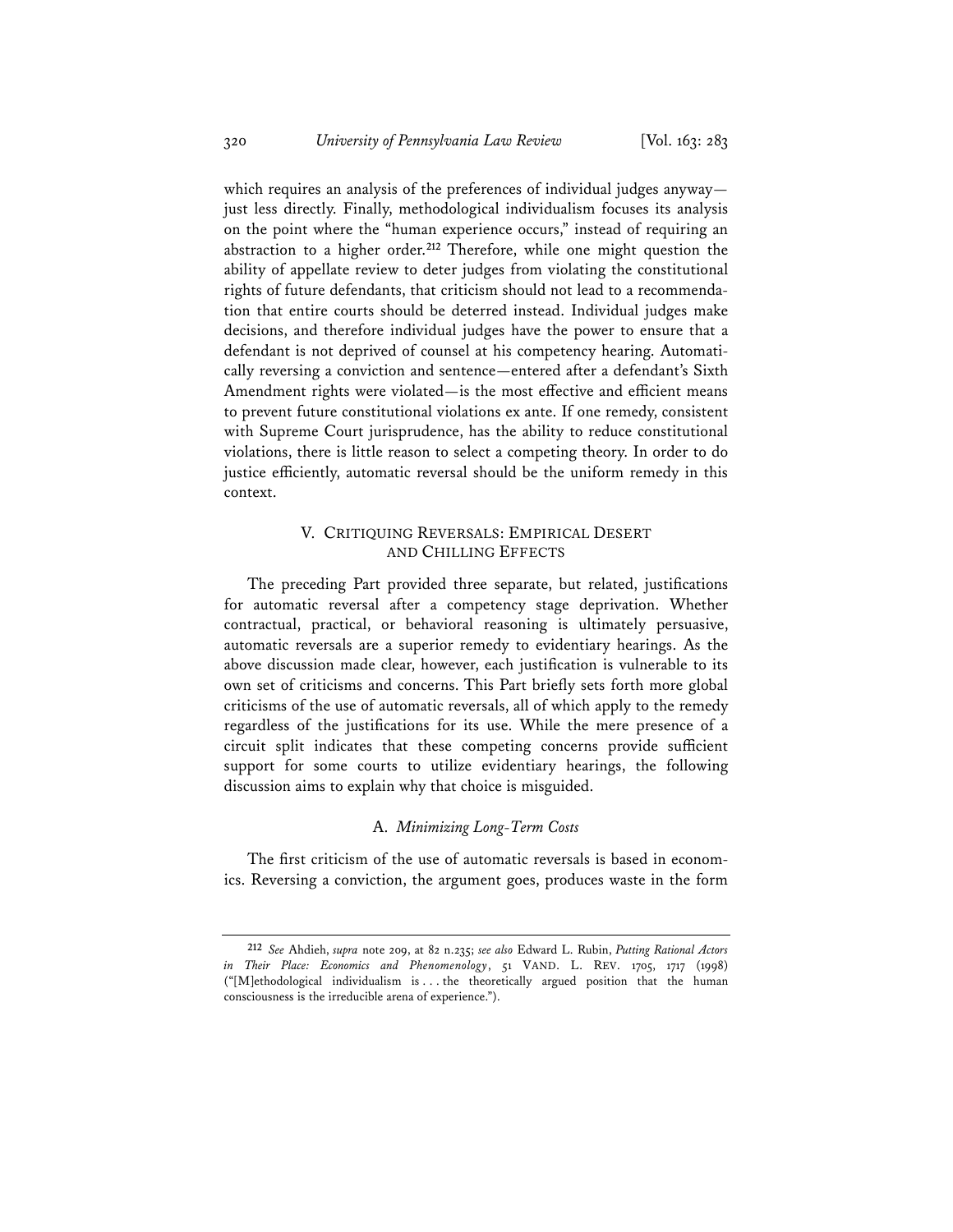which requires an analysis of the preferences of individual judges anyway—just less directly. Finally, methodological individualism focuses its analysis on the point where the "human experience occurs," instead of requiring an abstraction to a higher order.[212] Therefore, while one might question the ability of appellate review to deter judges from violating the constitutional rights of future defendants, that criticism should not lead to a recommendation that entire courts should be deterred instead. Individual judges make decisions, and therefore individual judges have the power to ensure that a defendant is not deprived of counsel at his competency hearing. Automatically reversing a conviction and sentence—entered after a defendant's Sixth Amendment rights were violated—is the most effective and efficient means to prevent future constitutional violations ex ante. If one remedy, consistent with Supreme Court jurisprudence, has the ability to reduce constitutional violations, there is little reason to select a competing theory. In order to do justice efficiently, automatic reversal should be the uniform remedy in this context.

## V. CRITIQUING REVERSALS: EMPIRICAL DESERT AND CHILLING EFFECTS

The preceding Part provided three separate, but related, justifications for automatic reversal after a competency stage deprivation. Whether contractual, practical, or behavioral reasoning is ultimately persuasive, automatic reversals are a superior remedy to evidentiary hearings. As the above discussion made clear, however, each justification is vulnerable to its own set of criticisms and concerns. This Part briefly sets forth more global criticisms of the use of automatic reversals, all of which apply to the remedy regardless of the justifications for its use. While the mere presence of a circuit split indicates that these competing concerns provide sufficient support for some courts to utilize evidentiary hearings, the following discussion aims to explain why that choice is misguided.

### A. *Minimizing Long-Term Costs*

The first criticism of the use of automatic reversals is based in economics. Reversing a conviction, the argument goes, produces waste in the form

---

[212] *See* Ahdieh, *supra* note 209, at 82 n.235; *see also* Edward L. Rubin, *Putting Rational Actors in Their Place: Economics and Phenomenology*, 51 VAND. L. REV. 1705, 1717 (1998) ("[M]ethodological individualism is . . . the theoretically argued position that the human consciousness is the irreducible arena of experience.").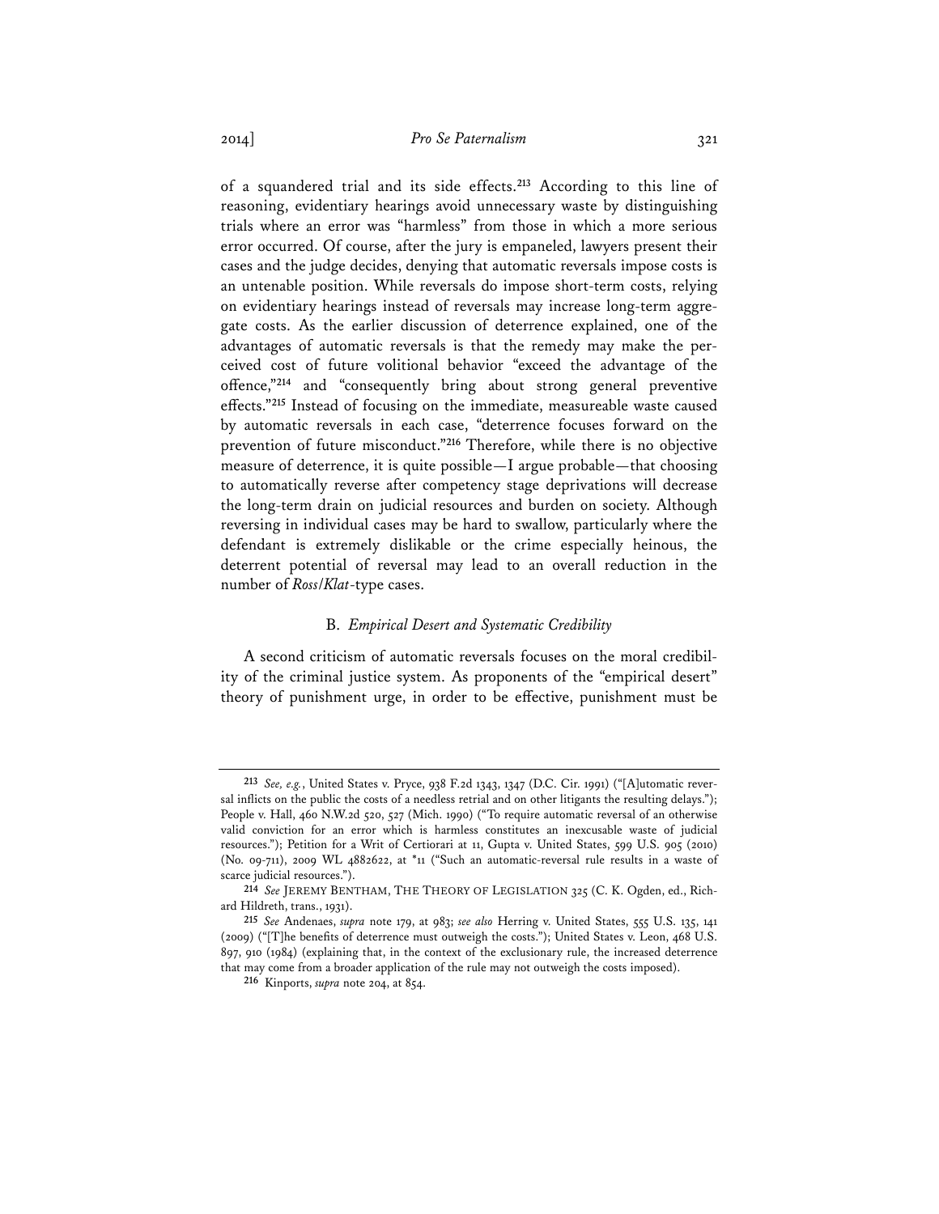of a squandered trial and its side effects.[213] According to this line of reasoning, evidentiary hearings avoid unnecessary waste by distinguishing trials where an error was "harmless" from those in which a more serious error occurred. Of course, after the jury is empaneled, lawyers present their cases and the judge decides, denying that automatic reversals impose costs is an untenable position. While reversals do impose short-term costs, relying on evidentiary hearings instead of reversals may increase long-term aggregate costs. As the earlier discussion of deterrence explained, one of the advantages of automatic reversals is that the remedy may make the perceived cost of future volitional behavior "exceed the advantage of the offence,"[214] and "consequently bring about strong general preventive effects."[215] Instead of focusing on the immediate, measureable waste caused by automatic reversals in each case, "deterrence focuses forward on the prevention of future misconduct."[216] Therefore, while there is no objective measure of deterrence, it is quite possible—I argue probable—that choosing to automatically reverse after competency stage deprivations will decrease the long-term drain on judicial resources and burden on society. Although reversing in individual cases may be hard to swallow, particularly where the defendant is extremely dislikable or the crime especially heinous, the deterrent potential of reversal may lead to an overall reduction in the number of *Ross/Klat*-type cases.

### B. *Empirical Desert and Systematic Credibility*

A second criticism of automatic reversals focuses on the moral credibility of the criminal justice system. As proponents of the "empirical desert" theory of punishment urge, in order to be effective, punishment must be

---

[213] *See, e.g.*, United States v. Pryce, 938 F.2d 1343, 1347 (D.C. Cir. 1991) ("[A]utomatic reversal inflicts on the public the costs of a needless retrial and on other litigants the resulting delays."); People v. Hall, 460 N.W.2d 520, 527 (Mich. 1990) ("To require automatic reversal of an otherwise valid conviction for an error which is harmless constitutes an inexcusable waste of judicial resources."); Petition for a Writ of Certiorari at 11, Gupta v. United States, 599 U.S. 905 (2010) (No. 09-711), 2009 WL 4882622, at *11 ("Such an automatic-reversal rule results in a waste of scarce judicial resources.").

[214] *See* JEREMY BENTHAM, THE THEORY OF LEGISLATION 325 (C. K. Ogden, ed., Richard Hildreth, trans., 1931).

[215] *See* Andenaes, *supra* note 179, at 983; *see also* Herring v. United States, 555 U.S. 135, 141 (2009) ("[T]he benefits of deterrence must outweigh the costs."); United States v. Leon, 468 U.S. 897, 910 (1984) (explaining that, in the context of the exclusionary rule, the increased deterrence that may come from a broader application of the rule may not outweigh the costs imposed).

[216] Kinports, *supra* note 204, at 854.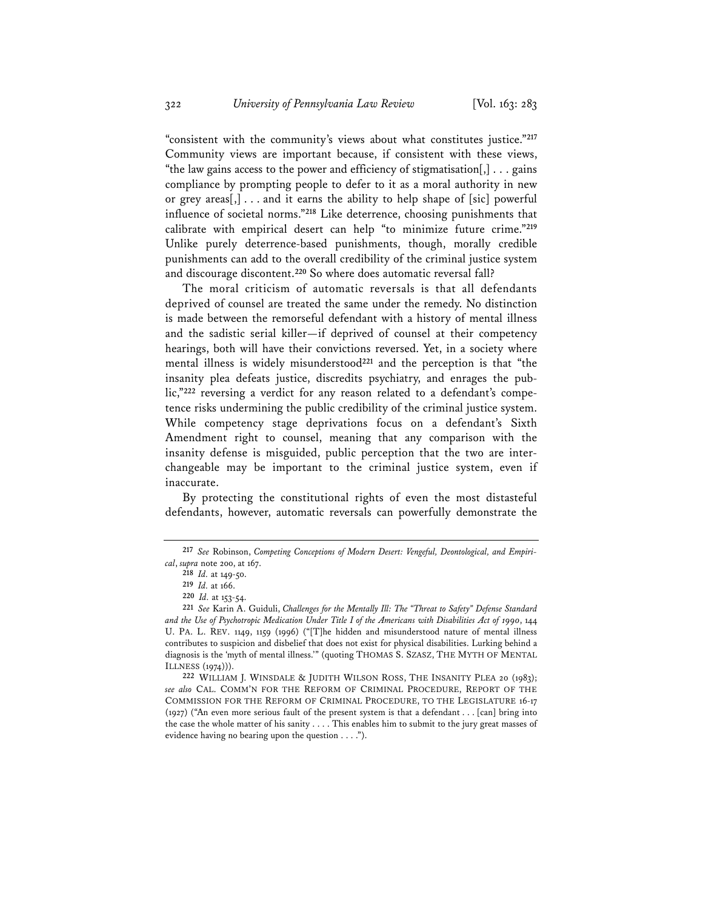"consistent with the community's views about what constitutes justice."[217] Community views are important because, if consistent with these views, "the law gains access to the power and efficiency of stigmatisation[,] . . . gains compliance by prompting people to defer to it as a moral authority in new or grey areas[,] . . . and it earns the ability to help shape of [sic] powerful influence of societal norms."[218] Like deterrence, choosing punishments that calibrate with empirical desert can help "to minimize future crime."[219] Unlike purely deterrence-based punishments, though, morally credible punishments can add to the overall credibility of the criminal justice system and discourage discontent.[220] So where does automatic reversal fall?

The moral criticism of automatic reversals is that all defendants deprived of counsel are treated the same under the remedy. No distinction is made between the remorseful defendant with a history of mental illness and the sadistic serial killer—if deprived of counsel at their competency hearings, both will have their convictions reversed. Yet, in a society where mental illness is widely misunderstood[221] and the perception is that "the insanity plea defeats justice, discredits psychiatry, and enrages the public,"[222] reversing a verdict for any reason related to a defendant's competence risks undermining the public credibility of the criminal justice system. While competency stage deprivations focus on a defendant's Sixth Amendment right to counsel, meaning that any comparison with the insanity defense is misguided, public perception that the two are interchangeable may be important to the criminal justice system, even if inaccurate.

By protecting the constitutional rights of even the most distasteful defendants, however, automatic reversals can powerfully demonstrate the

---

217 *See* Robinson, *Competing Conceptions of Modern Desert: Vengeful, Deontological, and Empirical*, *supra* note 200, at 167.

218 *Id.* at 149-50.

219 *Id.* at 166.

220 *Id.* at 153-54.

221 *See* Karin A. Guiduli, *Challenges for the Mentally Ill: The "Threat to Safety" Defense Standard and the Use of Psychotropic Medication Under Title I of the Americans with Disabilities Act of 1990*, 144 U. PA. L. REV. 1149, 1159 (1996) ("[T]he hidden and misunderstood nature of mental illness contributes to suspicion and disbelief that does not exist for physical disabilities. Lurking behind a diagnosis is the 'myth of mental illness.'" (quoting THOMAS S. SZASZ, THE MYTH OF MENTAL ILLNESS (1974))).

222 WILLIAM J. WINSDALE & JUDITH WILSON ROSS, THE INSANITY PLEA 20 (1983); *see also* CAL. COMM'N FOR THE REFORM OF CRIMINAL PROCEDURE, REPORT OF THE COMMISSION FOR THE REFORM OF CRIMINAL PROCEDURE, TO THE LEGISLATURE 16-17 (1927) ("An even more serious fault of the present system is that a defendant . . . [can] bring into the case the whole matter of his sanity . . . . This enables him to submit to the jury great masses of evidence having no bearing upon the question . . . .").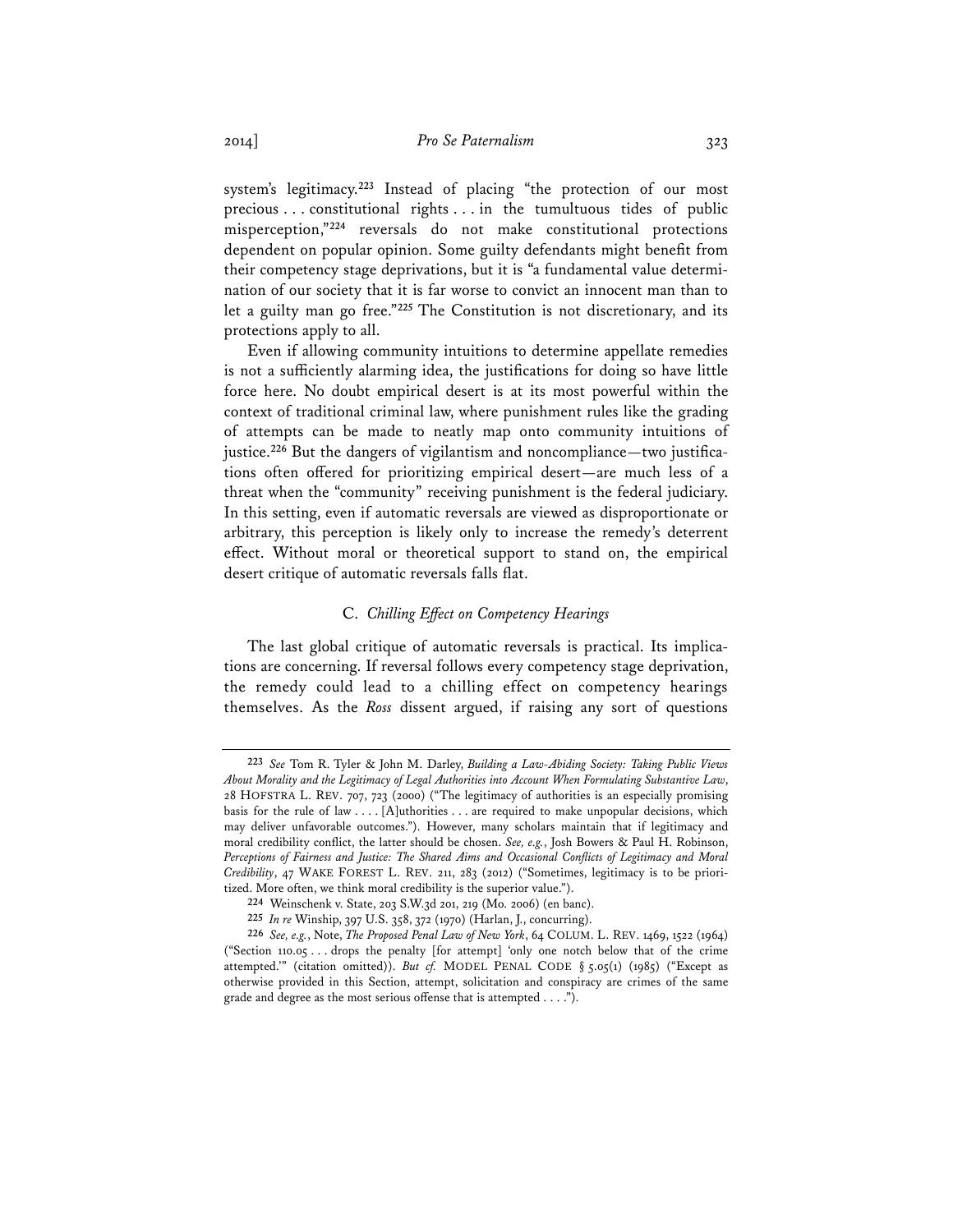system's legitimacy.[223] Instead of placing "the protection of our most precious . . . constitutional rights . . . in the tumultuous tides of public misperception,"[224] reversals do not make constitutional protections dependent on popular opinion. Some guilty defendants might benefit from their competency stage deprivations, but it is "a fundamental value determination of our society that it is far worse to convict an innocent man than to let a guilty man go free."[225] The Constitution is not discretionary, and its protections apply to all.

Even if allowing community intuitions to determine appellate remedies is not a sufficiently alarming idea, the justifications for doing so have little force here. No doubt empirical desert is at its most powerful within the context of traditional criminal law, where punishment rules like the grading of attempts can be made to neatly map onto community intuitions of justice.[226] But the dangers of vigilantism and noncompliance—two justifications often offered for prioritizing empirical desert—are much less of a threat when the "community" receiving punishment is the federal judiciary. In this setting, even if automatic reversals are viewed as disproportionate or arbitrary, this perception is likely only to increase the remedy's deterrent effect. Without moral or theoretical support to stand on, the empirical desert critique of automatic reversals falls flat.

### C. *Chilling Effect on Competency Hearings*

The last global critique of automatic reversals is practical. Its implications are concerning. If reversal follows every competency stage deprivation, the remedy could lead to a chilling effect on competency hearings themselves. As the *Ross* dissent argued, if raising any sort of questions

---

[223] *See* Tom R. Tyler & John M. Darley, *Building a Law-Abiding Society: Taking Public Views About Morality and the Legitimacy of Legal Authorities into Account When Formulating Substantive Law*, 28 HOFSTRA L. REV. 707, 723 (2000) ("The legitimacy of authorities is an especially promising basis for the rule of law . . . . [A]uthorities . . . are required to make unpopular decisions, which may deliver unfavorable outcomes."). However, many scholars maintain that if legitimacy and moral credibility conflict, the latter should be chosen. *See, e.g.*, Josh Bowers & Paul H. Robinson, *Perceptions of Fairness and Justice: The Shared Aims and Occasional Conflicts of Legitimacy and Moral Credibility*, 47 WAKE FOREST L. REV. 211, 283 (2012) ("Sometimes, legitimacy is to be prioritized. More often, we think moral credibility is the superior value.").

[224] Weinschenk v. State, 203 S.W.3d 201, 219 (Mo. 2006) (en banc).

[225] *In re* Winship, 397 U.S. 358, 372 (1970) (Harlan, J., concurring).

[226] *See, e.g.*, Note, *The Proposed Penal Law of New York*, 64 COLUM. L. REV. 1469, 1522 (1964) ("Section 110.05 . . . drops the penalty [for attempt] 'only one notch below that of the crime attempted.'" (citation omitted)). *But cf.* MODEL PENAL CODE § 5.05(1) (1985) ("Except as otherwise provided in this Section, attempt, solicitation and conspiracy are crimes of the same grade and degree as the most serious offense that is attempted . . . .").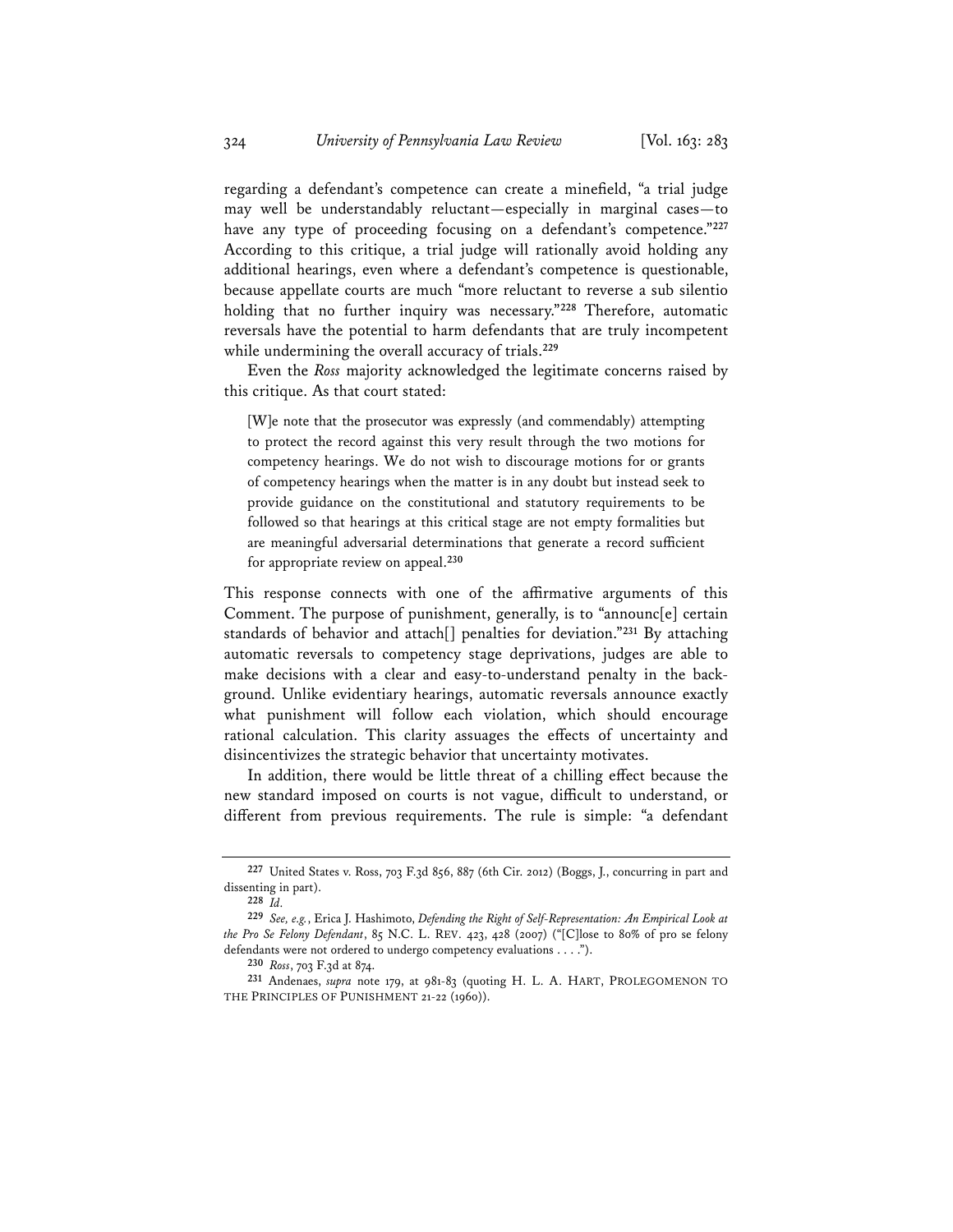regarding a defendant's competence can create a minefield, "a trial judge may well be understandably reluctant—especially in marginal cases—to have any type of proceeding focusing on a defendant's competence."[227] According to this critique, a trial judge will rationally avoid holding any additional hearings, even where a defendant's competence is questionable, because appellate courts are much "more reluctant to reverse a sub silentio holding that no further inquiry was necessary."[228] Therefore, automatic reversals have the potential to harm defendants that are truly incompetent while undermining the overall accuracy of trials.[229]

Even the *Ross* majority acknowledged the legitimate concerns raised by this critique. As that court stated:

> [W]e note that the prosecutor was expressly (and commendably) attempting to protect the record against this very result through the two motions for competency hearings. We do not wish to discourage motions for or grants of competency hearings when the matter is in any doubt but instead seek to provide guidance on the constitutional and statutory requirements to be followed so that hearings at this critical stage are not empty formalities but are meaningful adversarial determinations that generate a record sufficient for appropriate review on appeal.[230]

This response connects with one of the affirmative arguments of this Comment. The purpose of punishment, generally, is to "announc[e] certain standards of behavior and attach[] penalties for deviation."[231] By attaching automatic reversals to competency stage deprivations, judges are able to make decisions with a clear and easy-to-understand penalty in the background. Unlike evidentiary hearings, automatic reversals announce exactly what punishment will follow each violation, which should encourage rational calculation. This clarity assuages the effects of uncertainty and disincentivizes the strategic behavior that uncertainty motivates.

In addition, there would be little threat of a chilling effect because the new standard imposed on courts is not vague, difficult to understand, or different from previous requirements. The rule is simple: "a defendant

---

[227] United States v. Ross, 703 F.3d 856, 887 (6th Cir. 2012) (Boggs, J., concurring in part and dissenting in part).

[228] *Id.*

[229] *See, e.g.*, Erica J. Hashimoto, *Defending the Right of Self-Representation: An Empirical Look at the Pro Se Felony Defendant*, 85 N.C. L. REV. 423, 428 (2007) ("[C]lose to 80% of pro se felony defendants were not ordered to undergo competency evaluations . . . .").

[230] *Ross*, 703 F.3d at 874.

[231] Andenaes, *supra* note 179, at 981-83 (quoting H. L. A. HART, PROLEGOMENON TO THE PRINCIPLES OF PUNISHMENT 21-22 (1960)).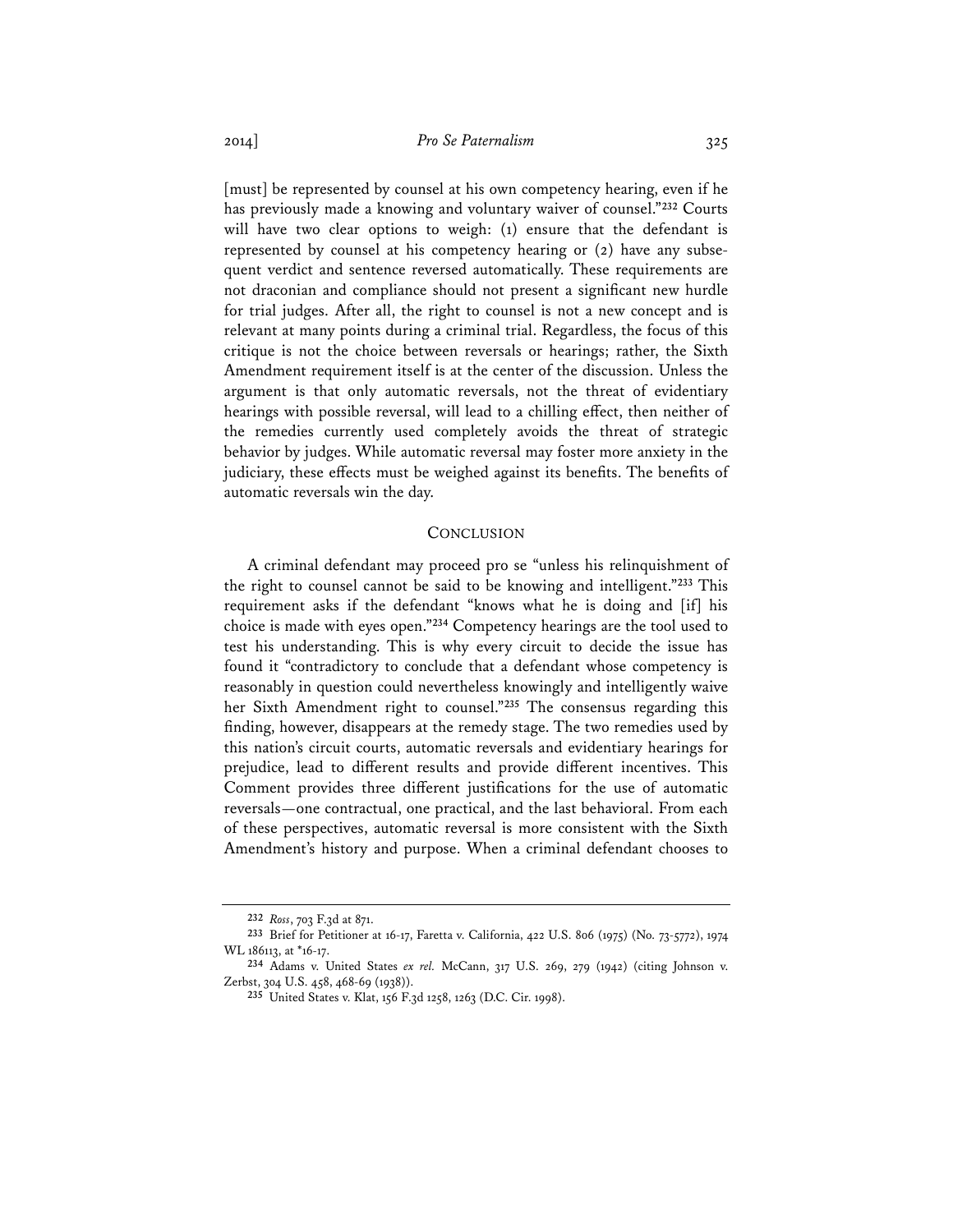[must] be represented by counsel at his own competency hearing, even if he has previously made a knowing and voluntary waiver of counsel."[232] Courts will have two clear options to weigh: (1) ensure that the defendant is represented by counsel at his competency hearing or (2) have any subsequent verdict and sentence reversed automatically. These requirements are not draconian and compliance should not present a significant new hurdle for trial judges. After all, the right to counsel is not a new concept and is relevant at many points during a criminal trial. Regardless, the focus of this critique is not the choice between reversals or hearings; rather, the Sixth Amendment requirement itself is at the center of the discussion. Unless the argument is that only automatic reversals, not the threat of evidentiary hearings with possible reversal, will lead to a chilling effect, then neither of the remedies currently used completely avoids the threat of strategic behavior by judges. While automatic reversal may foster more anxiety in the judiciary, these effects must be weighed against its benefits. The benefits of automatic reversals win the day.

## CONCLUSION

A criminal defendant may proceed pro se "unless his relinquishment of the right to counsel cannot be said to be knowing and intelligent."[233] This requirement asks if the defendant "knows what he is doing and [if] his choice is made with eyes open."[234] Competency hearings are the tool used to test his understanding. This is why every circuit to decide the issue has found it "contradictory to conclude that a defendant whose competency is reasonably in question could nevertheless knowingly and intelligently waive her Sixth Amendment right to counsel."[235] The consensus regarding this finding, however, disappears at the remedy stage. The two remedies used by this nation's circuit courts, automatic reversals and evidentiary hearings for prejudice, lead to different results and provide different incentives. This Comment provides three different justifications for the use of automatic reversals—one contractual, one practical, and the last behavioral. From each of these perspectives, automatic reversal is more consistent with the Sixth Amendment's history and purpose. When a criminal defendant chooses to

---

[232] *Ross*, 703 F.3d at 871.

[233] Brief for Petitioner at 16-17, Faretta v. California, 422 U.S. 806 (1975) (No. 73-5772), 1974 WL 186113, at *16-17.

[234] Adams v. United States *ex rel.* McCann, 317 U.S. 269, 279 (1942) (citing Johnson v. Zerbst, 304 U.S. 458, 468-69 (1938)).

[235] United States v. Klat, 156 F.3d 1258, 1263 (D.C. Cir. 1998).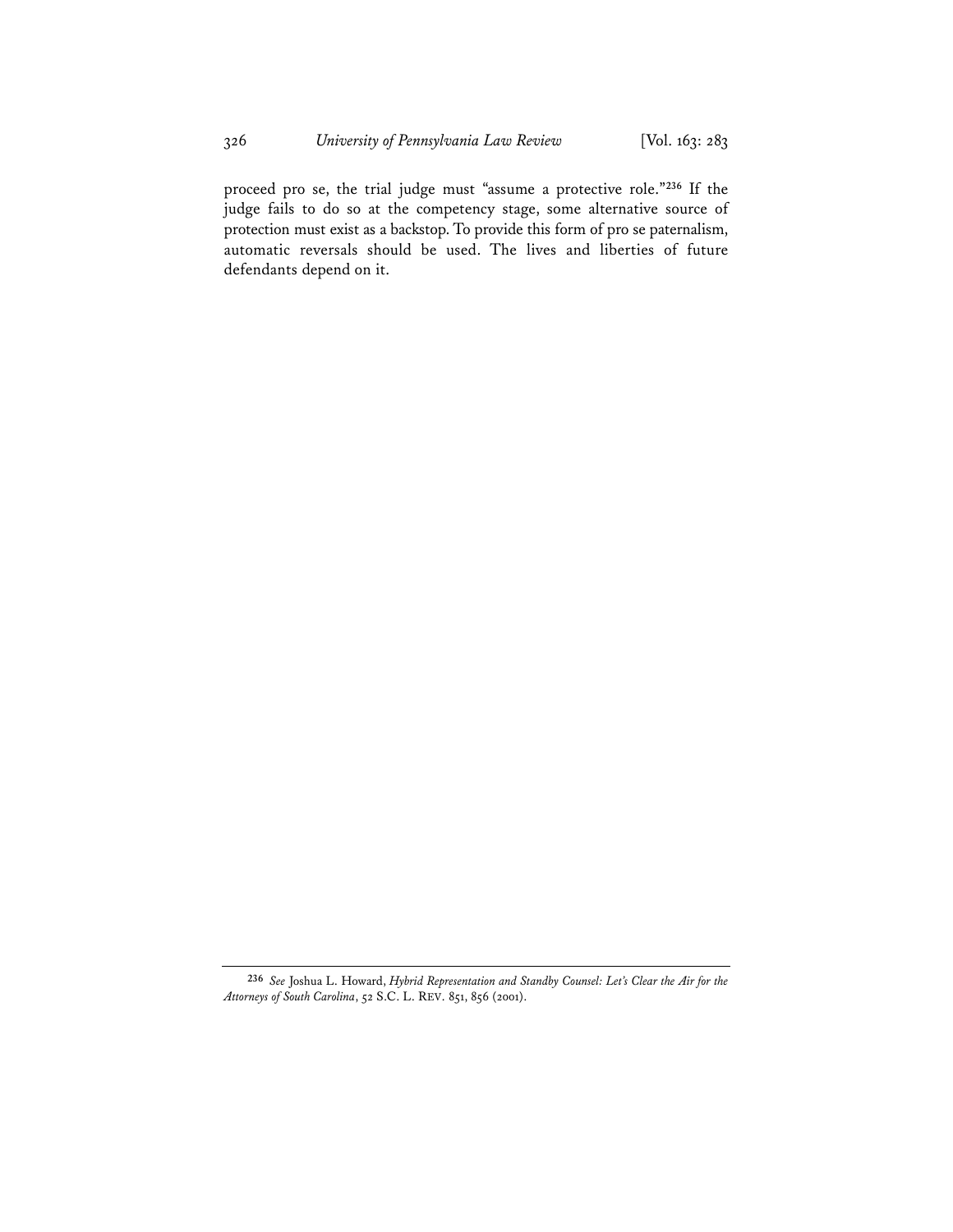proceed pro se, the trial judge must "assume a protective role."[236] If the judge fails to do so at the competency stage, some alternative source of protection must exist as a backstop. To provide this form of pro se paternalism, automatic reversals should be used. The lives and liberties of future defendants depend on it.

---

[236] *See* Joshua L. Howard, *Hybrid Representation and Standby Counsel: Let's Clear the Air for the Attorneys of South Carolina*, 52 S.C. L. REV. 851, 856 (2001).